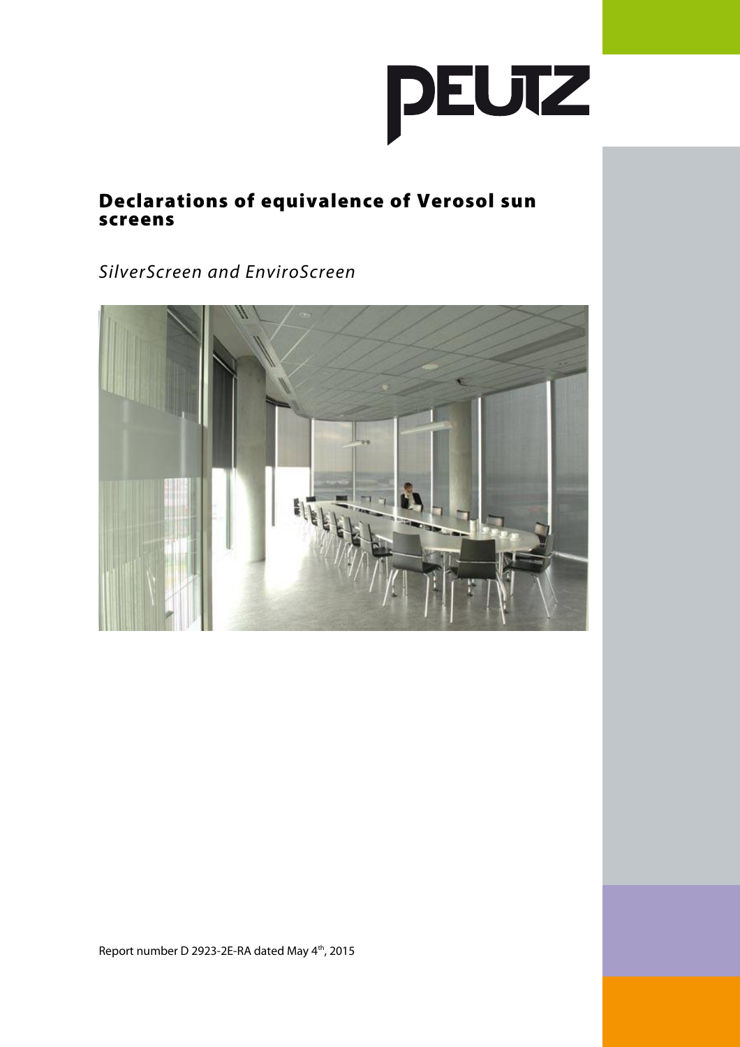PEUTZ

# Declarations of equivalence of Verosol sun screens

*SilverScreen and EnviroScreen*

Report number D 2923-2E-RA dated May 4th, 2015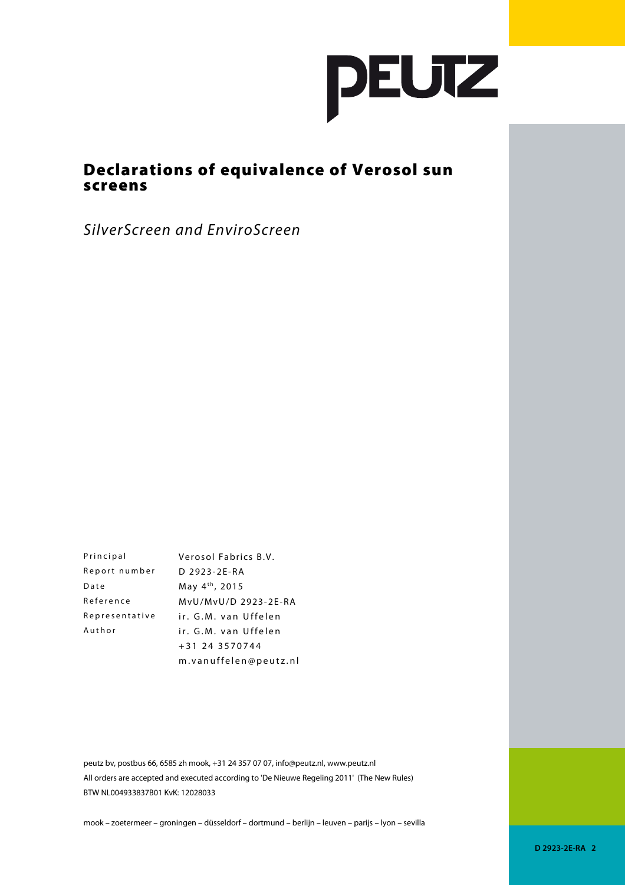# Declarations of equivalence of Verosol sun screens

*SilverScreen and EnviroScreen*

| | |
|---|---|
| Principal | Verosol Fabrics B.V. |
| Report number | D 2923-2E-RA |
| Date | May 4th, 2015 |
| Reference | MvU/MvU/D 2923-2E-RA |
| Representative | ir. G.M. van Uffelen |
| Author | ir. G.M. van Uffelen |
| | +31 24 3570744 |
| | m.vanuffelen@peutz.nl |

peutz bv, postbus 66, 6585 zh mook, +31 24 357 07 07, info@peutz.nl, www.peutz.nl
All orders are accepted and executed according to 'De Nieuwe Regeling 2011' (The New Rules)
BTW NL004933837B01 KvK: 12028033

mook – zoetermeer – groningen – düsseldorf – dortmund – berlijn – leuven – parijs – lyon – sevilla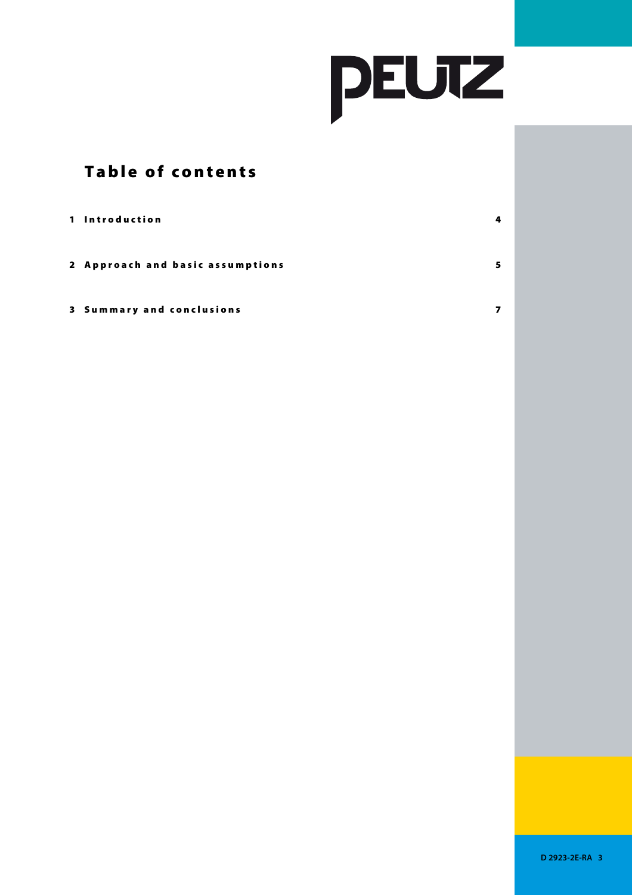# Table of contents

| | |
|---|---|
| 1 Introduction | 4 |
| 2 Approach and basic assumptions | 5 |
| 3 Summary and conclusions | 7 |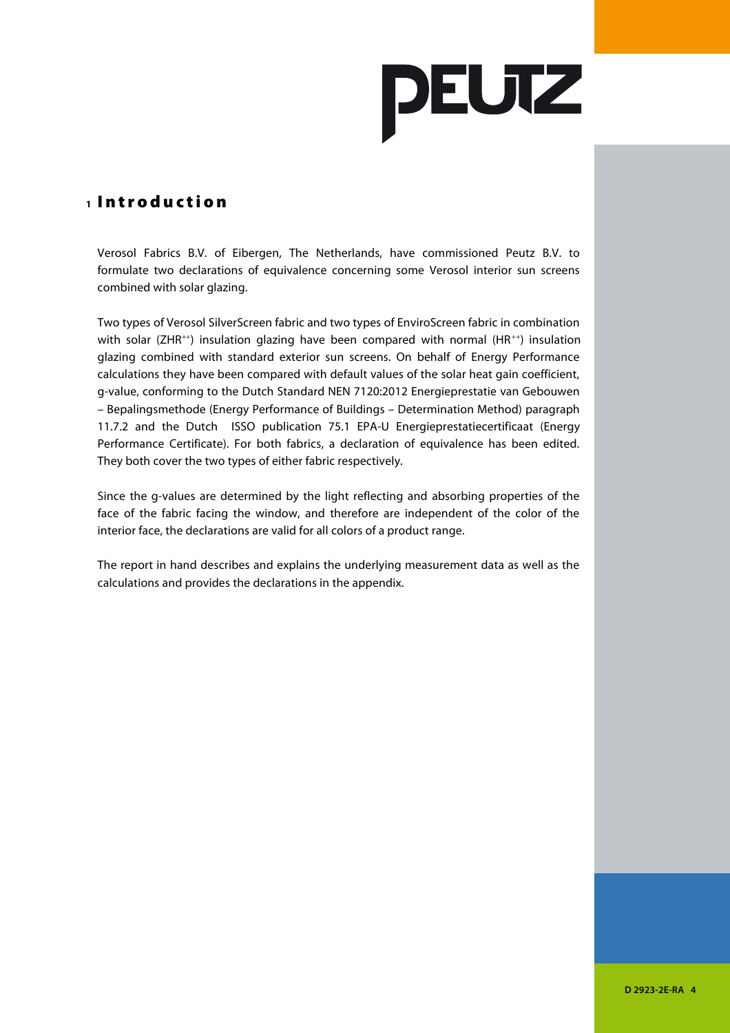# 1 Introduction

Verosol Fabrics B.V. of Eibergen, The Netherlands, have commissioned Peutz B.V. to formulate two declarations of equivalence concerning some Verosol interior sun screens combined with solar glazing.

Two types of Verosol SilverScreen fabric and two types of EnviroScreen fabric in combination with solar ($ZHR^{++}$) insulation glazing have been compared with normal ($HR^{++}$) insulation glazing combined with standard exterior sun screens. On behalf of Energy Performance calculations they have been compared with default values of the solar heat gain coefficient, g-value, conforming to the Dutch Standard NEN 7120:2012 Energieprestatie van Gebouwen – Bepalingsmethode (Energy Performance of Buildings – Determination Method) paragraph 11.7.2 and the Dutch ISSO publication 75.1 EPA-U Energieprestatiecertificaat (Energy Performance Certificate). For both fabrics, a declaration of equivalence has been edited. They both cover the two types of either fabric respectively.

Since the g-values are determined by the light reflecting and absorbing properties of the face of the fabric facing the window, and therefore are independent of the color of the interior face, the declarations are valid for all colors of a product range.

The report in hand describes and explains the underlying measurement data as well as the calculations and provides the declarations in the appendix.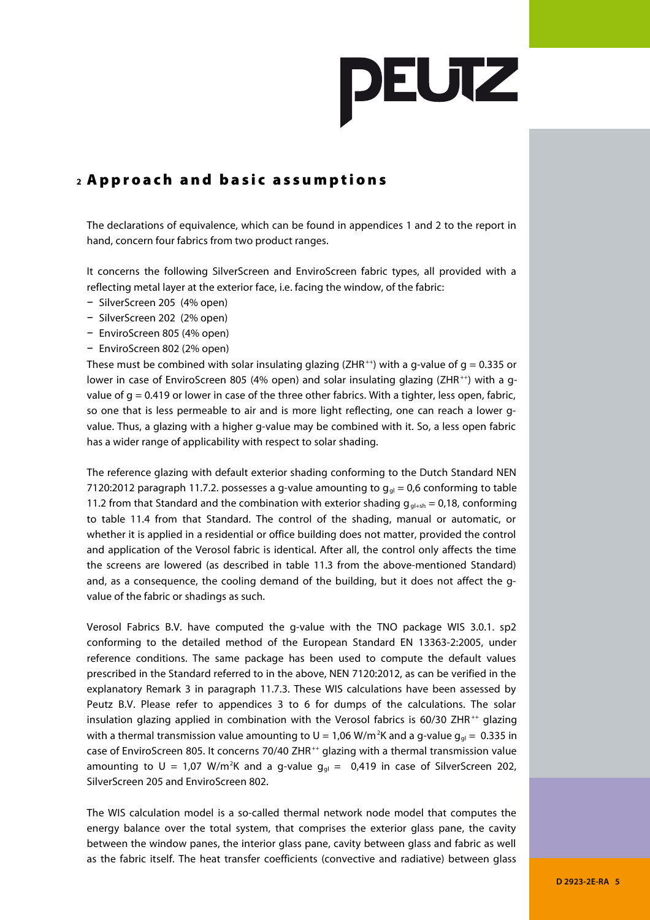## 2 Approach and basic assumptions

The declarations of equivalence, which can be found in appendices 1 and 2 to the report in hand, concern four fabrics from two product ranges.

It concerns the following SilverScreen and EnviroScreen fabric types, all provided with a reflecting metal layer at the exterior face, i.e. facing the window, of the fabric:

- SilverScreen 205 (4% open)
- SilverScreen 202 (2% open)
- EnviroScreen 805 (4% open)
- EnviroScreen 802 (2% open)

These must be combined with solar insulating glazing (ZHR$^{++}$) with a g-value of g = 0.335 or lower in case of EnviroScreen 805 (4% open) and solar insulating glazing (ZHR$^{++}$) with a g-value of g = 0.419 or lower in case of the three other fabrics. With a tighter, less open, fabric, so one that is less permeable to air and is more light reflecting, one can reach a lower g-value. Thus, a glazing with a higher g-value may be combined with it. So, a less open fabric has a wider range of applicability with respect to solar shading.

The reference glazing with default exterior shading conforming to the Dutch Standard NEN 7120:2012 paragraph 11.7.2. possesses a g-value amounting to $g_{gl}$ = 0,6 conforming to table 11.2 from that Standard and the combination with exterior shading $g_{gl+sh}$ = 0,18, conforming to table 11.4 from that Standard. The control of the shading, manual or automatic, or whether it is applied in a residential or office building does not matter, provided the control and application of the Verosol fabric is identical. After all, the control only affects the time the screens are lowered (as described in table 11.3 from the above-mentioned Standard) and, as a consequence, the cooling demand of the building, but it does not affect the g-value of the fabric or shadings as such.

Verosol Fabrics B.V. have computed the g-value with the TNO package WIS 3.0.1. sp2 conforming to the detailed method of the European Standard EN 13363-2:2005, under reference conditions. The same package has been used to compute the default values prescribed in the Standard referred to in the above, NEN 7120:2012, as can be verified in the explanatory Remark 3 in paragraph 11.7.3. These WIS calculations have been assessed by Peutz B.V. Please refer to appendices 3 to 6 for dumps of the calculations. The solar insulation glazing applied in combination with the Verosol fabrics is 60/30 ZHR$^{++}$ glazing with a thermal transmission value amounting to U = 1,06 W/m$^2$K and a g-value $g_{gl}$ = 0.335 in case of EnviroScreen 805. It concerns 70/40 ZHR$^{++}$ glazing with a thermal transmission value amounting to U = 1,07 W/m$^2$K and a g-value $g_{gl}$ = 0,419 in case of SilverScreen 202, SilverScreen 205 and EnviroScreen 802.

The WIS calculation model is a so-called thermal network node model that computes the energy balance over the total system, that comprises the exterior glass pane, the cavity between the window panes, the interior glass pane, cavity between glass and fabric as well as the fabric itself. The heat transfer coefficients (convective and radiative) between glass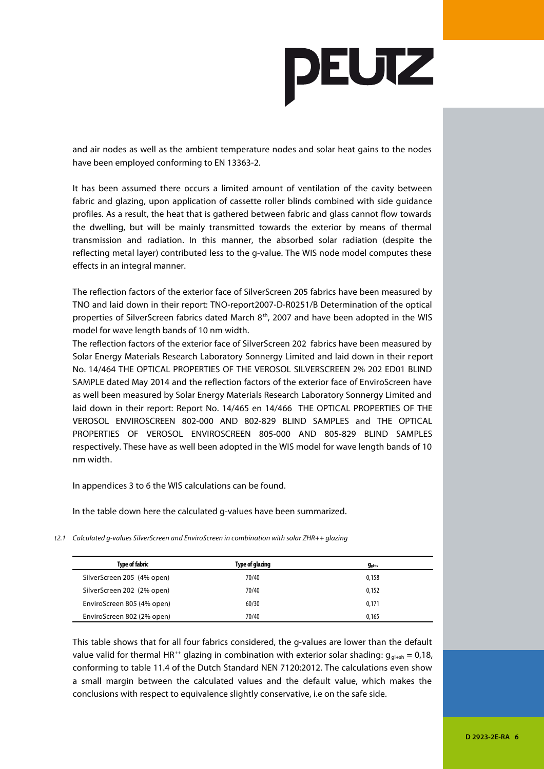and air nodes as well as the ambient temperature nodes and solar heat gains to the nodes have been employed conforming to EN 13363-2.

It has been assumed there occurs a limited amount of ventilation of the cavity between fabric and glazing, upon application of cassette roller blinds combined with side guidance profiles. As a result, the heat that is gathered between fabric and glass cannot flow towards the dwelling, but will be mainly transmitted towards the exterior by means of thermal transmission and radiation. In this manner, the absorbed solar radiation (despite the reflecting metal layer) contributed less to the g-value. The WIS node model computes these effects in an integral manner.

The reflection factors of the exterior face of SilverScreen 205 fabrics have been measured by TNO and laid down in their report: TNO-report2007-D-R0251/B Determination of the optical properties of SilverScreen fabrics dated March 8th, 2007 and have been adopted in the WIS model for wave length bands of 10 nm width.
The reflection factors of the exterior face of SilverScreen 202 fabrics have been measured by Solar Energy Materials Research Laboratory Sonnergy Limited and laid down in their report No. 14/464 THE OPTICAL PROPERTIES OF THE VEROSOL SILVERSCREEN 2% 202 ED01 BLIND SAMPLE dated May 2014 and the reflection factors of the exterior face of EnviroScreen have as well been measured by Solar Energy Materials Research Laboratory Sonnergy Limited and laid down in their report: Report No. 14/465 en 14/466 THE OPTICAL PROPERTIES OF THE VEROSOL ENVIROSCREEN 802-000 AND 802-829 BLIND SAMPLES and THE OPTICAL PROPERTIES OF VEROSOL ENVIROSCREEN 805-000 AND 805-829 BLIND SAMPLES respectively. These have as well been adopted in the WIS model for wave length bands of 10 nm width.

In appendices 3 to 6 the WIS calculations can be found.

In the table down here the calculated g-values have been summarized.

*t2.1 Calculated g-values SilverScreen and EnviroScreen in combination with solar ZHR++ glazing*

| Type of fabric | Type of glazing | $g_{gl+s}$ |
|---|---|---|
| SilverScreen 205 (4% open) | 70/40 | 0,158 |
| SilverScreen 202 (2% open) | 70/40 | 0,152 |
| EnviroScreen 805 (4% open) | 60/30 | 0,171 |
| EnviroScreen 802 (2% open) | 70/40 | 0,165 |

This table shows that for all four fabrics considered, the g-values are lower than the default value valid for thermal HR++ glazing in combination with exterior solar shading: $g_{gl+sh} = 0{,}18$, conforming to table 11.4 of the Dutch Standard NEN 7120:2012. The calculations even show a small margin between the calculated values and the default value, which makes the conclusions with respect to equivalence slightly conservative, i.e on the safe side.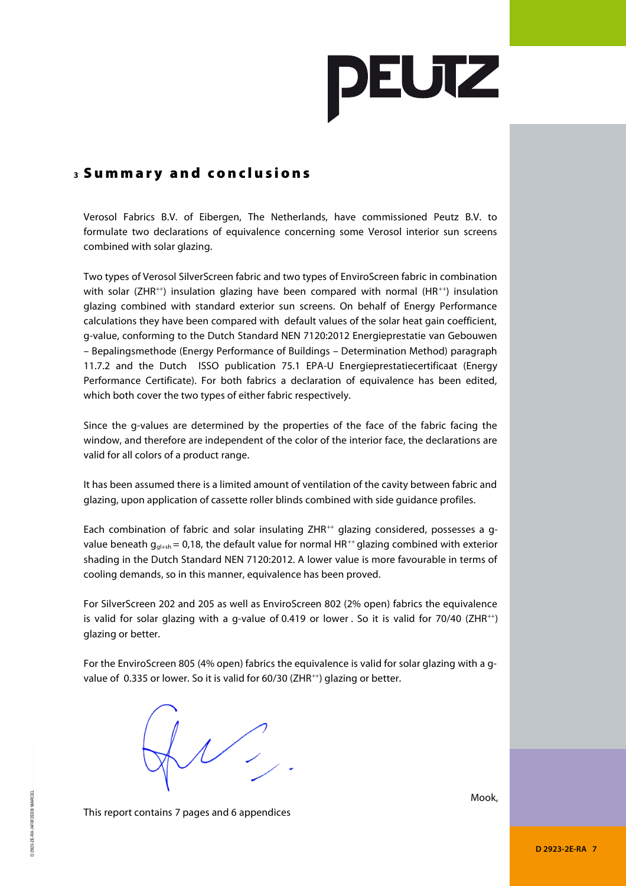# 3 Summary and conclusions

Verosol Fabrics B.V. of Eibergen, The Netherlands, have commissioned Peutz B.V. to formulate two declarations of equivalence concerning some Verosol interior sun screens combined with solar glazing.

Two types of Verosol SilverScreen fabric and two types of EnviroScreen fabric in combination with solar ($ZHR^{++}$) insulation glazing have been compared with normal ($HR^{++}$) insulation glazing combined with standard exterior sun screens. On behalf of Energy Performance calculations they have been compared with default values of the solar heat gain coefficient, g-value, conforming to the Dutch Standard NEN 7120:2012 Energieprestatie van Gebouwen – Bepalingsmethode (Energy Performance of Buildings – Determination Method) paragraph 11.7.2 and the Dutch ISSO publication 75.1 EPA-U Energieprestatiecertificaat (Energy Performance Certificate). For both fabrics a declaration of equivalence has been edited, which both cover the two types of either fabric respectively.

Since the g-values are determined by the properties of the face of the fabric facing the window, and therefore are independent of the color of the interior face, the declarations are valid for all colors of a product range.

It has been assumed there is a limited amount of ventilation of the cavity between fabric and glazing, upon application of cassette roller blinds combined with side guidance profiles.

Each combination of fabric and solar insulating $ZHR^{++}$ glazing considered, possesses a g-value beneath $g_{gl+sh} = 0{,}18$, the default value for normal $HR^{++}$ glazing combined with exterior shading in the Dutch Standard NEN 7120:2012. A lower value is more favourable in terms of cooling demands, so in this manner, equivalence has been proved.

For SilverScreen 202 and 205 as well as EnviroScreen 802 (2% open) fabrics the equivalence is valid for solar glazing with a g-value of 0.419 or lower . So it is valid for 70/40 ($ZHR^{++}$) glazing or better.

For the EnviroScreen 805 (4% open) fabrics the equivalence is valid for solar glazing with a g-value of 0.335 or lower. So it is valid for 60/30 ($ZHR^{++}$) glazing or better.

Mook,

This report contains 7 pages and 6 appendices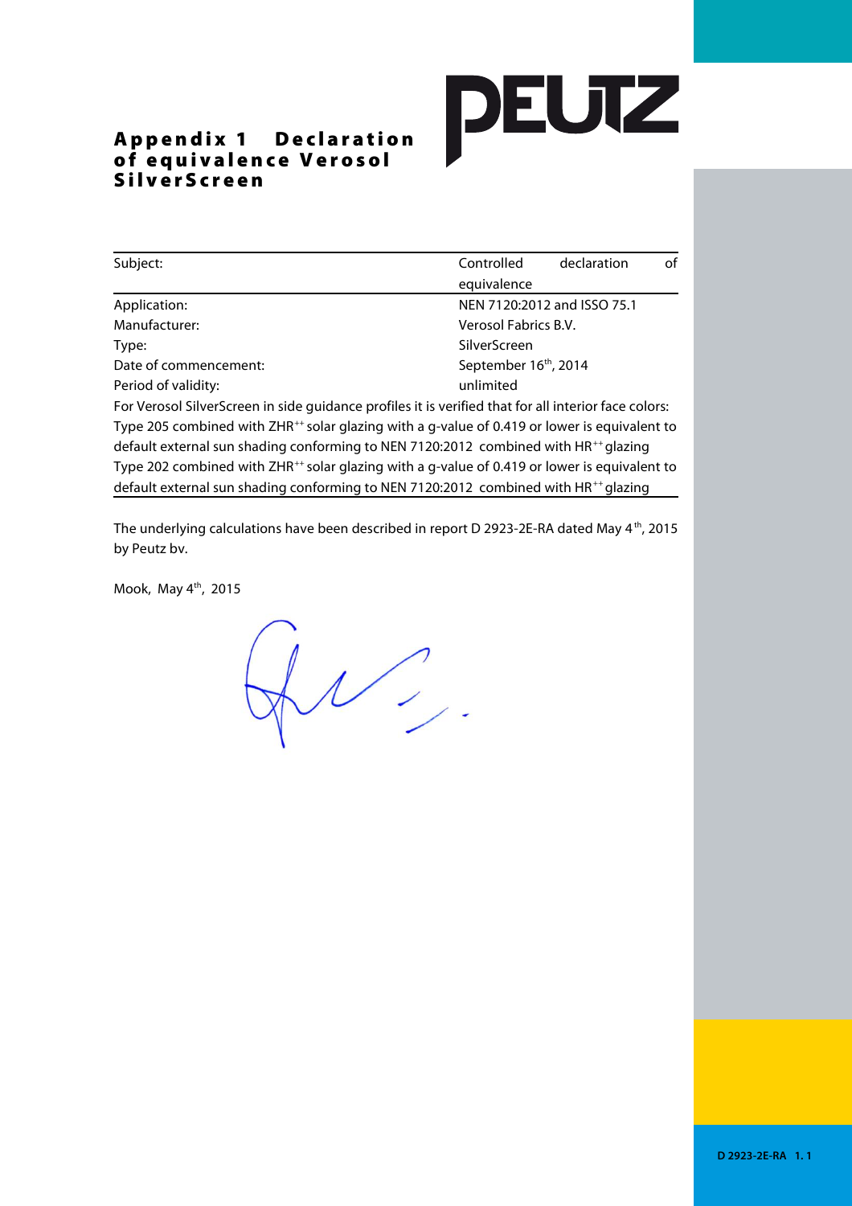# Appendix 1 Declaration of equivalence Verosol SilverScreen

| Subject: | Controlled declaration of equivalence |
| --- | --- |
| Application: | NEN 7120:2012 and ISSO 75.1 |
| Manufacturer: | Verosol Fabrics B.V. |
| Type: | SilverScreen |
| Date of commencement: | September 16th, 2014 |
| Period of validity: | unlimited |

For Verosol SilverScreen in side guidance profiles it is verified that for all interior face colors:
Type 205 combined with ZHR++ solar glazing with a g-value of 0.419 or lower is equivalent to default external sun shading conforming to NEN 7120:2012 combined with HR++ glazing
Type 202 combined with ZHR++ solar glazing with a g-value of 0.419 or lower is equivalent to default external sun shading conforming to NEN 7120:2012 combined with HR++ glazing

The underlying calculations have been described in report D 2923-2E-RA dated May 4th, 2015 by Peutz bv.

Mook, May 4th, 2015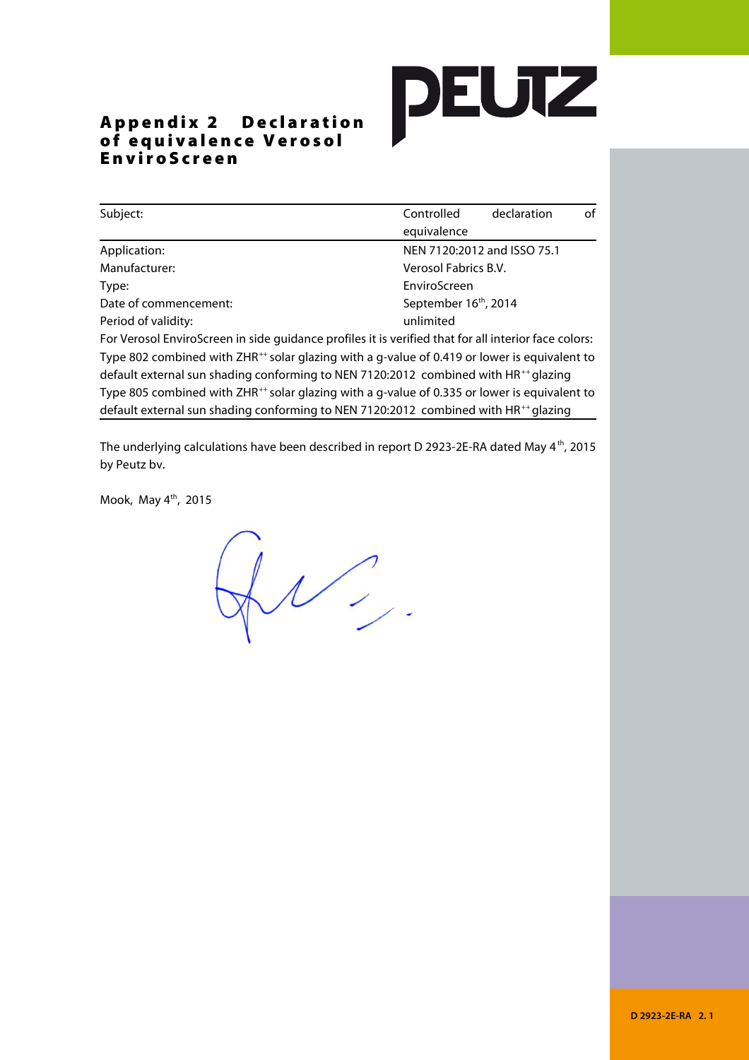# Appendix 2 Declaration of equivalence Verosol EnviroScreen

| Subject: | Controlled declaration of equivalence |
|---|---|
| Application: | NEN 7120:2012 and ISSO 75.1 |
| Manufacturer: | Verosol Fabrics B.V. |
| Type: | EnviroScreen |
| Date of commencement: | September 16th, 2014 |
| Period of validity: | unlimited |

For Verosol EnviroScreen in side guidance profiles it is verified that for all interior face colors:
Type 802 combined with ZHR++ solar glazing with a g-value of 0.419 or lower is equivalent to default external sun shading conforming to NEN 7120:2012 combined with HR++ glazing
Type 805 combined with ZHR++ solar glazing with a g-value of 0.335 or lower is equivalent to default external sun shading conforming to NEN 7120:2012 combined with HR++ glazing

The underlying calculations have been described in report D 2923-2E-RA dated May 4th, 2015 by Peutz bv.

Mook, May 4th, 2015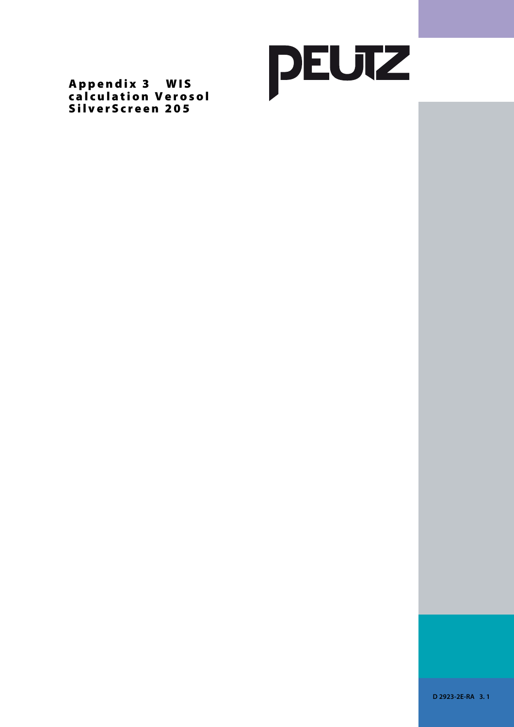# Appendix 3 WIS calculation Verosol SilverScreen 205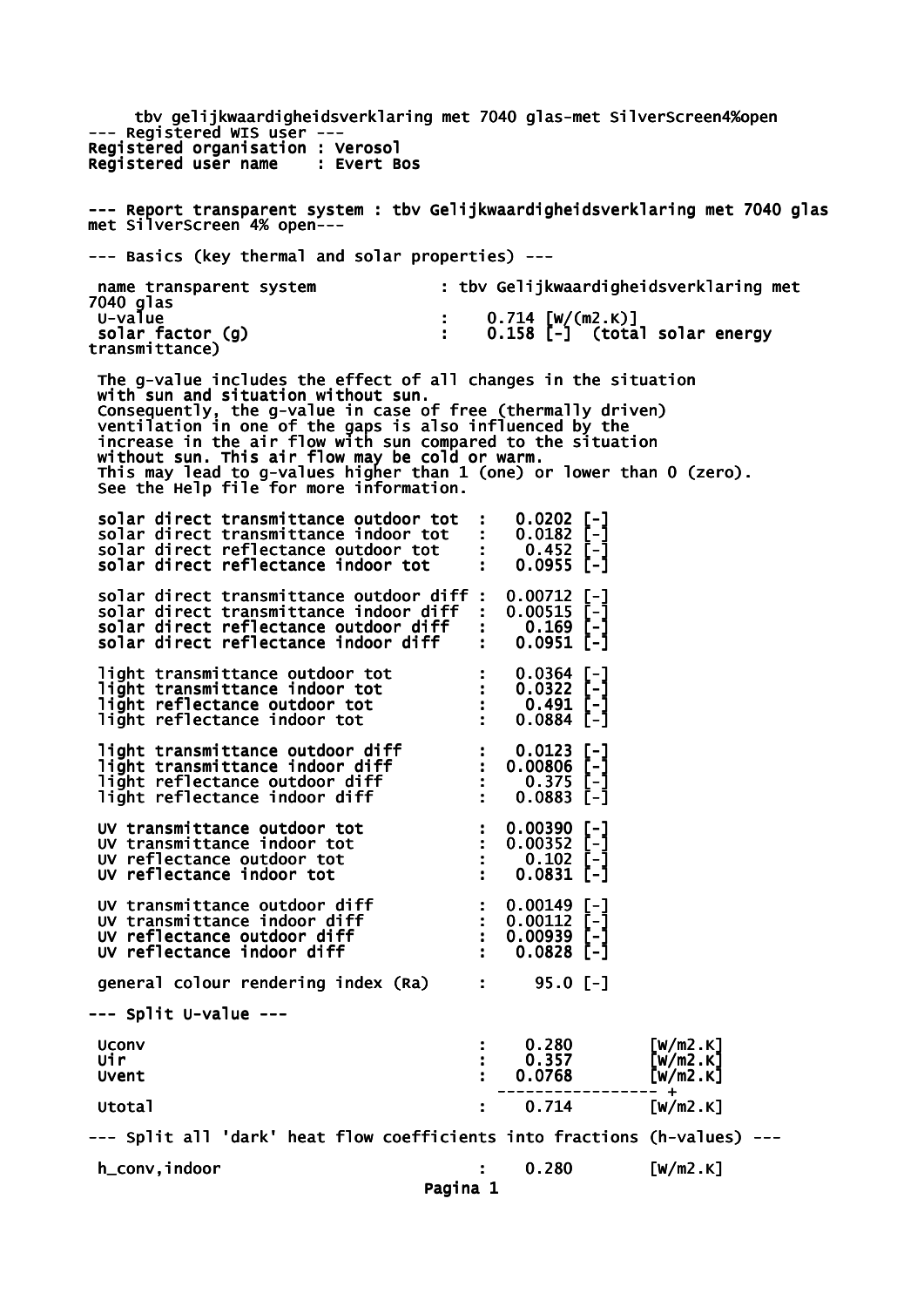tbv gelijkwaardigheidsverklaring met 7040 glas-met SilverScreen4%open

--- Registered WIS user ---

Registered organisation : Verosol

Registered user name : Evert Bos

--- Report transparent system : tbv Gelijkwaardigheidsverklaring met 7040 glas met SilverScreen 4% open---

--- Basics (key thermal and solar properties) ---

```
 name transparent system            : tbv Gelijkwaardigheidsverklaring met
7040 glas
 U-value                            :    0.714 [W/(m2.K)]
 solar factor (g)                   :    0.158 [-]  (total solar energy
transmittance)

 The g-value includes the effect of all changes in the situation
 with sun and situation without sun.
 Consequently, the g-value in case of free (thermally driven)
 ventilation in one of the gaps is also influenced by the
 increase in the air flow with sun compared to the situation
 without sun. This air flow may be cold or warm.
 This may lead to g-values higher than 1 (one) or lower than 0 (zero).
 See the Help file for more information.

 solar direct transmittance outdoor tot  :   0.0202 [-]
 solar direct transmittance indoor tot   :   0.0182 [-]
 solar direct reflectance outdoor tot    :    0.452 [-]
 solar direct reflectance indoor tot     :   0.0955 [-]

 solar direct transmittance outdoor diff :  0.00712 [-]
 solar direct transmittance indoor diff  :  0.00515 [-]
 solar direct reflectance outdoor diff   :    0.169 [-]
 solar direct reflectance indoor diff    :   0.0951 [-]

 light transmittance outdoor tot         :   0.0364 [-]
 light transmittance indoor tot          :   0.0322 [-]
 light reflectance outdoor tot           :    0.491 [-]
 light reflectance indoor tot            :   0.0884 [-]

 light transmittance outdoor diff        :   0.0123 [-]
 light transmittance indoor diff         :  0.00806 [-]
 light reflectance outdoor diff          :    0.375 [-]
 light reflectance indoor diff           :   0.0883 [-]

 UV transmittance outdoor tot            :  0.00390 [-]
 UV transmittance indoor tot             :  0.00352 [-]
 UV reflectance outdoor tot              :    0.102 [-]
 UV reflectance indoor tot               :   0.0831 [-]

 UV transmittance outdoor diff           :  0.00149 [-]
 UV transmittance indoor diff            :  0.00112 [-]
 UV reflectance outdoor diff             :  0.00939 [-]
 UV reflectance indoor diff              :   0.0828 [-]

 general colour rendering index (Ra)     :     95.0 [-]
```

--- Split U-value ---

```
 Uconv                                   :    0.280         [W/m2.K]
 Uir                                     :    0.357         [W/m2.K]
 Uvent                                   :   0.0768         [W/m2.K]
                                           ----------------- +
 Utotal                                  :    0.714         [W/m2.K]
```

--- Split all 'dark' heat flow coefficients into fractions (h-values) ---

```
 h_conv,indoor                           :    0.280         [W/m2.K]
```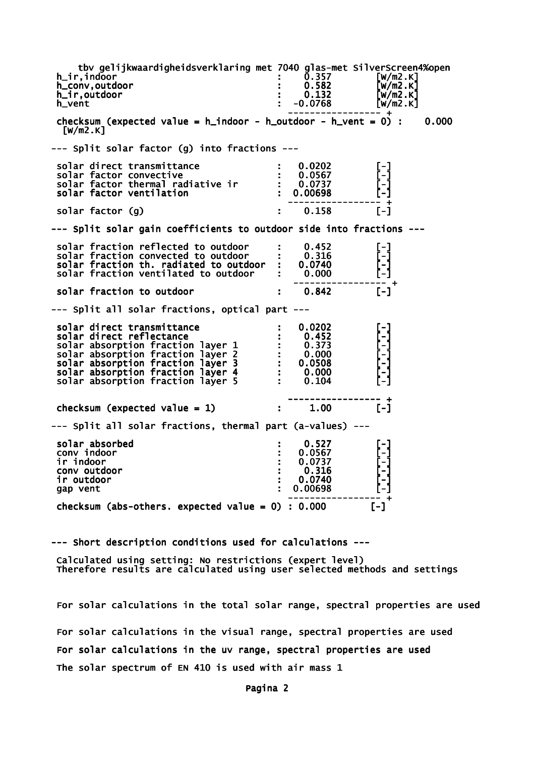tbv gelijkwaardigheidsverklaring met 7040 glas-met SilverScreen4%open

| | | | |
|---|---|---|---|
| h_ir,indoor | : | 0.357 | [W/m2.K] |
| h_conv,outdoor | : | 0.582 | [W/m2.K] |
| h_ir,outdoor | : | 0.132 | [W/m2.K] |
| h_vent | : | -0.0768 | [W/m2.K] |

checksum (expected value = h_indoor - h_outdoor - h_vent = 0) : 0.000 [W/m2.K]

--- Split solar factor (g) into fractions ---

| | | | |
|---|---|---|---|
| solar direct transmittance | : | 0.0202 | [-] |
| solar factor convective | : | 0.0567 | [-] |
| solar factor thermal radiative ir | : | 0.0737 | [-] |
| solar factor ventilation | : | 0.00698 | [-] |
| solar factor (g) | : | 0.158 | [-] |

--- Split solar gain coefficients to outdoor side into fractions ---

| | | | |
|---|---|---|---|
| solar fraction reflected to outdoor | : | 0.452 | [-] |
| solar fraction convected to outdoor | : | 0.316 | [-] |
| solar fraction th. radiated to outdoor | : | 0.0740 | [-] |
| solar fraction ventilated to outdoor | : | 0.000 | [-] |
| solar fraction to outdoor | : | 0.842 | [-] |

--- Split all solar fractions, optical part ---

| | | | |
|---|---|---|---|
| solar direct transmittance | : | 0.0202 | [-] |
| solar direct reflectance | : | 0.452 | [-] |
| solar absorption fraction layer 1 | : | 0.373 | [-] |
| solar absorption fraction layer 2 | : | 0.000 | [-] |
| solar absorption fraction layer 3 | : | 0.0508 | [-] |
| solar absorption fraction layer 4 | : | 0.000 | [-] |
| solar absorption fraction layer 5 | : | 0.104 | [-] |
| checksum (expected value = 1) | : | 1.00 | [-] |

--- Split all solar fractions, thermal part (a-values) ---

| | | | |
|---|---|---|---|
| solar absorbed | : | 0.527 | [-] |
| conv indoor | : | 0.0567 | [-] |
| ir indoor | : | 0.0737 | [-] |
| conv outdoor | : | 0.316 | [-] |
| ir outdoor | : | 0.0740 | [-] |
| gap vent | : | 0.00698 | [-] |
| checksum (abs-others. expected value = 0) | : | 0.000 | [-] |

--- Short description conditions used for calculations ---

Calculated using setting: No restrictions (expert level)
Therefore results are calculated using user selected methods and settings

For solar calculations in the total solar range, spectral properties are used

For solar calculations in the visual range, spectral properties are used

For solar calculations in the uv range, spectral properties are used

The solar spectrum of EN 410 is used with air mass 1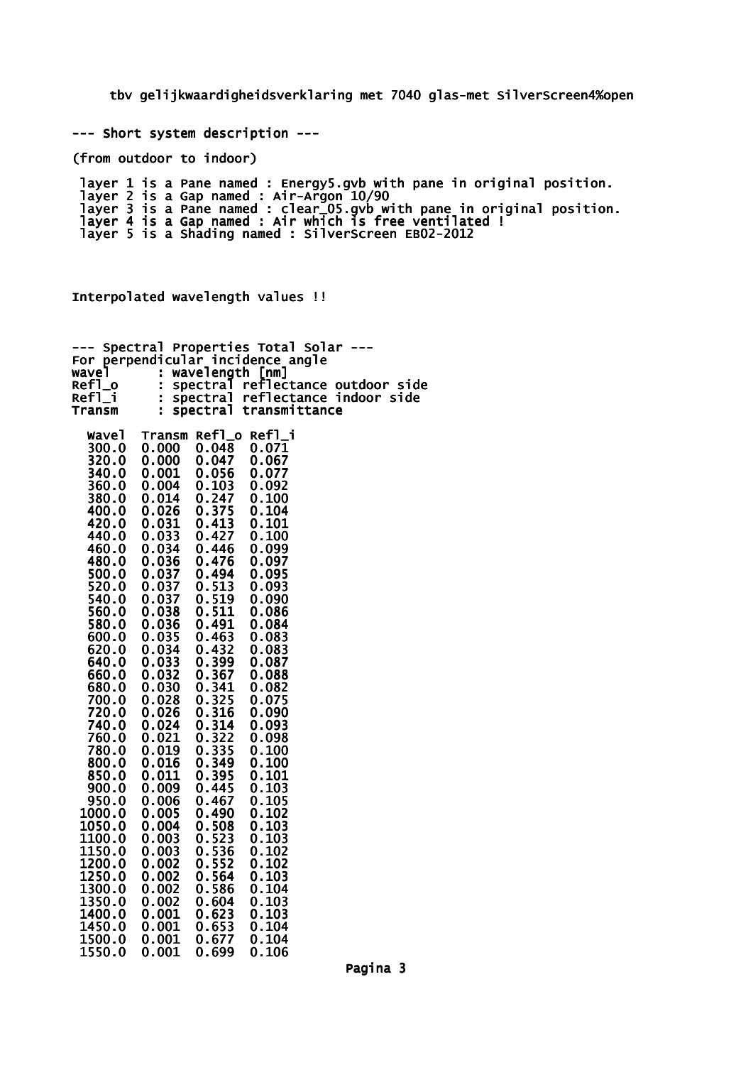tbv gelijkwaardigheidsverklaring met 7040 glas-met SilverScreen4%open

--- Short system description ---

(from outdoor to indoor)

layer 1 is a Pane named : Energy5.gvb with pane in original position.
layer 2 is a Gap named : Air-Argon 10/90
layer 3 is a Pane named : clear_05.gvb with pane in original position.
layer 4 is a Gap named : Air which is free ventilated !
layer 5 is a Shading named : SilverScreen EB02-2012

Interpolated wavelength values !!

--- Spectral Properties Total Solar ---
For perpendicular incidence angle
Wavel : wavelength [nm]
Refl_o : spectral reflectance outdoor side
Refl_i : spectral reflectance indoor side
Transm : spectral transmittance

| Wavel | Transm | Refl_o | Refl_i |
|---|---|---|---|
| 300.0 | 0.000 | 0.048 | 0.071 |
| 320.0 | 0.000 | 0.047 | 0.067 |
| 340.0 | 0.001 | 0.056 | 0.077 |
| 360.0 | 0.004 | 0.103 | 0.092 |
| 380.0 | 0.014 | 0.247 | 0.100 |
| 400.0 | 0.026 | 0.375 | 0.104 |
| 420.0 | 0.031 | 0.413 | 0.101 |
| 440.0 | 0.033 | 0.427 | 0.100 |
| 460.0 | 0.034 | 0.446 | 0.099 |
| 480.0 | 0.036 | 0.476 | 0.097 |
| 500.0 | 0.037 | 0.494 | 0.095 |
| 520.0 | 0.037 | 0.513 | 0.093 |
| 540.0 | 0.037 | 0.519 | 0.090 |
| 560.0 | 0.038 | 0.511 | 0.086 |
| 580.0 | 0.036 | 0.491 | 0.084 |
| 600.0 | 0.035 | 0.463 | 0.083 |
| 620.0 | 0.034 | 0.432 | 0.083 |
| 640.0 | 0.033 | 0.399 | 0.087 |
| 660.0 | 0.032 | 0.367 | 0.088 |
| 680.0 | 0.030 | 0.341 | 0.082 |
| 700.0 | 0.028 | 0.325 | 0.075 |
| 720.0 | 0.026 | 0.316 | 0.090 |
| 740.0 | 0.024 | 0.314 | 0.093 |
| 760.0 | 0.021 | 0.322 | 0.098 |
| 780.0 | 0.019 | 0.335 | 0.100 |
| 800.0 | 0.016 | 0.349 | 0.100 |
| 850.0 | 0.011 | 0.395 | 0.101 |
| 900.0 | 0.009 | 0.445 | 0.103 |
| 950.0 | 0.006 | 0.467 | 0.105 |
| 1000.0 | 0.005 | 0.490 | 0.102 |
| 1050.0 | 0.004 | 0.508 | 0.103 |
| 1100.0 | 0.003 | 0.523 | 0.103 |
| 1150.0 | 0.003 | 0.536 | 0.102 |
| 1200.0 | 0.002 | 0.552 | 0.102 |
| 1250.0 | 0.002 | 0.564 | 0.103 |
| 1300.0 | 0.002 | 0.586 | 0.104 |
| 1350.0 | 0.002 | 0.604 | 0.103 |
| 1400.0 | 0.001 | 0.623 | 0.103 |
| 1450.0 | 0.001 | 0.653 | 0.104 |
| 1500.0 | 0.001 | 0.677 | 0.104 |
| 1550.0 | 0.001 | 0.699 | 0.106 |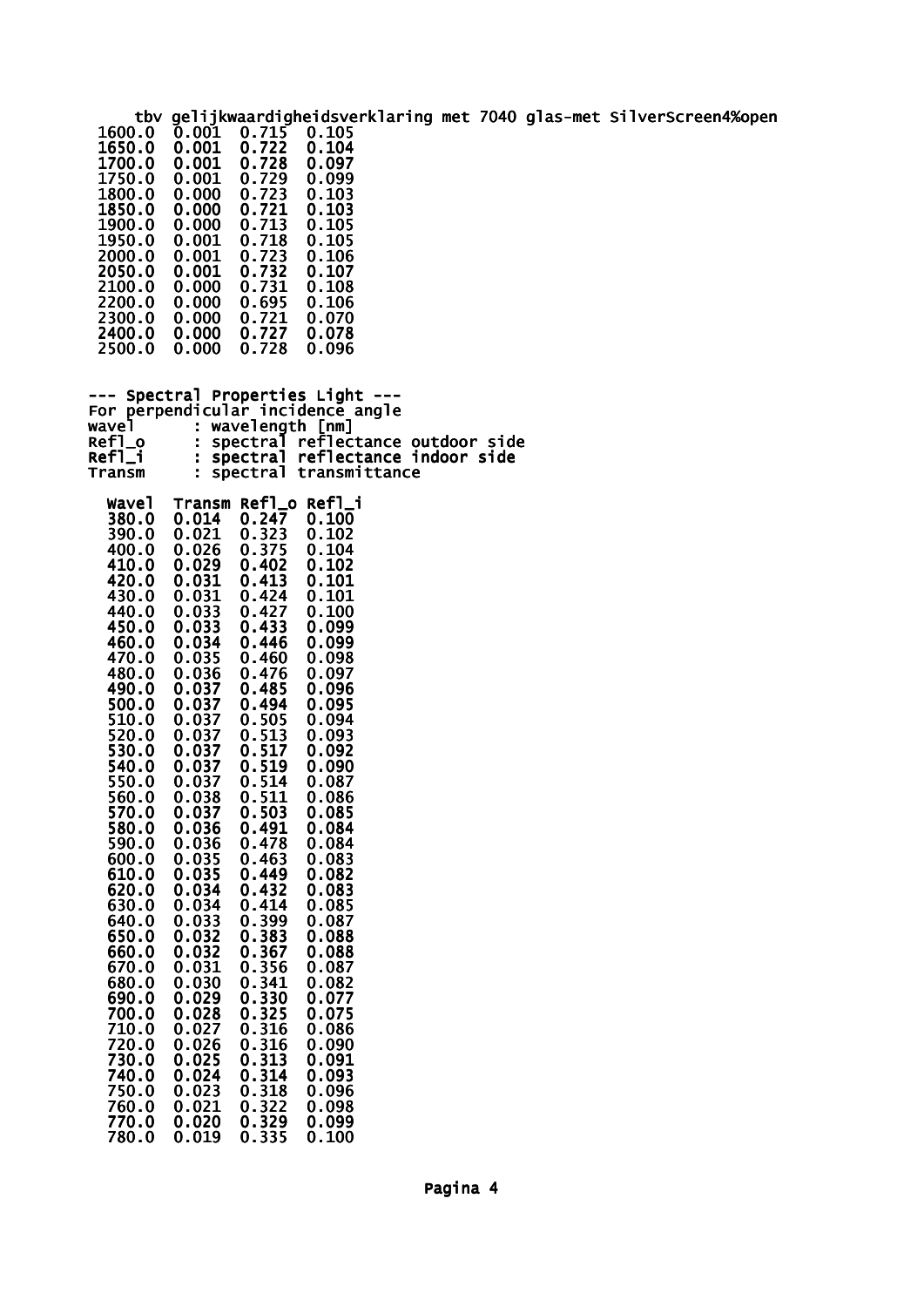| | | | |
|---|---|---|---|
| 1600.0 | 0.001 | 0.715 | 0.105 |
| 1650.0 | 0.001 | 0.722 | 0.104 |
| 1700.0 | 0.001 | 0.728 | 0.097 |
| 1750.0 | 0.001 | 0.729 | 0.099 |
| 1800.0 | 0.000 | 0.723 | 0.103 |
| 1850.0 | 0.000 | 0.721 | 0.103 |
| 1900.0 | 0.000 | 0.713 | 0.105 |
| 1950.0 | 0.001 | 0.718 | 0.105 |
| 2000.0 | 0.001 | 0.723 | 0.106 |
| 2050.0 | 0.001 | 0.732 | 0.107 |
| 2100.0 | 0.000 | 0.731 | 0.108 |
| 2200.0 | 0.000 | 0.695 | 0.106 |
| 2300.0 | 0.000 | 0.721 | 0.070 |
| 2400.0 | 0.000 | 0.727 | 0.078 |
| 2500.0 | 0.000 | 0.728 | 0.096 |

--- Spectral Properties Light ---

For perpendicular incidence angle

wavel : wavelength [nm]

Refl_o : spectral reflectance outdoor side

Refl_i : spectral reflectance indoor side

Transm : spectral transmittance

| Wavel | Transm | Refl_o | Refl_i |
|---|---|---|---|
| 380.0 | 0.014 | 0.247 | 0.100 |
| 390.0 | 0.021 | 0.323 | 0.102 |
| 400.0 | 0.026 | 0.375 | 0.104 |
| 410.0 | 0.029 | 0.402 | 0.102 |
| 420.0 | 0.031 | 0.413 | 0.101 |
| 430.0 | 0.031 | 0.424 | 0.101 |
| 440.0 | 0.033 | 0.427 | 0.100 |
| 450.0 | 0.033 | 0.433 | 0.099 |
| 460.0 | 0.034 | 0.446 | 0.099 |
| 470.0 | 0.035 | 0.460 | 0.098 |
| 480.0 | 0.036 | 0.476 | 0.097 |
| 490.0 | 0.037 | 0.485 | 0.096 |
| 500.0 | 0.037 | 0.494 | 0.095 |
| 510.0 | 0.037 | 0.505 | 0.094 |
| 520.0 | 0.037 | 0.513 | 0.093 |
| 530.0 | 0.037 | 0.517 | 0.092 |
| 540.0 | 0.037 | 0.519 | 0.090 |
| 550.0 | 0.037 | 0.514 | 0.087 |
| 560.0 | 0.038 | 0.511 | 0.086 |
| 570.0 | 0.037 | 0.503 | 0.085 |
| 580.0 | 0.036 | 0.491 | 0.084 |
| 590.0 | 0.036 | 0.478 | 0.084 |
| 600.0 | 0.035 | 0.463 | 0.083 |
| 610.0 | 0.035 | 0.449 | 0.082 |
| 620.0 | 0.034 | 0.432 | 0.083 |
| 630.0 | 0.034 | 0.414 | 0.085 |
| 640.0 | 0.033 | 0.399 | 0.087 |
| 650.0 | 0.032 | 0.383 | 0.088 |
| 660.0 | 0.032 | 0.367 | 0.088 |
| 670.0 | 0.031 | 0.356 | 0.087 |
| 680.0 | 0.030 | 0.341 | 0.082 |
| 690.0 | 0.029 | 0.330 | 0.077 |
| 700.0 | 0.028 | 0.325 | 0.075 |
| 710.0 | 0.027 | 0.316 | 0.086 |
| 720.0 | 0.026 | 0.316 | 0.090 |
| 730.0 | 0.025 | 0.313 | 0.091 |
| 740.0 | 0.024 | 0.314 | 0.093 |
| 750.0 | 0.023 | 0.318 | 0.096 |
| 760.0 | 0.021 | 0.322 | 0.098 |
| 770.0 | 0.020 | 0.329 | 0.099 |
| 780.0 | 0.019 | 0.335 | 0.100 |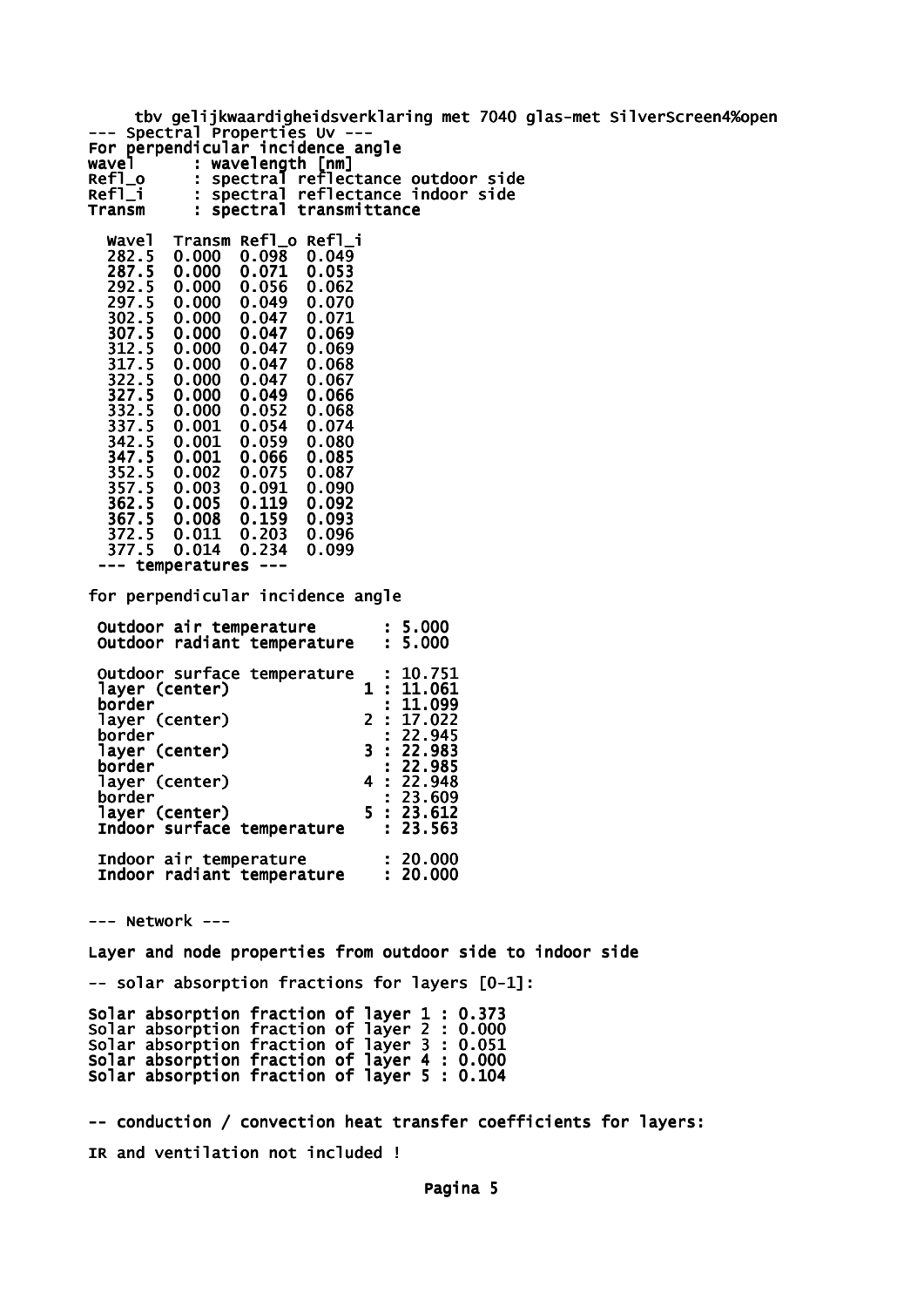tbv gelijkwaardigheidsverklaring met 7040 glas-met SilverScreen4%open

--- Spectral Properties Uv ---

For perpendicular incidence angle

```
wavel      : wavelength [nm]
Refl_o     : spectral reflectance outdoor side
Refl_i     : spectral reflectance indoor side
Transm     : spectral transmittance
```

| Wavel | Transm | Refl_o | Refl_i |
|---|---|---|---|
| 282.5 | 0.000 | 0.098 | 0.049 |
| 287.5 | 0.000 | 0.071 | 0.053 |
| 292.5 | 0.000 | 0.056 | 0.062 |
| 297.5 | 0.000 | 0.049 | 0.070 |
| 302.5 | 0.000 | 0.047 | 0.071 |
| 307.5 | 0.000 | 0.047 | 0.069 |
| 312.5 | 0.000 | 0.047 | 0.069 |
| 317.5 | 0.000 | 0.047 | 0.068 |
| 322.5 | 0.000 | 0.047 | 0.067 |
| 327.5 | 0.000 | 0.049 | 0.066 |
| 332.5 | 0.000 | 0.052 | 0.068 |
| 337.5 | 0.001 | 0.054 | 0.074 |
| 342.5 | 0.001 | 0.059 | 0.080 |
| 347.5 | 0.001 | 0.066 | 0.085 |
| 352.5 | 0.002 | 0.075 | 0.087 |
| 357.5 | 0.003 | 0.091 | 0.090 |
| 362.5 | 0.005 | 0.119 | 0.092 |
| 367.5 | 0.008 | 0.159 | 0.093 |
| 372.5 | 0.011 | 0.203 | 0.096 |
| 377.5 | 0.014 | 0.234 | 0.099 |

--- temperatures ---

for perpendicular incidence angle

```
 Outdoor air temperature       : 5.000
 Outdoor radiant temperature   : 5.000

 Outdoor surface temperature   : 10.751
 layer (center)              1 : 11.061
 border                        : 11.099
 layer (center)              2 : 17.022
 border                        : 22.945
 layer (center)              3 : 22.983
 border                        : 22.985
 layer (center)              4 : 22.948
 border                        : 23.609
 layer (center)              5 : 23.612
 Indoor surface temperature    : 23.563

 Indoor air temperature        : 20.000
 Indoor radiant temperature    : 20.000
```

--- Network ---

Layer and node properties from outdoor side to indoor side

-- solar absorption fractions for layers [0-1]:

```
Solar absorption fraction of layer 1 : 0.373
Solar absorption fraction of layer 2 : 0.000
Solar absorption fraction of layer 3 : 0.051
Solar absorption fraction of layer 4 : 0.000
Solar absorption fraction of layer 5 : 0.104
```

-- conduction / convection heat transfer coefficients for layers:

IR and ventilation not included !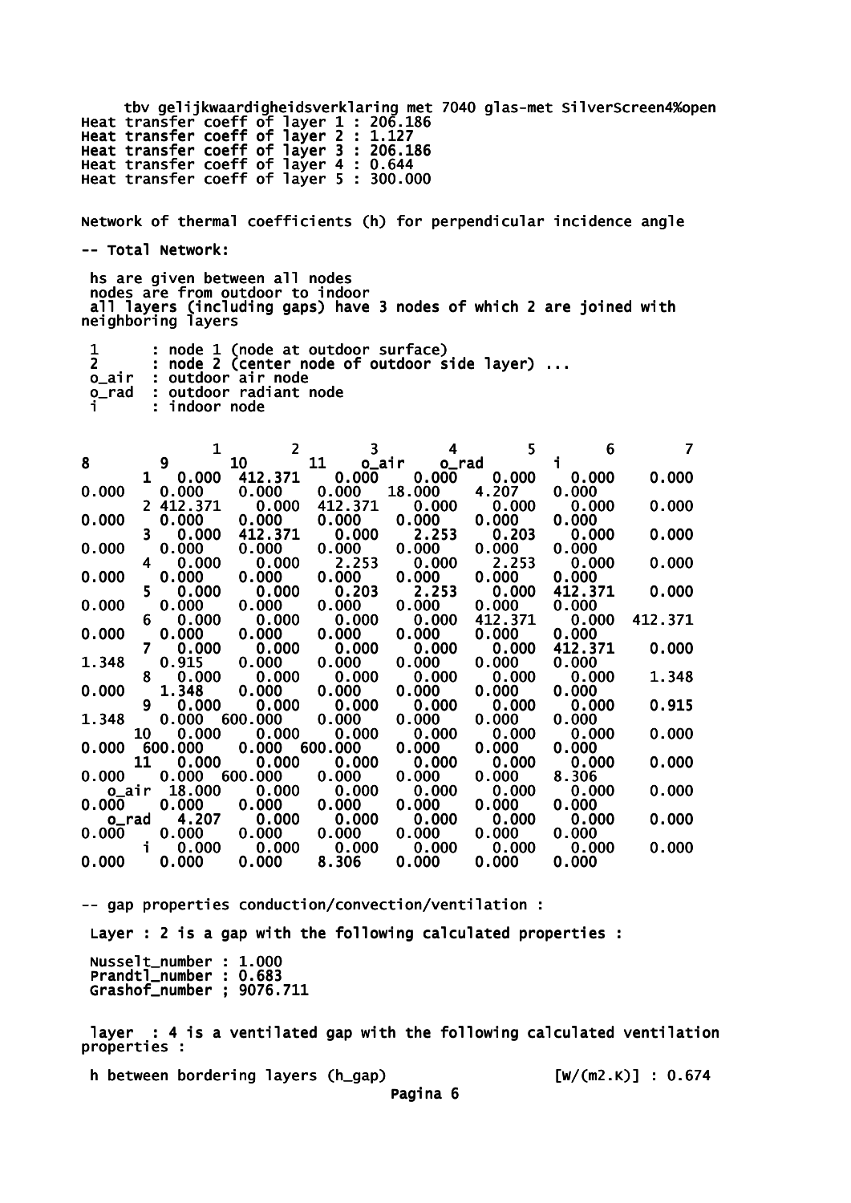tbv gelijkwaardigheidsverklaring met 7040 glas-met SilverScreen4%open

Heat transfer coeff of layer 1 : 206.186
Heat transfer coeff of layer 2 : 1.127
Heat transfer coeff of layer 3 : 206.186
Heat transfer coeff of layer 4 : 0.644
Heat transfer coeff of layer 5 : 300.000

Network of thermal coefficients (h) for perpendicular incidence angle

-- Total Network:

hs are given between all nodes
nodes are from outdoor to indoor
all layers (including gaps) have 3 nodes of which 2 are joined with neighboring layers

| | |
|---|---|
| 1 | : node 1 (node at outdoor surface) |
| 2 | : node 2 (center node of outdoor side layer) ... |
| o_air | : outdoor air node |
| o_rad | : outdoor radiant node |
| i | : indoor node |

| | 1 | 2 | 3 | 4 | 5 | 6 | 7 | 8 | 9 | 10 | 11 | o_air | o_rad | i |
|---|---|---|---|---|---|---|---|---|---|---|---|---|---|---|
| 1 | 0.000 | 412.371 | 0.000 | 0.000 | 0.000 | 0.000 | 0.000 | 0.000 | 0.000 | 0.000 | 0.000 | 18.000 | 4.207 | 0.000 |
| 2 | 412.371 | 0.000 | 412.371 | 0.000 | 0.000 | 0.000 | 0.000 | 0.000 | 0.000 | 0.000 | 0.000 | 0.000 | 0.000 | 0.000 |
| 3 | 0.000 | 412.371 | 0.000 | 2.253 | 0.203 | 0.000 | 0.000 | 0.000 | 0.000 | 0.000 | 0.000 | 0.000 | 0.000 | 0.000 |
| 4 | 0.000 | 0.000 | 2.253 | 0.000 | 2.253 | 0.000 | 0.000 | 0.000 | 0.000 | 0.000 | 0.000 | 0.000 | 0.000 | 0.000 |
| 5 | 0.000 | 0.000 | 0.203 | 2.253 | 0.000 | 412.371 | 0.000 | 0.000 | 0.000 | 0.000 | 0.000 | 0.000 | 0.000 | 0.000 |
| 6 | 0.000 | 0.000 | 0.000 | 0.000 | 412.371 | 0.000 | 412.371 | 0.000 | 0.000 | 0.000 | 0.000 | 0.000 | 0.000 | 0.000 |
| 7 | 0.000 | 0.000 | 0.000 | 0.000 | 0.000 | 412.371 | 0.000 | 1.348 | 0.915 | 0.000 | 0.000 | 0.000 | 0.000 | 0.000 |
| 8 | 0.000 | 0.000 | 0.000 | 0.000 | 0.000 | 0.000 | 1.348 | 0.000 | 1.348 | 0.000 | 0.000 | 0.000 | 0.000 | 0.000 |
| 9 | 0.000 | 0.000 | 0.000 | 0.000 | 0.000 | 0.000 | 0.915 | 1.348 | 0.000 | 600.000 | 0.000 | 0.000 | 0.000 | 0.000 |
| 10 | 0.000 | 0.000 | 0.000 | 0.000 | 0.000 | 0.000 | 0.000 | 0.000 | 600.000 | 0.000 | 600.000 | 0.000 | 0.000 | 0.000 |
| 11 | 0.000 | 0.000 | 0.000 | 0.000 | 0.000 | 0.000 | 0.000 | 0.000 | 0.000 | 600.000 | 0.000 | 0.000 | 0.000 | 8.306 |
| o_air | 18.000 | 0.000 | 0.000 | 0.000 | 0.000 | 0.000 | 0.000 | 0.000 | 0.000 | 0.000 | 0.000 | 0.000 | 0.000 | 0.000 |
| o_rad | 4.207 | 0.000 | 0.000 | 0.000 | 0.000 | 0.000 | 0.000 | 0.000 | 0.000 | 0.000 | 0.000 | 0.000 | 0.000 | 0.000 |
| i | 0.000 | 0.000 | 0.000 | 0.000 | 0.000 | 0.000 | 0.000 | 0.000 | 0.000 | 0.000 | 8.306 | 0.000 | 0.000 | 0.000 |

-- gap properties conduction/convection/ventilation :

Layer : 2 is a gap with the following calculated properties :

Nusselt_number : 1.000
Prandtl_number : 0.683
Grashof_number ; 9076.711

layer : 4 is a ventilated gap with the following calculated ventilation properties :

h between bordering layers (h_gap) [W/(m2.K)] : 0.674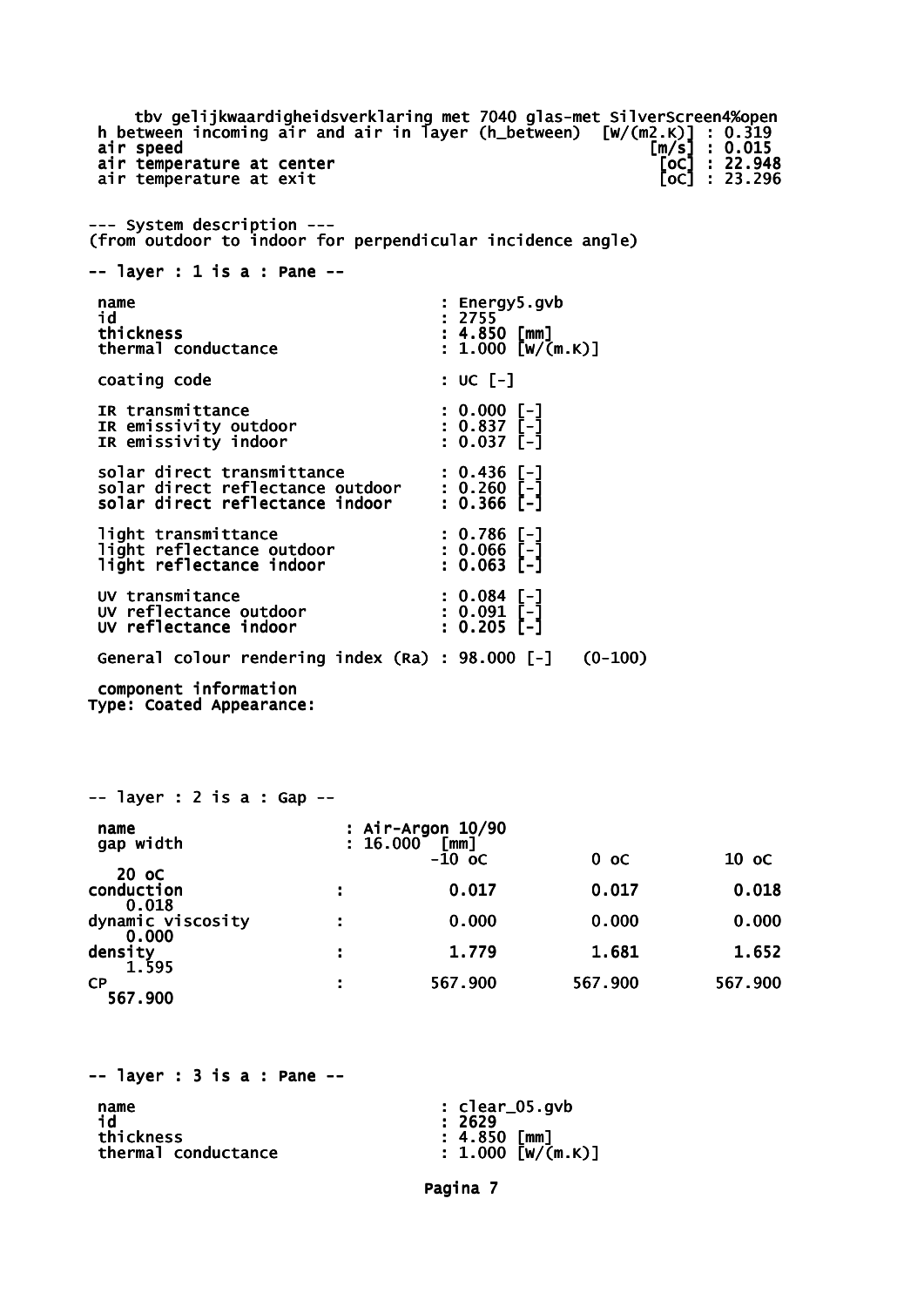tbv gelijkwaardigheidsverklaring met 7040 glas-met SilverScreen4%open

h between incoming air and air in layer (h_between) [W/(m2.K)] : 0.319
air speed [m/s] : 0.015
air temperature at center [oC] : 22.948
air temperature at exit [oC] : 23.296

--- System description ---
(from outdoor to indoor for perpendicular incidence angle)

-- layer : 1 is a : Pane --

name : Energy5.gvb
id : 2755
thickness : 4.850 [mm]
thermal conductance : 1.000 [W/(m.K)]

coating code : UC [-]

IR transmittance : 0.000 [-]
IR emissivity outdoor : 0.837 [-]
IR emissivity indoor : 0.037 [-]

solar direct transmittance : 0.436 [-]
solar direct reflectance outdoor : 0.260 [-]
solar direct reflectance indoor : 0.366 [-]

light transmittance : 0.786 [-]
light reflectance outdoor : 0.066 [-]
light reflectance indoor : 0.063 [-]

UV transmitance : 0.084 [-]
UV reflectance outdoor : 0.091 [-]
UV reflectance indoor : 0.205 [-]

General colour rendering index (Ra) : 98.000 [-] (0-100)

component information
Type: Coated Appearance:

-- layer : 2 is a : Gap --

name : Air-Argon 10/90
gap width : 16.000 [mm]

| | | -10 oC | 0 oC | 10 oC | 20 oC |
|---|---|---|---|---|---|
| conduction | : | 0.017 | 0.017 | 0.018 | 0.018 |
| dynamic viscosity | : | 0.000 | 0.000 | 0.000 | 0.000 |
| density | : | 1.779 | 1.681 | 1.652 | 1.595 |
| CP | : | 567.900 | 567.900 | 567.900 | 567.900 |

-- layer : 3 is a : Pane --

name : clear_05.gvb
id : 2629
thickness : 4.850 [mm]
thermal conductance : 1.000 [W/(m.K)]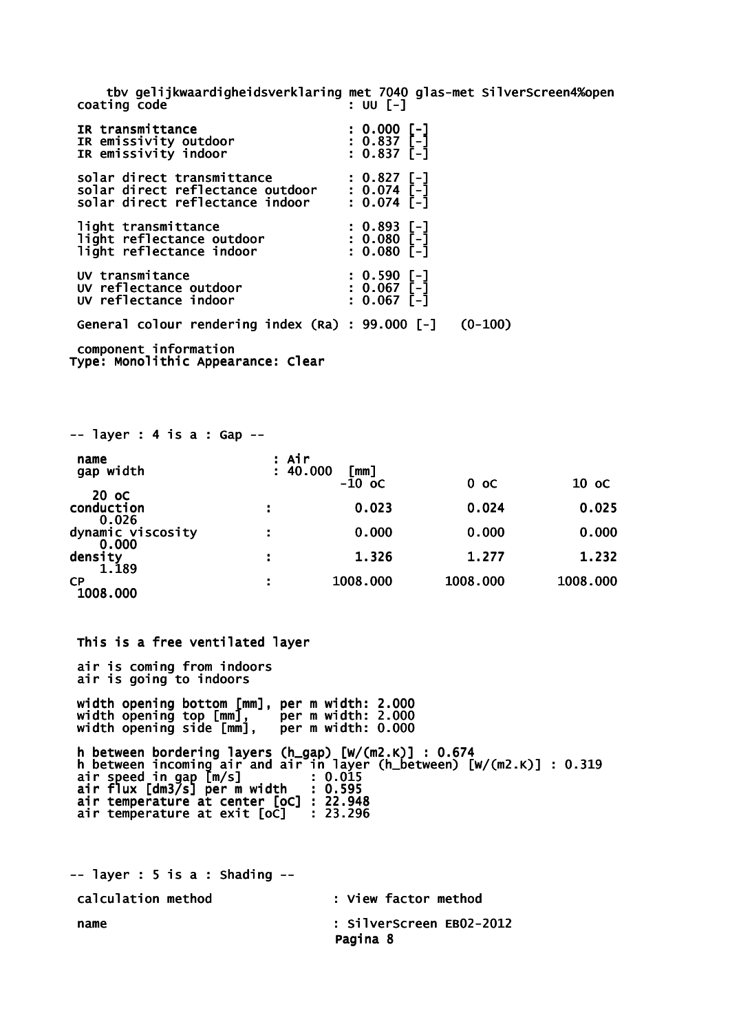tbv gelijkwaardigheidsverklaring met 7040 glas-met SilverScreen4%open

coating code : UU [-]

IR transmittance : 0.000 [-]
IR emissivity outdoor : 0.837 [-]
IR emissivity indoor : 0.837 [-]

solar direct transmittance : 0.827 [-]
solar direct reflectance outdoor : 0.074 [-]
solar direct reflectance indoor : 0.074 [-]

light transmittance : 0.893 [-]
light reflectance outdoor : 0.080 [-]
light reflectance indoor : 0.080 [-]

UV transmitance : 0.590 [-]
UV reflectance outdoor : 0.067 [-]
UV reflectance indoor : 0.067 [-]

General colour rendering index (Ra) : 99.000 [-] (0-100)

component information
Type: Monolithic Appearance: Clear

-- layer : 4 is a : Gap --

name : Air
gap width : 40.000 [mm]

| | -10 oC | 0 oC | 10 oC | 20 oC |
|---|---|---|---|---|
| conduction | 0.023 | 0.024 | 0.025 | 0.026 |
| dynamic viscosity | 0.000 | 0.000 | 0.000 | 0.000 |
| density | 1.326 | 1.277 | 1.232 | 1.189 |
| CP | 1008.000 | 1008.000 | 1008.000 | 1008.000 |

This is a free ventilated layer

air is coming from indoors
air is going to indoors

width opening bottom [mm], per m width: 2.000
width opening top [mm], per m width: 2.000
width opening side [mm], per m width: 0.000

h between bordering layers (h_gap) [W/(m2.K)] : 0.674
h between incoming air and air in layer (h_between) [W/(m2.K)] : 0.319
air speed in gap [m/s] : 0.015
air flux [dm3/s] per m width : 0.595
air temperature at center [oC] : 22.948
air temperature at exit [oC] : 23.296

-- layer : 5 is a : Shading --

calculation method : View factor method

name : SilverScreen EB02-2012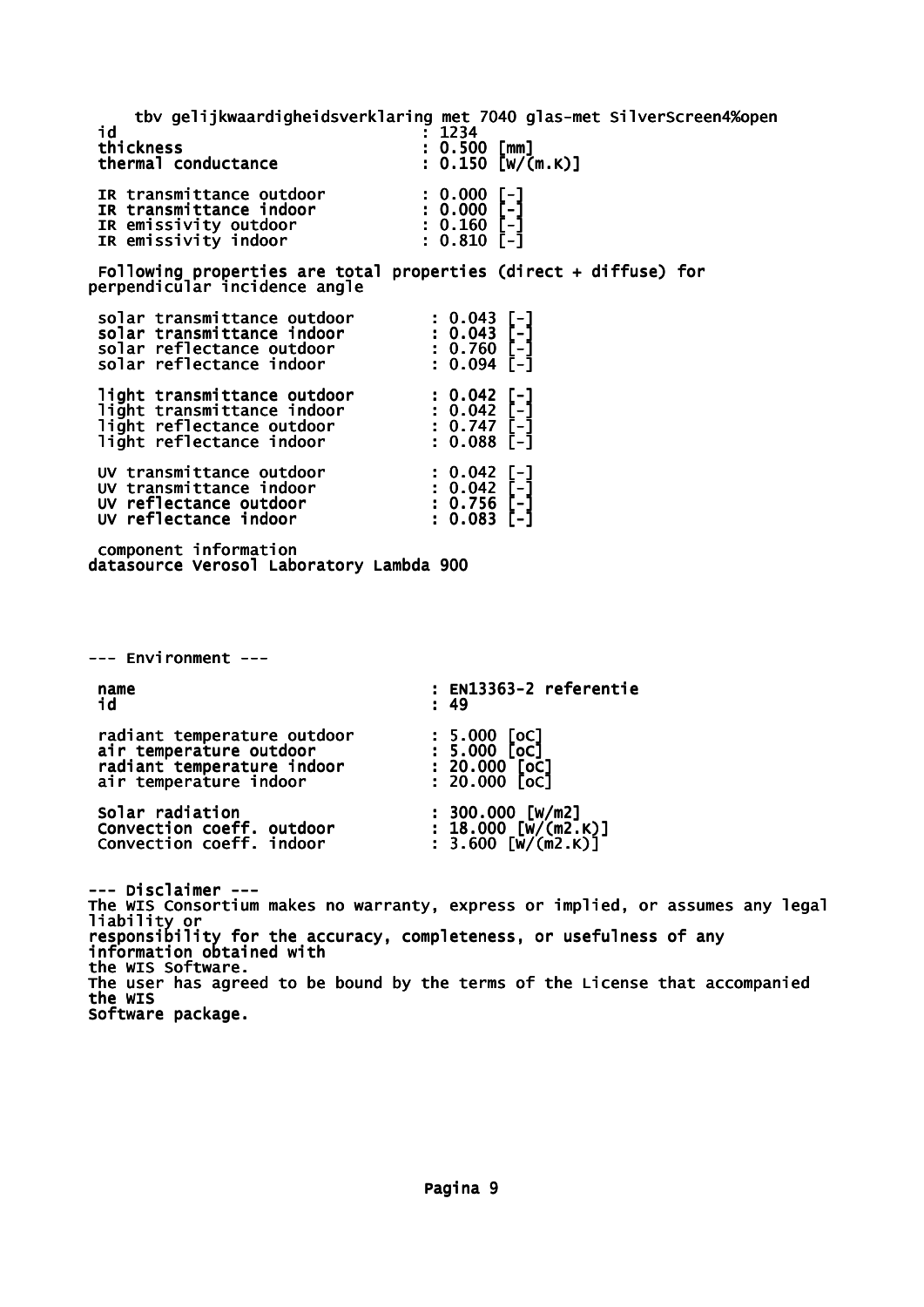tbv gelijkwaardigheidsverklaring met 7040 glas-met SilverScreen4%open

| | |
|---|---|
| id | : 1234 |
| thickness | : 0.500 [mm] |
| thermal conductance | : 0.150 [W/(m.K)] |
| IR transmittance outdoor | : 0.000 [-] |
| IR transmittance indoor | : 0.000 [-] |
| IR emissivity outdoor | : 0.160 [-] |
| IR emissivity indoor | : 0.810 [-] |

Following properties are total properties (direct + diffuse) for perpendicular incidence angle

| | |
|---|---|
| solar transmittance outdoor | : 0.043 [-] |
| solar transmittance indoor | : 0.043 [-] |
| solar reflectance outdoor | : 0.760 [-] |
| solar reflectance indoor | : 0.094 [-] |
| light transmittance outdoor | : 0.042 [-] |
| light transmittance indoor | : 0.042 [-] |
| light reflectance outdoor | : 0.747 [-] |
| light reflectance indoor | : 0.088 [-] |
| UV transmittance outdoor | : 0.042 [-] |
| UV transmittance indoor | : 0.042 [-] |
| UV reflectance outdoor | : 0.756 [-] |
| UV reflectance indoor | : 0.083 [-] |

component information
datasource Verosol Laboratory Lambda 900

--- Environment ---

| | |
|---|---|
| name | : EN13363-2 referentie |
| id | : 49 |
| radiant temperature outdoor | : 5.000 [oC] |
| air temperature outdoor | : 5.000 [oC] |
| radiant temperature indoor | : 20.000 [oC] |
| air temperature indoor | : 20.000 [oC] |
| Solar radiation | : 300.000 [W/m2] |
| Convection coeff. outdoor | : 18.000 [W/(m2.K)] |
| Convection coeff. indoor | : 3.600 [W/(m2.K)] |

--- Disclaimer ---
The WIS Consortium makes no warranty, express or implied, or assumes any legal liability or
responsibility for the accuracy, completeness, or usefulness of any information obtained with
the WIS Software.
The user has agreed to be bound by the terms of the License that accompanied the WIS
Software package.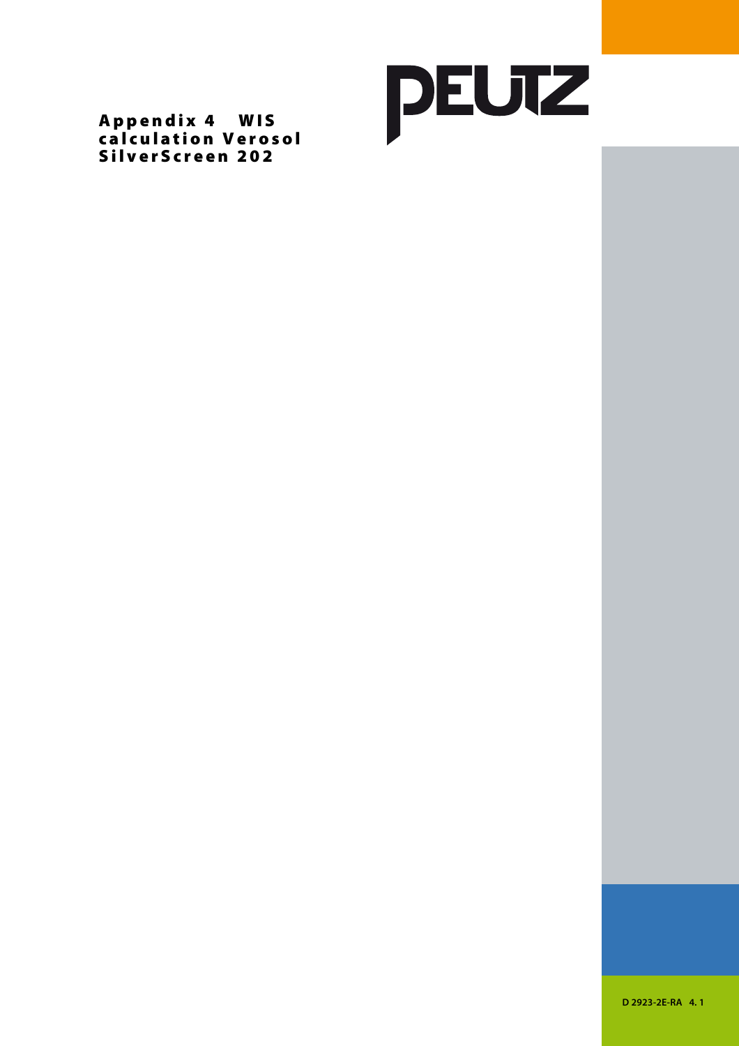# Appendix 4 WIS calculation Verosol SilverScreen 202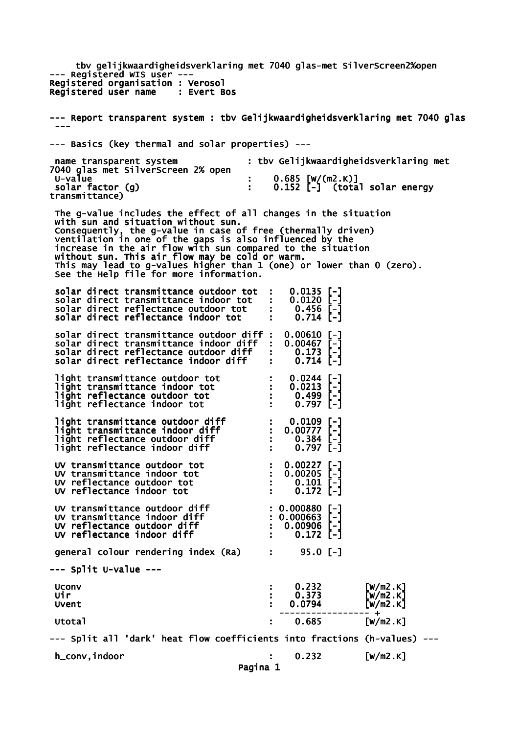tbv gelijkwaardigheidsverklaring met 7040 glas-met SilverScreen2%open

--- Registered WIS user ---

Registered organisation : Verosol

Registered user name : Evert Bos

--- Report transparent system : tbv Gelijkwaardigheidsverklaring met 7040 glas ---

--- Basics (key thermal and solar properties) ---

| | | |
|---|---|---|
| name transparent system | : | tbv Gelijkwaardigheidsverklaring met 7040 glas met SilverScreen 2% open |
| U-value | : | 0.685 [W/(m2.K)] |
| solar factor (g) | : | 0.152 [-] (total solar energy transmittance) |

The g-value includes the effect of all changes in the situation with sun and situation without sun. Consequently, the g-value in case of free (thermally driven) ventilation in one of the gaps is also influenced by the increase in the air flow with sun compared to the situation without sun. This air flow may be cold or warm. This may lead to g-values higher than 1 (one) or lower than 0 (zero). See the Help file for more information.

| | | |
|---|---|---|
| solar direct transmittance outdoor tot | : | 0.0135 [-] |
| solar direct transmittance indoor tot | : | 0.0120 [-] |
| solar direct reflectance outdoor tot | : | 0.456 [-] |
| solar direct reflectance indoor tot | : | 0.714 [-] |
| solar direct transmittance outdoor diff | : | 0.00610 [-] |
| solar direct transmittance indoor diff | : | 0.00467 [-] |
| solar direct reflectance outdoor diff | : | 0.173 [-] |
| solar direct reflectance indoor diff | : | 0.714 [-] |
| light transmittance outdoor tot | : | 0.0244 [-] |
| light transmittance indoor tot | : | 0.0213 [-] |
| light reflectance outdoor tot | : | 0.499 [-] |
| light reflectance indoor tot | : | 0.797 [-] |
| light transmittance outdoor diff | : | 0.0109 [-] |
| light transmittance indoor diff | : | 0.00777 [-] |
| light reflectance outdoor diff | : | 0.384 [-] |
| light reflectance indoor diff | : | 0.797 [-] |
| UV transmittance outdoor tot | : | 0.00227 [-] |
| UV transmittance indoor tot | : | 0.00205 [-] |
| UV reflectance outdoor tot | : | 0.101 [-] |
| UV reflectance indoor tot | : | 0.172 [-] |
| UV transmittance outdoor diff | : | 0.000880 [-] |
| UV transmittance indoor diff | : | 0.000663 [-] |
| UV reflectance outdoor diff | : | 0.00906 [-] |
| UV reflectance indoor diff | : | 0.172 [-] |
| general colour rendering index (Ra) | : | 95.0 [-] |

--- Split U-value ---

| | | | |
|---|---|---|---|
| Uconv | : | 0.232 | [W/m2.K] |
| Uir | : | 0.373 | [W/m2.K] |
| Uvent | : | 0.0794 | [W/m2.K] |
| | | ----------------- + | |
| Utotal | : | 0.685 | [W/m2.K] |

--- Split all 'dark' heat flow coefficients into fractions (h-values) ---

| | | | |
|---|---|---|---|
| h_conv,indoor | : | 0.232 | [W/m2.K] |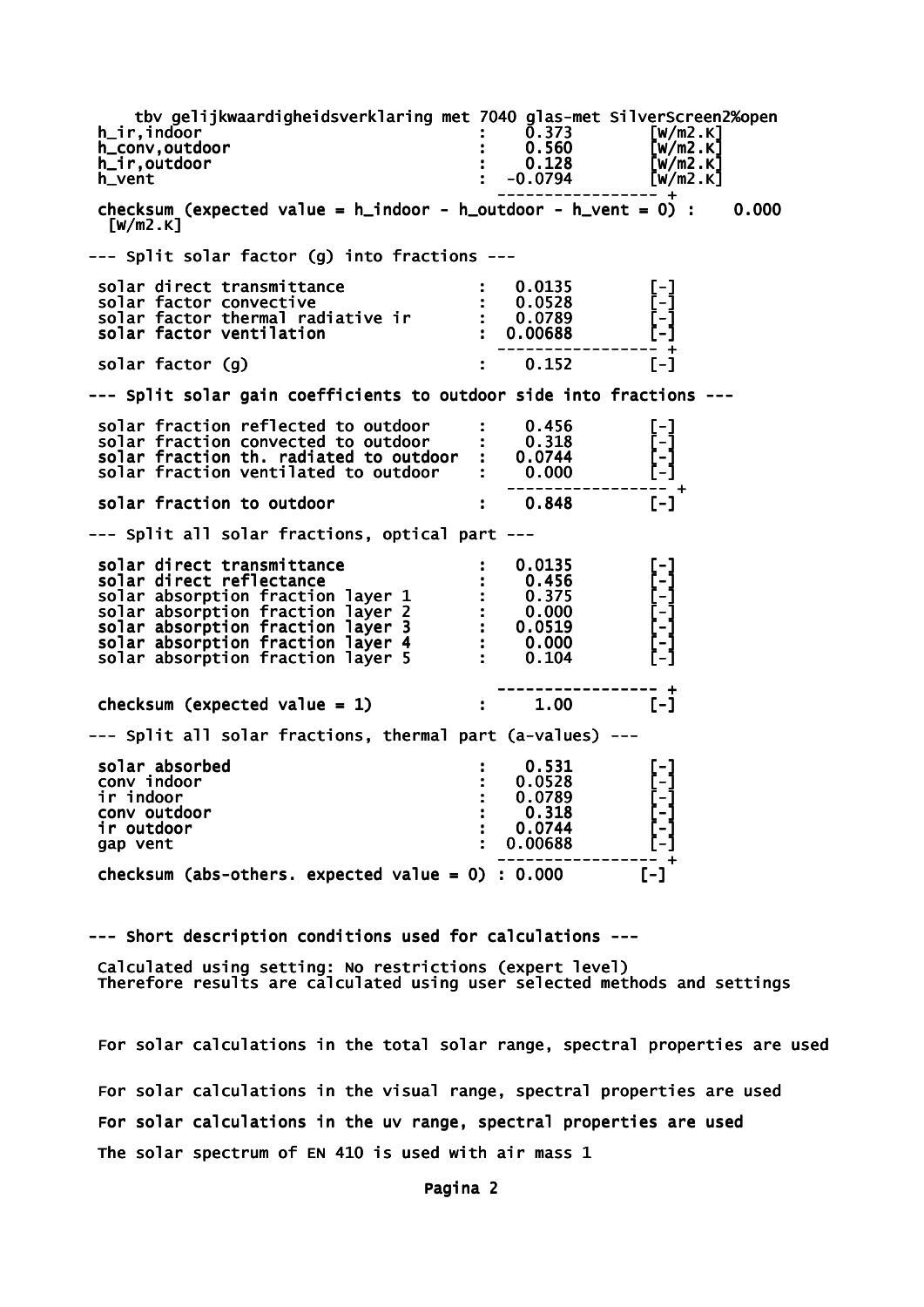tbv gelijkwaardigheidsverklaring met 7040 glas-met SilverScreen2%open

| | | | |
|---|---|---|---|
| h_ir,indoor | : | 0.373 | [W/m2.K] |
| h_conv,outdoor | : | 0.560 | [W/m2.K] |
| h_ir,outdoor | : | 0.128 | [W/m2.K] |
| h_vent | : | -0.0794 | [W/m2.K] |

-----------------+

checksum (expected value = h_indoor - h_outdoor - h_vent = 0) : 0.000 [W/m2.K]

--- Split solar factor (g) into fractions ---

| | | | |
|---|---|---|---|
| solar direct transmittance | : | 0.0135 | [-] |
| solar factor convective | : | 0.0528 | [-] |
| solar factor thermal radiative ir | : | 0.0789 | [-] |
| solar factor ventilation | : | 0.00688 | [-] |
| solar factor (g) | : | 0.152 | [-] |

--- Split solar gain coefficients to outdoor side into fractions ---

| | | | |
|---|---|---|---|
| solar fraction reflected to outdoor | : | 0.456 | [-] |
| solar fraction convected to outdoor | : | 0.318 | [-] |
| solar fraction th. radiated to outdoor | : | 0.0744 | [-] |
| solar fraction ventilated to outdoor | : | 0.000 | [-] |
| solar fraction to outdoor | : | 0.848 | [-] |

--- Split all solar fractions, optical part ---

| | | | |
|---|---|---|---|
| solar direct transmittance | : | 0.0135 | [-] |
| solar direct reflectance | : | 0.456 | [-] |
| solar absorption fraction layer 1 | : | 0.375 | [-] |
| solar absorption fraction layer 2 | : | 0.000 | [-] |
| solar absorption fraction layer 3 | : | 0.0519 | [-] |
| solar absorption fraction layer 4 | : | 0.000 | [-] |
| solar absorption fraction layer 5 | : | 0.104 | [-] |
| checksum (expected value = 1) | : | 1.00 | [-] |

--- Split all solar fractions, thermal part (a-values) ---

| | | | |
|---|---|---|---|
| solar absorbed | : | 0.531 | [-] |
| conv indoor | : | 0.0528 | [-] |
| ir indoor | : | 0.0789 | [-] |
| conv outdoor | : | 0.318 | [-] |
| ir outdoor | : | 0.0744 | [-] |
| gap vent | : | 0.00688 | [-] |
| checksum (abs-others. expected value = 0) | : | 0.000 | [-] |

--- Short description conditions used for calculations ---

Calculated using setting: No restrictions (expert level)
Therefore results are calculated using user selected methods and settings

For solar calculations in the total solar range, spectral properties are used

For solar calculations in the visual range, spectral properties are used

For solar calculations in the uv range, spectral properties are used

The solar spectrum of EN 410 is used with air mass 1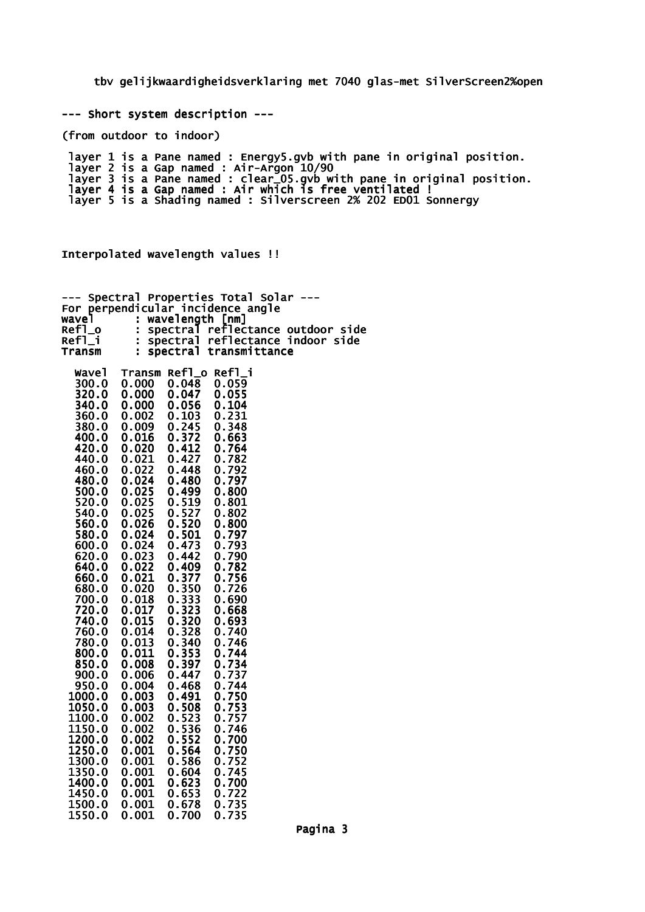tbv gelijkwaardigheidsverklaring met 7040 glas-met SilverScreen2%open

--- Short system description ---

(from outdoor to indoor)

layer 1 is a Pane named : Energy5.gvb with pane in original position.
layer 2 is a Gap named : Air-Argon 10/90
layer 3 is a Pane named : clear_05.gvb with pane in original position.
layer 4 is a Gap named : Air which is free ventilated !
layer 5 is a Shading named : Silverscreen 2% 202 ED01 Sonnergy

Interpolated wavelength values !!

--- Spectral Properties Total Solar ---
For perpendicular incidence angle
wavel : wavelength [nm]
Refl_o : spectral reflectance outdoor side
Refl_i : spectral reflectance indoor side
Transm : spectral transmittance

| Wavel | Transm | Refl_o | Refl_i |
|---|---|---|---|
| 300.0 | 0.000 | 0.048 | 0.059 |
| 320.0 | 0.000 | 0.047 | 0.055 |
| 340.0 | 0.000 | 0.056 | 0.104 |
| 360.0 | 0.002 | 0.103 | 0.231 |
| 380.0 | 0.009 | 0.245 | 0.348 |
| 400.0 | 0.016 | 0.372 | 0.663 |
| 420.0 | 0.020 | 0.412 | 0.764 |
| 440.0 | 0.021 | 0.427 | 0.782 |
| 460.0 | 0.022 | 0.448 | 0.792 |
| 480.0 | 0.024 | 0.480 | 0.797 |
| 500.0 | 0.025 | 0.499 | 0.800 |
| 520.0 | 0.025 | 0.519 | 0.801 |
| 540.0 | 0.025 | 0.527 | 0.802 |
| 560.0 | 0.026 | 0.520 | 0.800 |
| 580.0 | 0.024 | 0.501 | 0.797 |
| 600.0 | 0.024 | 0.473 | 0.793 |
| 620.0 | 0.023 | 0.442 | 0.790 |
| 640.0 | 0.022 | 0.409 | 0.782 |
| 660.0 | 0.021 | 0.377 | 0.756 |
| 680.0 | 0.020 | 0.350 | 0.726 |
| 700.0 | 0.018 | 0.333 | 0.690 |
| 720.0 | 0.017 | 0.323 | 0.668 |
| 740.0 | 0.015 | 0.320 | 0.693 |
| 760.0 | 0.014 | 0.328 | 0.740 |
| 780.0 | 0.013 | 0.340 | 0.746 |
| 800.0 | 0.011 | 0.353 | 0.744 |
| 850.0 | 0.008 | 0.397 | 0.734 |
| 900.0 | 0.006 | 0.447 | 0.737 |
| 950.0 | 0.004 | 0.468 | 0.744 |
| 1000.0 | 0.003 | 0.491 | 0.750 |
| 1050.0 | 0.003 | 0.508 | 0.753 |
| 1100.0 | 0.002 | 0.523 | 0.757 |
| 1150.0 | 0.002 | 0.536 | 0.746 |
| 1200.0 | 0.002 | 0.552 | 0.700 |
| 1250.0 | 0.001 | 0.564 | 0.750 |
| 1300.0 | 0.001 | 0.586 | 0.752 |
| 1350.0 | 0.001 | 0.604 | 0.745 |
| 1400.0 | 0.001 | 0.623 | 0.700 |
| 1450.0 | 0.001 | 0.653 | 0.722 |
| 1500.0 | 0.001 | 0.678 | 0.735 |
| 1550.0 | 0.001 | 0.700 | 0.735 |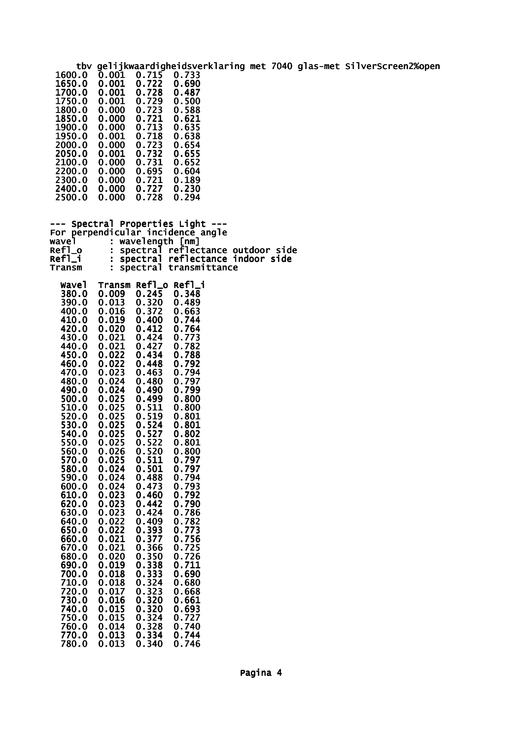tbv gelijkwaardigheidsverklaring met 7040 glas-met SilverScreen2%open

| | | | |
|---|---|---|---|
| 1600.0 | 0.001 | 0.715 | 0.733 |
| 1650.0 | 0.001 | 0.722 | 0.690 |
| 1700.0 | 0.001 | 0.728 | 0.487 |
| 1750.0 | 0.001 | 0.729 | 0.500 |
| 1800.0 | 0.000 | 0.723 | 0.588 |
| 1850.0 | 0.000 | 0.721 | 0.621 |
| 1900.0 | 0.000 | 0.713 | 0.635 |
| 1950.0 | 0.001 | 0.718 | 0.638 |
| 2000.0 | 0.000 | 0.723 | 0.654 |
| 2050.0 | 0.001 | 0.732 | 0.655 |
| 2100.0 | 0.000 | 0.731 | 0.652 |
| 2200.0 | 0.000 | 0.695 | 0.604 |
| 2300.0 | 0.000 | 0.721 | 0.189 |
| 2400.0 | 0.000 | 0.727 | 0.230 |
| 2500.0 | 0.000 | 0.728 | 0.294 |

--- Spectral Properties Light ---

For perpendicular incidence angle

wavel : wavelength [nm]
Refl_o : spectral reflectance outdoor side
Refl_i : spectral reflectance indoor side
Transm : spectral transmittance

| Wavel | Transm | Refl_o | Refl_i |
|---|---|---|---|
| 380.0 | 0.009 | 0.245 | 0.348 |
| 390.0 | 0.013 | 0.320 | 0.489 |
| 400.0 | 0.016 | 0.372 | 0.663 |
| 410.0 | 0.019 | 0.400 | 0.744 |
| 420.0 | 0.020 | 0.412 | 0.764 |
| 430.0 | 0.021 | 0.424 | 0.773 |
| 440.0 | 0.021 | 0.427 | 0.782 |
| 450.0 | 0.022 | 0.434 | 0.788 |
| 460.0 | 0.022 | 0.448 | 0.792 |
| 470.0 | 0.023 | 0.463 | 0.794 |
| 480.0 | 0.024 | 0.480 | 0.797 |
| 490.0 | 0.024 | 0.490 | 0.799 |
| 500.0 | 0.025 | 0.499 | 0.800 |
| 510.0 | 0.025 | 0.511 | 0.800 |
| 520.0 | 0.025 | 0.519 | 0.801 |
| 530.0 | 0.025 | 0.524 | 0.801 |
| 540.0 | 0.025 | 0.527 | 0.802 |
| 550.0 | 0.025 | 0.522 | 0.801 |
| 560.0 | 0.026 | 0.520 | 0.800 |
| 570.0 | 0.025 | 0.511 | 0.797 |
| 580.0 | 0.024 | 0.501 | 0.797 |
| 590.0 | 0.024 | 0.488 | 0.794 |
| 600.0 | 0.024 | 0.473 | 0.793 |
| 610.0 | 0.023 | 0.460 | 0.792 |
| 620.0 | 0.023 | 0.442 | 0.790 |
| 630.0 | 0.023 | 0.424 | 0.786 |
| 640.0 | 0.022 | 0.409 | 0.782 |
| 650.0 | 0.022 | 0.393 | 0.773 |
| 660.0 | 0.021 | 0.377 | 0.756 |
| 670.0 | 0.021 | 0.366 | 0.725 |
| 680.0 | 0.020 | 0.350 | 0.726 |
| 690.0 | 0.019 | 0.338 | 0.711 |
| 700.0 | 0.018 | 0.333 | 0.690 |
| 710.0 | 0.018 | 0.324 | 0.680 |
| 720.0 | 0.017 | 0.323 | 0.668 |
| 730.0 | 0.016 | 0.320 | 0.661 |
| 740.0 | 0.015 | 0.320 | 0.693 |
| 750.0 | 0.015 | 0.324 | 0.727 |
| 760.0 | 0.014 | 0.328 | 0.740 |
| 770.0 | 0.013 | 0.334 | 0.744 |
| 780.0 | 0.013 | 0.340 | 0.746 |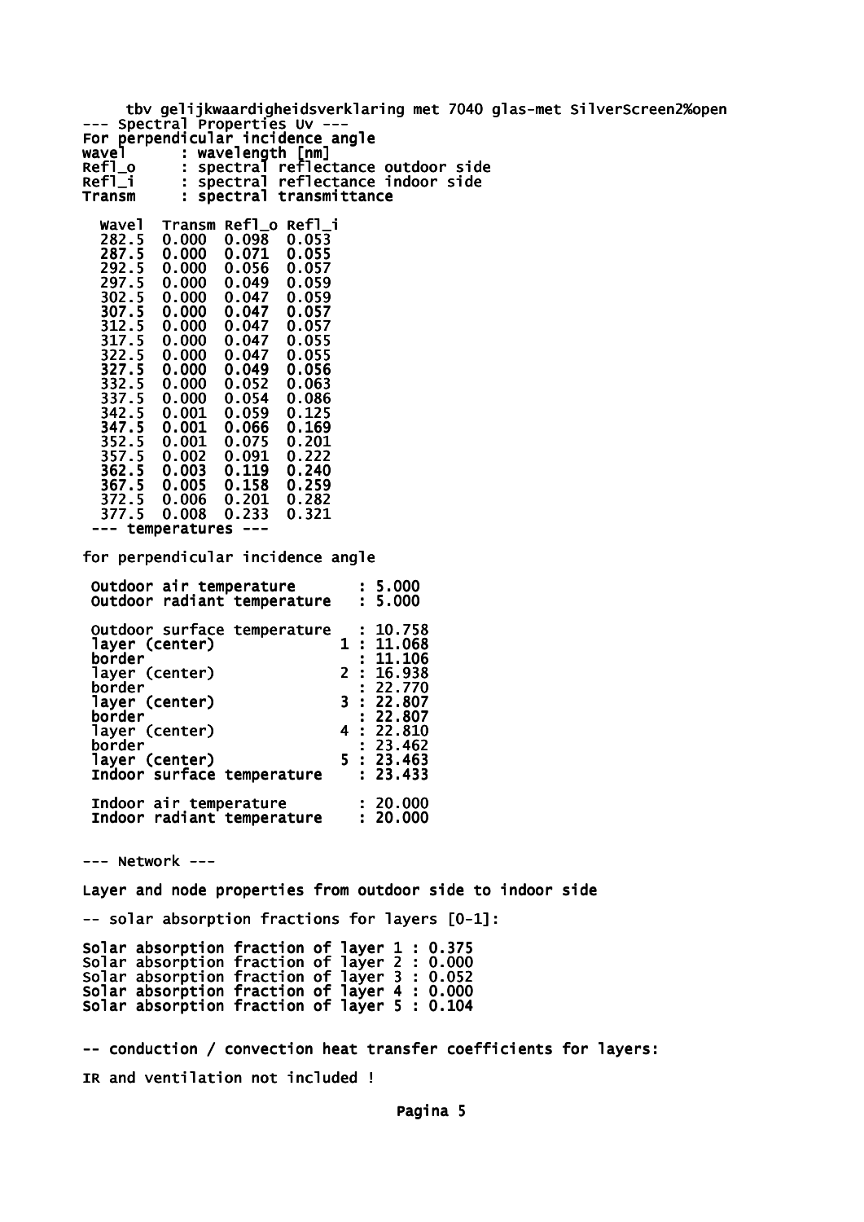tbv gelijkwaardigheidsverklaring met 7040 glas-met SilverScreen2%open

--- Spectral Properties Uv ---

For perpendicular incidence angle

```
wavel      : wavelength [nm]
Refl_o     : spectral reflectance outdoor side
Refl_i     : spectral reflectance indoor side
Transm     : spectral transmittance
```

| Wavel | Transm | Refl_o | Refl_i |
|---|---|---|---|
| 282.5 | 0.000 | 0.098 | 0.053 |
| 287.5 | 0.000 | 0.071 | 0.055 |
| 292.5 | 0.000 | 0.056 | 0.057 |
| 297.5 | 0.000 | 0.049 | 0.059 |
| 302.5 | 0.000 | 0.047 | 0.059 |
| 307.5 | 0.000 | 0.047 | 0.057 |
| 312.5 | 0.000 | 0.047 | 0.057 |
| 317.5 | 0.000 | 0.047 | 0.055 |
| 322.5 | 0.000 | 0.047 | 0.055 |
| 327.5 | 0.000 | 0.049 | 0.056 |
| 332.5 | 0.000 | 0.052 | 0.063 |
| 337.5 | 0.000 | 0.054 | 0.086 |
| 342.5 | 0.001 | 0.059 | 0.125 |
| 347.5 | 0.001 | 0.066 | 0.169 |
| 352.5 | 0.001 | 0.075 | 0.201 |
| 357.5 | 0.002 | 0.091 | 0.222 |
| 362.5 | 0.003 | 0.119 | 0.240 |
| 367.5 | 0.005 | 0.158 | 0.259 |
| 372.5 | 0.006 | 0.201 | 0.282 |
| 377.5 | 0.008 | 0.233 | 0.321 |

--- temperatures ---

for perpendicular incidence angle

```
Outdoor air temperature       : 5.000
Outdoor radiant temperature   : 5.000

Outdoor surface temperature   : 10.758
layer (center)              1 : 11.068
border                        : 11.106
layer (center)              2 : 16.938
border                        : 22.770
layer (center)              3 : 22.807
border                        : 22.807
layer (center)              4 : 22.810
border                        : 23.462
layer (center)              5 : 23.463
Indoor surface temperature    : 23.433

Indoor air temperature        : 20.000
Indoor radiant temperature    : 20.000
```

--- Network ---

Layer and node properties from outdoor side to indoor side

-- solar absorption fractions for layers [0-1]:

```
Solar absorption fraction of layer 1 : 0.375
Solar absorption fraction of layer 2 : 0.000
Solar absorption fraction of layer 3 : 0.052
Solar absorption fraction of layer 4 : 0.000
Solar absorption fraction of layer 5 : 0.104
```

-- conduction / convection heat transfer coefficients for layers:

IR and ventilation not included !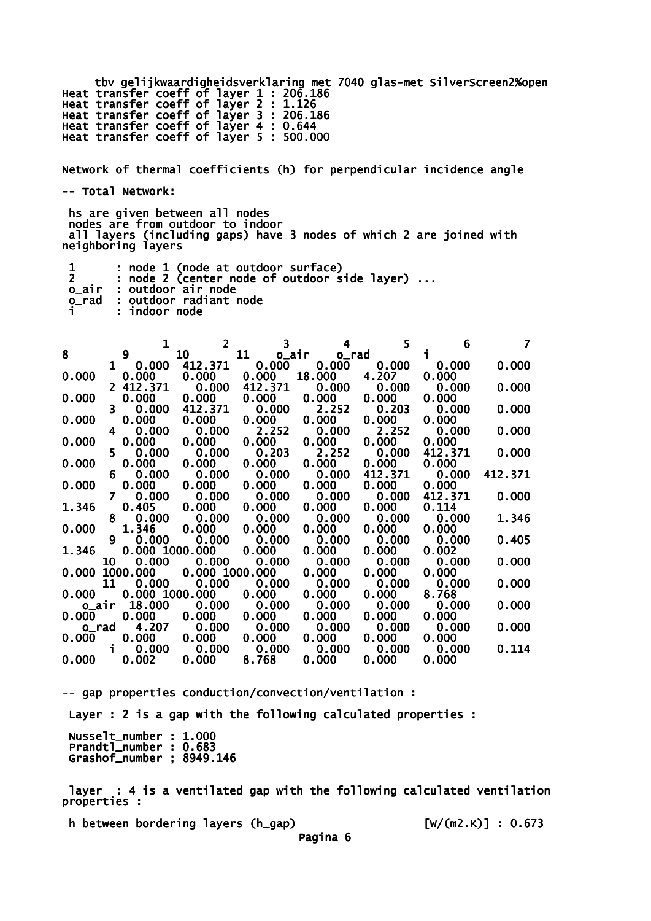tbv gelijkwaardigheidsverklaring met 7040 glas-met SilverScreen2%open

Heat transfer coeff of layer 1 : 206.186
Heat transfer coeff of layer 2 : 1.126
Heat transfer coeff of layer 3 : 206.186
Heat transfer coeff of layer 4 : 0.644
Heat transfer coeff of layer 5 : 500.000

Network of thermal coefficients (h) for perpendicular incidence angle

-- Total Network:

hs are given between all nodes
nodes are from outdoor to indoor
all layers (including gaps) have 3 nodes of which 2 are joined with neighboring layers

- 1 : node 1 (node at outdoor surface)
- 2 : node 2 (center node of outdoor side layer) ...
- o_air : outdoor air node
- o_rad : outdoor radiant node
- i : indoor node

| | 1 | 2 | 3 | 4 | 5 | 6 | 7 | 8 | 9 | 10 | 11 | o_air | o_rad | i |
|---|---|---|---|---|---|---|---|---|---|---|---|---|---|---|
| 1 | 0.000 | 412.371 | 0.000 | 0.000 | 0.000 | 0.000 | 0.000 | 0.000 | 0.000 | 0.000 | 0.000 | 18.000 | 4.207 | 0.000 |
| 2 | 412.371 | 0.000 | 412.371 | 0.000 | 0.000 | 0.000 | 0.000 | 0.000 | 0.000 | 0.000 | 0.000 | 0.000 | 0.000 | 0.000 |
| 3 | 0.000 | 412.371 | 0.000 | 2.252 | 0.203 | 0.000 | 0.000 | 0.000 | 0.000 | 0.000 | 0.000 | 0.000 | 0.000 | 0.000 |
| 4 | 0.000 | 0.000 | 2.252 | 0.000 | 2.252 | 0.000 | 0.000 | 0.000 | 0.000 | 0.000 | 0.000 | 0.000 | 0.000 | 0.000 |
| 5 | 0.000 | 0.000 | 0.203 | 2.252 | 0.000 | 412.371 | 0.000 | 0.000 | 0.000 | 0.000 | 0.000 | 0.000 | 0.000 | 0.000 |
| 6 | 0.000 | 0.000 | 0.000 | 0.000 | 412.371 | 0.000 | 412.371 | 0.000 | 0.000 | 0.000 | 0.000 | 0.000 | 0.000 | 0.000 |
| 7 | 0.000 | 0.000 | 0.000 | 0.000 | 0.000 | 412.371 | 0.000 | 1.346 | 0.405 | 0.000 | 0.000 | 0.000 | 0.000 | 0.114 |
| 8 | 0.000 | 0.000 | 0.000 | 0.000 | 0.000 | 0.000 | 1.346 | 0.000 | 1.346 | 0.000 | 0.000 | 0.000 | 0.000 | 0.000 |
| 9 | 0.000 | 0.000 | 0.000 | 0.000 | 0.000 | 0.000 | 0.405 | 1.346 | 0.000 | 1000.000 | 0.000 | 0.000 | 0.000 | 0.002 |
| 10 | 0.000 | 0.000 | 0.000 | 0.000 | 0.000 | 0.000 | 0.000 | 0.000 | 1000.000 | 0.000 | 1000.000 | 0.000 | 0.000 | 0.000 |
| 11 | 0.000 | 0.000 | 0.000 | 0.000 | 0.000 | 0.000 | 0.000 | 0.000 | 0.000 | 1000.000 | 0.000 | 0.000 | 0.000 | 8.768 |
| o_air | 18.000 | 0.000 | 0.000 | 0.000 | 0.000 | 0.000 | 0.000 | 0.000 | 0.000 | 0.000 | 0.000 | 0.000 | 0.000 | 0.000 |
| o_rad | 4.207 | 0.000 | 0.000 | 0.000 | 0.000 | 0.000 | 0.000 | 0.000 | 0.000 | 0.000 | 0.000 | 0.000 | 0.000 | 0.000 |
| i | 0.000 | 0.000 | 0.000 | 0.000 | 0.000 | 0.000 | 0.114 | 0.000 | 0.002 | 0.000 | 8.768 | 0.000 | 0.000 | 0.000 |

-- gap properties conduction/convection/ventilation :

Layer : 2 is a gap with the following calculated properties :

Nusselt_number : 1.000
Prandtl_number : 0.683
Grashof_number ; 8949.146

layer : 4 is a ventilated gap with the following calculated ventilation properties :

h between bordering layers (h_gap) [W/(m2.K)] : 0.673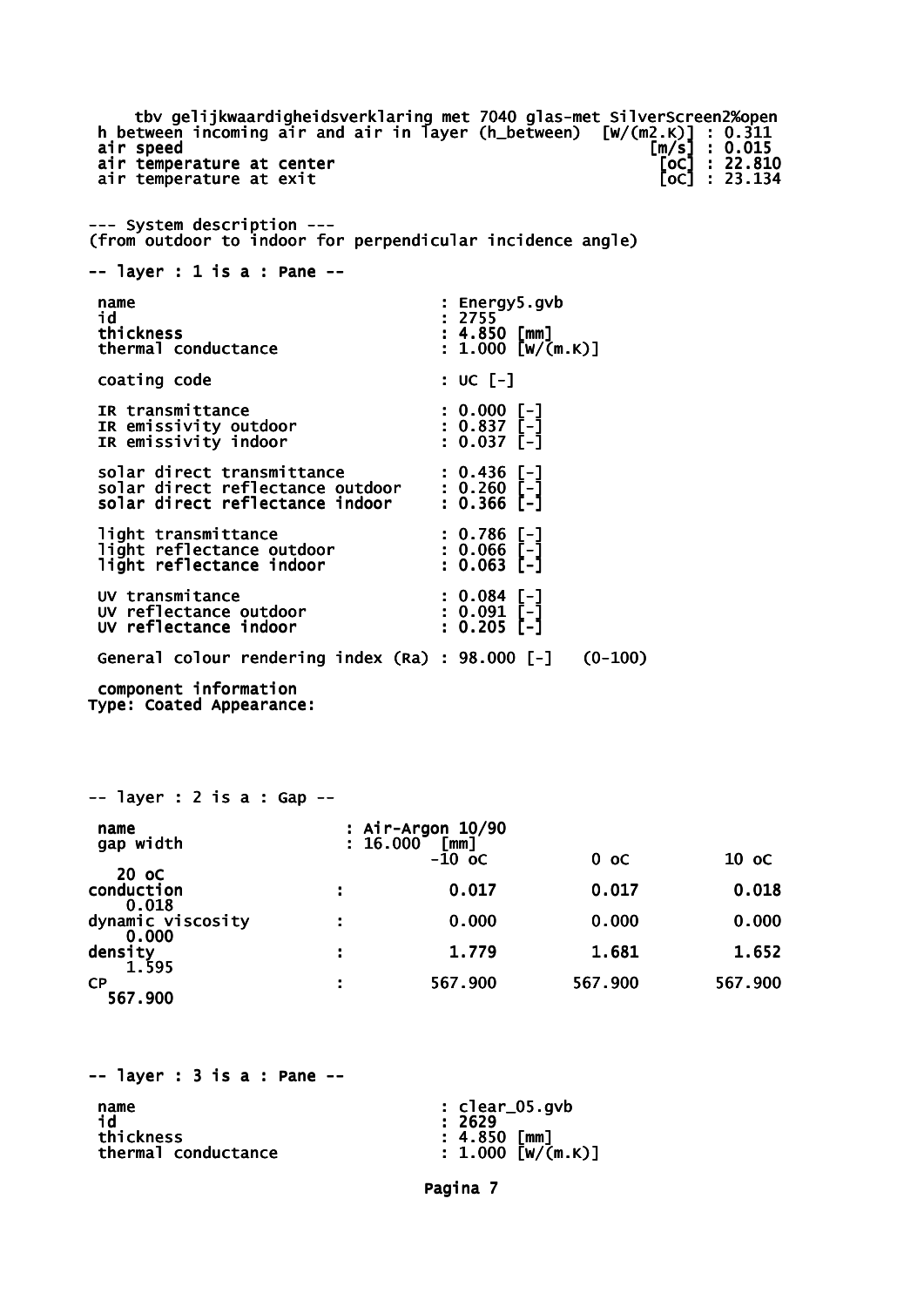tbv gelijkwaardigheidsverklaring met 7040 glas-met SilverScreen2%open

```
h between incoming air and air in layer (h_between)  [W/(m2.K)] : 0.311
air speed                                            [m/s]      : 0.015
air temperature at center                            [oC]       : 22.810
air temperature at exit                              [oC]       : 23.134
```

--- System description ---
(from outdoor to indoor for perpendicular incidence angle)

-- layer : 1 is a : Pane --

```
name                              : Energy5.gvb
id                                : 2755
thickness                         : 4.850 [mm]
thermal conductance               : 1.000 [W/(m.K)]

coating code                      : UC [-]

IR transmittance                  : 0.000 [-]
IR emissivity outdoor             : 0.837 [-]
IR emissivity indoor              : 0.037 [-]

solar direct transmittance        : 0.436 [-]
solar direct reflectance outdoor  : 0.260 [-]
solar direct reflectance indoor   : 0.366 [-]

light transmittance               : 0.786 [-]
light reflectance outdoor         : 0.066 [-]
light reflectance indoor          : 0.063 [-]

UV transmitance                   : 0.084 [-]
UV reflectance outdoor            : 0.091 [-]
UV reflectance indoor             : 0.205 [-]

General colour rendering index (Ra) : 98.000 [-]   (0-100)
```

component information
Type: Coated Appearance:

-- layer : 2 is a : Gap --

```
name          : Air-Argon 10/90
gap width     : 16.000  [mm]
```

| | -10 oC | 0 oC | 10 oC | 20 oC |
|---|---|---|---|---|
| conduction : | 0.017 | 0.017 | 0.018 | 0.018 |
| dynamic viscosity : | 0.000 | 0.000 | 0.000 | 0.000 |
| density : | 1.779 | 1.681 | 1.652 | 1.595 |
| CP : | 567.900 | 567.900 | 567.900 | 567.900 |

-- layer : 3 is a : Pane --

```
name                              : clear_05.gvb
id                                : 2629
thickness                         : 4.850 [mm]
thermal conductance               : 1.000 [W/(m.K)]
```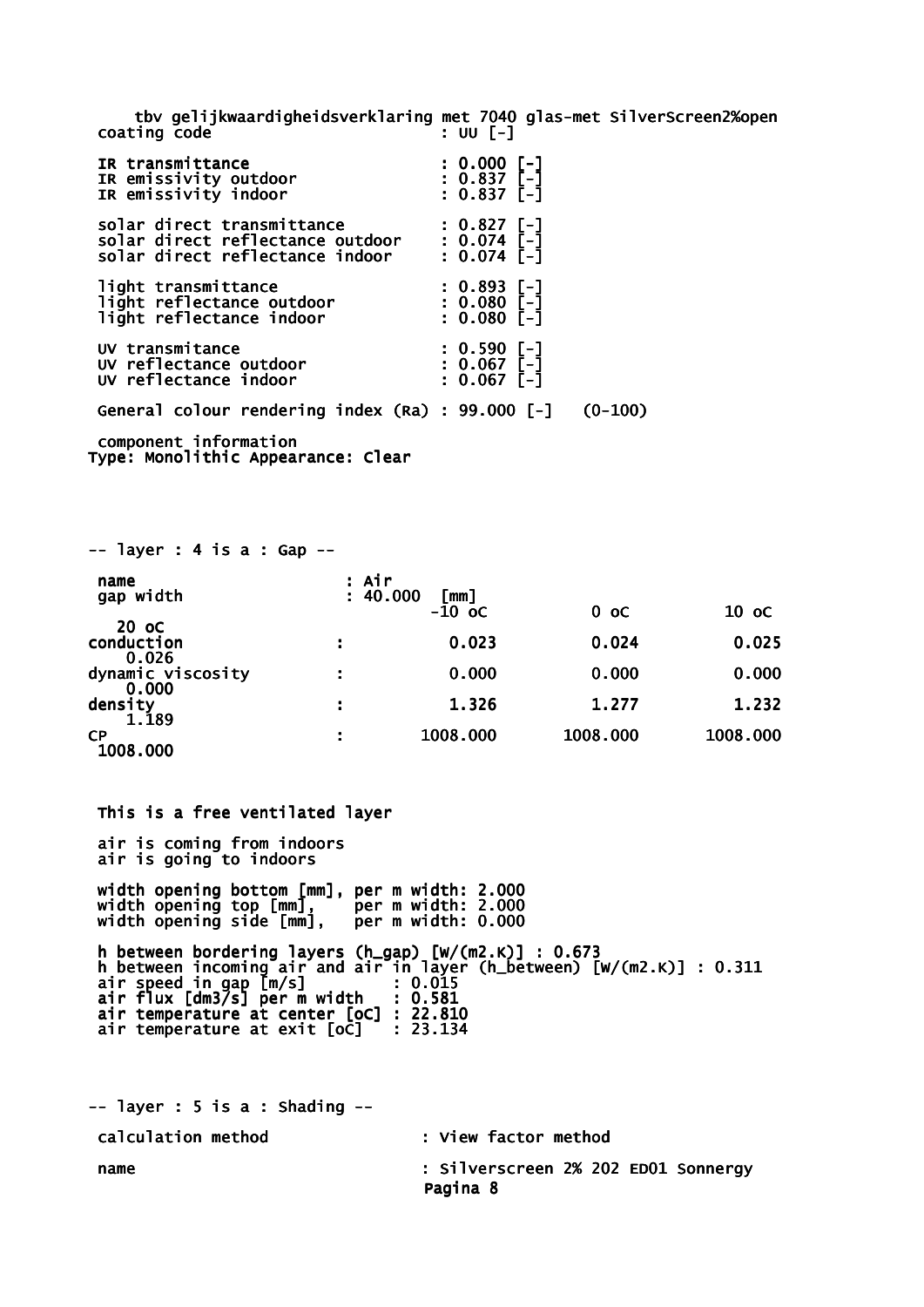tbv gelijkwaardigheidsverklaring met 7040 glas-met SilverScreen2%open

| | |
|---|---|
| coating code | : UU [-] |
| IR transmittance | : 0.000 [-] |
| IR emissivity outdoor | : 0.837 [-] |
| IR emissivity indoor | : 0.837 [-] |
| solar direct transmittance | : 0.827 [-] |
| solar direct reflectance outdoor | : 0.074 [-] |
| solar direct reflectance indoor | : 0.074 [-] |
| light transmittance | : 0.893 [-] |
| light reflectance outdoor | : 0.080 [-] |
| light reflectance indoor | : 0.080 [-] |
| UV transmitance | : 0.590 [-] |
| UV reflectance outdoor | : 0.067 [-] |
| UV reflectance indoor | : 0.067 [-] |
| General colour rendering index (Ra) | : 99.000 [-] (0-100) |

component information
**Type: Monolithic Appearance: Clear**

**-- layer : 4 is a : Gap --**

**name** : Air
gap width : 40.000 [mm]

| | -10 oC | 0 oC | 10 oC | 20 oC |
|---|---|---|---|---|
| **conduction** : | 0.023 | 0.024 | 0.025 | 0.026 |
| dynamic viscosity : | 0.000 | 0.000 | 0.000 | 0.000 |
| **density** : | 1.326 | 1.277 | 1.232 | 1.189 |
| CP : | 1008.000 | 1008.000 | 1008.000 | 1008.000 |

**This is a free ventilated layer**

air is coming from indoors
air is going to indoors

**width opening bottom [mm], per m width: 2.000**
width opening top [mm], per m width: 2.000
width opening side [mm], per m width: 0.000

**h between bordering layers (h_gap) [W/(m2.K)] : 0.673**
h between incoming air and air in layer (h_between) [W/(m2.K)] : 0.311
air speed in gap [m/s] : 0.015
**air flux [dm3/s] per m width : 0.581**
**air temperature at center [oC] : 22.810**
air temperature at exit [oC] : 23.134

-- layer : 5 is a : Shading --

calculation method : View factor method

name : Silverscreen 2% 202 ED01 Sonnergy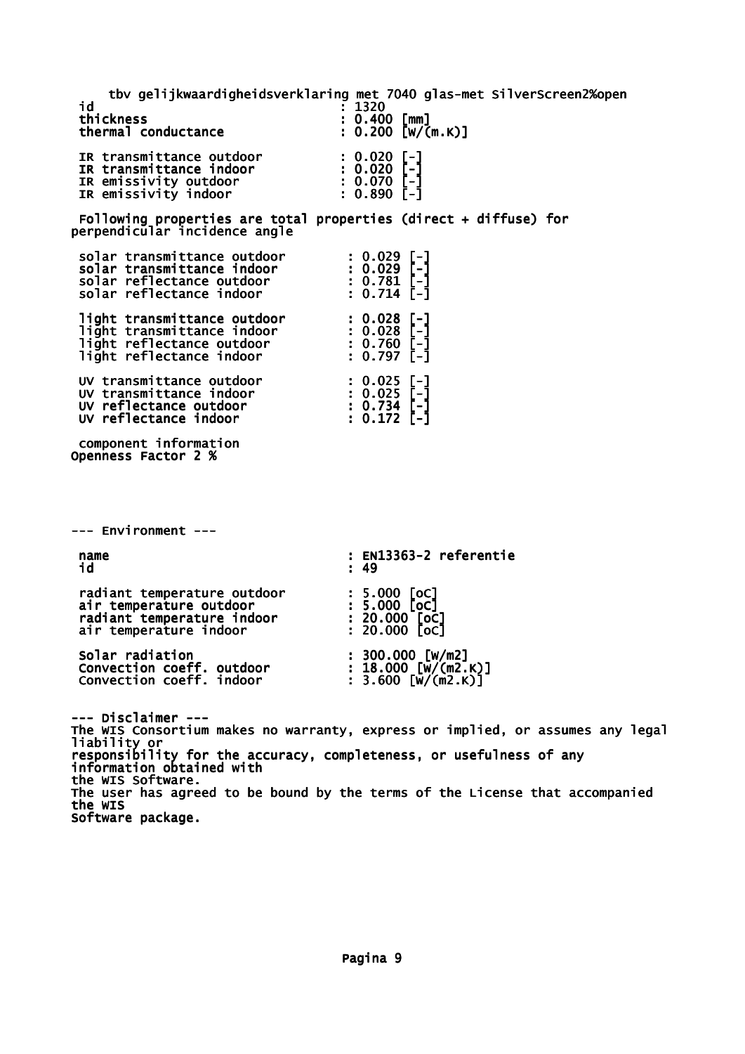tbv gelijkwaardigheidsverklaring met 7040 glas-met SilverScreen2%open

| | |
|---|---|
| id | : 1320 |
| thickness | : 0.400 [mm] |
| thermal conductance | : 0.200 [W/(m.K)] |
| | |
| IR transmittance outdoor | : 0.020 [-] |
| IR transmittance indoor | : 0.020 [-] |
| IR emissivity outdoor | : 0.070 [-] |
| IR emissivity indoor | : 0.890 [-] |

Following properties are total properties (direct + diffuse) for perpendicular incidence angle

| | |
|---|---|
| solar transmittance outdoor | : 0.029 [-] |
| solar transmittance indoor | : 0.029 [-] |
| solar reflectance outdoor | : 0.781 [-] |
| solar reflectance indoor | : 0.714 [-] |
| | |
| light transmittance outdoor | : 0.028 [-] |
| light transmittance indoor | : 0.028 [-] |
| light reflectance outdoor | : 0.760 [-] |
| light reflectance indoor | : 0.797 [-] |
| | |
| UV transmittance outdoor | : 0.025 [-] |
| UV transmittance indoor | : 0.025 [-] |
| UV reflectance outdoor | : 0.734 [-] |
| UV reflectance indoor | : 0.172 [-] |

component information
Openness Factor 2 %

--- Environment ---

| | |
|---|---|
| name | : EN13363-2 referentie |
| id | : 49 |
| | |
| radiant temperature outdoor | : 5.000 [oC] |
| air temperature outdoor | : 5.000 [oC] |
| radiant temperature indoor | : 20.000 [oC] |
| air temperature indoor | : 20.000 [oC] |
| | |
| Solar radiation | : 300.000 [W/m2] |
| Convection coeff. outdoor | : 18.000 [W/(m2.K)] |
| Convection coeff. indoor | : 3.600 [W/(m2.K)] |

--- Disclaimer ---
The WIS Consortium makes no warranty, express or implied, or assumes any legal liability or
responsibility for the accuracy, completeness, or usefulness of any information obtained with
the WIS Software.
The user has agreed to be bound by the terms of the License that accompanied the WIS
Software package.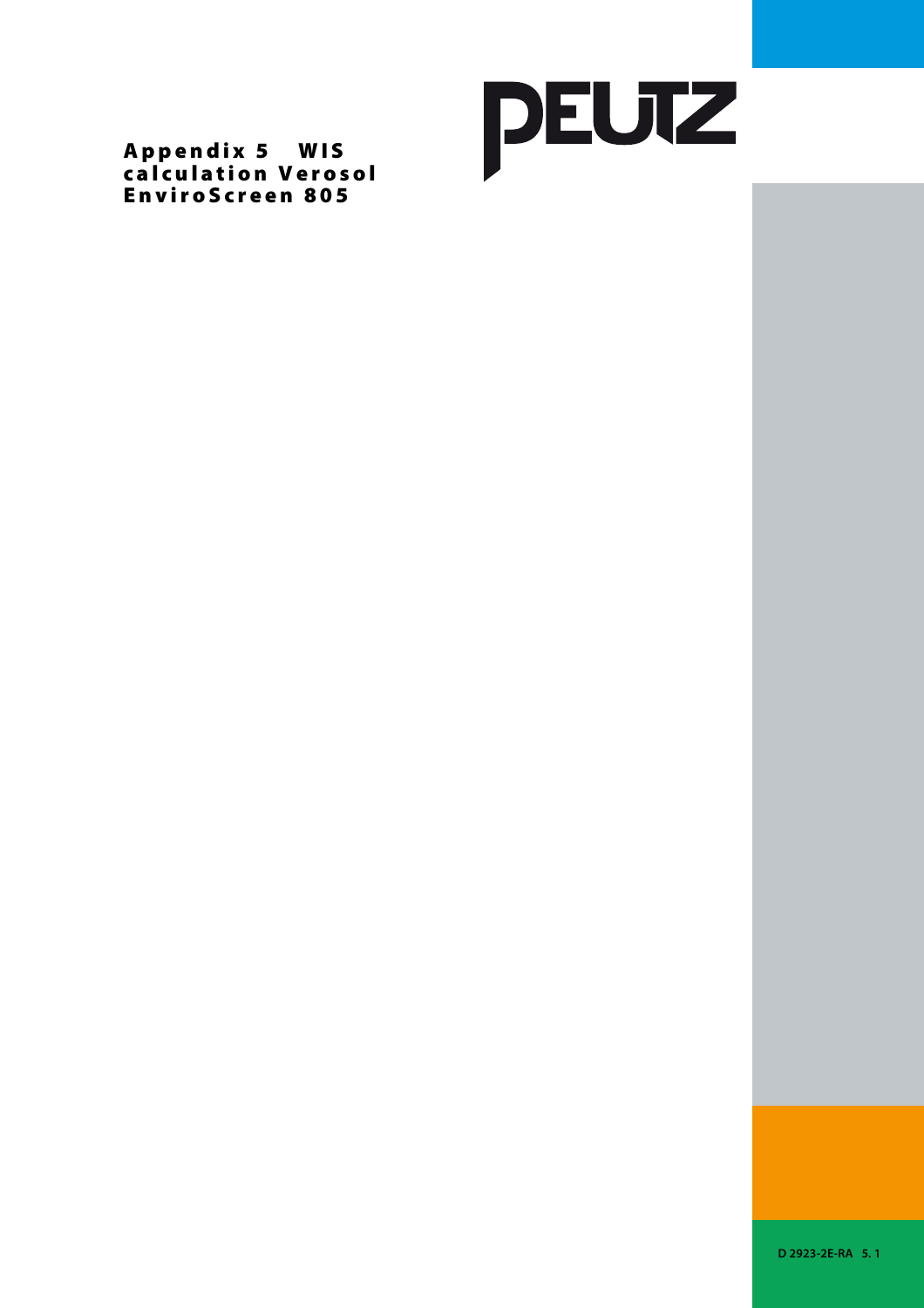# Appendix 5 WIS calculation Verosol EnviroScreen 805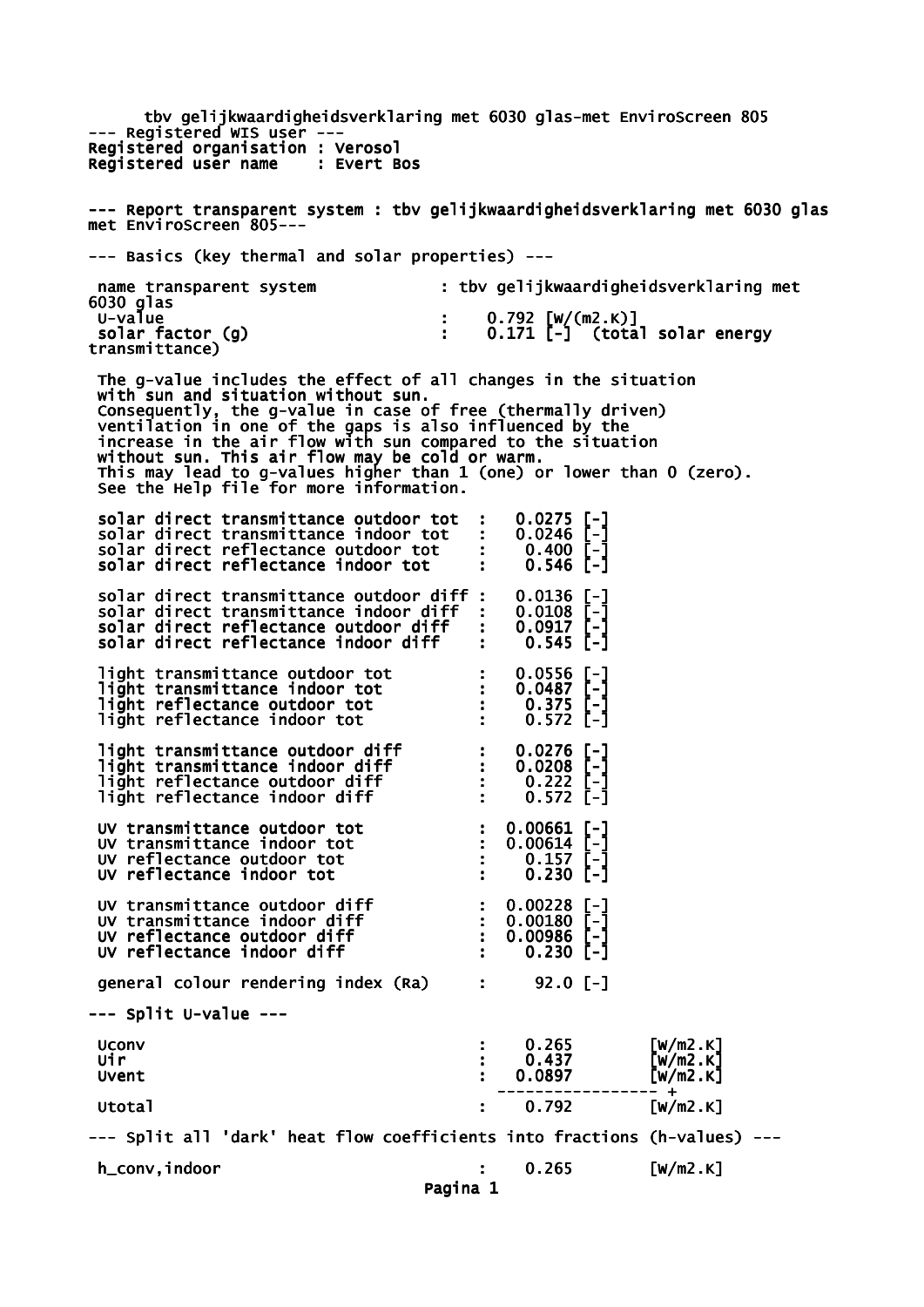tbv gelijkwaardigheidsverklaring met 6030 glas-met EnviroScreen 805

--- Registered WIS user ---
Registered organisation : Verosol
Registered user name : Evert Bos

--- Report transparent system : tbv gelijkwaardigheidsverklaring met 6030 glas met EnviroScreen 805---

--- Basics (key thermal and solar properties) ---

| | | |
|---|---|---|
| name transparent system | : | tbv gelijkwaardigheidsverklaring met 6030 glas |
| U-value | : | 0.792 [W/(m2.K)] |
| solar factor (g) | : | 0.171 [-] (total solar energy transmittance) |

The g-value includes the effect of all changes in the situation with sun and situation without sun.
Consequently, the g-value in case of free (thermally driven) ventilation in one of the gaps is also influenced by the increase in the air flow with sun compared to the situation without sun. This air flow may be cold or warm.
This may lead to g-values higher than 1 (one) or lower than 0 (zero).
See the Help file for more information.

| | | |
|---|---|---|
| solar direct transmittance outdoor tot | : | 0.0275 [-] |
| solar direct transmittance indoor tot | : | 0.0246 [-] |
| solar direct reflectance outdoor tot | : | 0.400 [-] |
| solar direct reflectance indoor tot | : | 0.546 [-] |
| | | |
| solar direct transmittance outdoor diff | : | 0.0136 [-] |
| solar direct transmittance indoor diff | : | 0.0108 [-] |
| solar direct reflectance outdoor diff | : | 0.0917 [-] |
| solar direct reflectance indoor diff | : | 0.545 [-] |
| | | |
| light transmittance outdoor tot | : | 0.0556 [-] |
| light transmittance indoor tot | : | 0.0487 [-] |
| light reflectance outdoor tot | : | 0.375 [-] |
| light reflectance indoor tot | : | 0.572 [-] |
| | | |
| light transmittance outdoor diff | : | 0.0276 [-] |
| light transmittance indoor diff | : | 0.0208 [-] |
| light reflectance outdoor diff | : | 0.222 [-] |
| light reflectance indoor diff | : | 0.572 [-] |
| | | |
| UV transmittance outdoor tot | : | 0.00661 [-] |
| UV transmittance indoor tot | : | 0.00614 [-] |
| UV reflectance outdoor tot | : | 0.157 [-] |
| UV reflectance indoor tot | : | 0.230 [-] |
| | | |
| UV transmittance outdoor diff | : | 0.00228 [-] |
| UV transmittance indoor diff | : | 0.00180 [-] |
| UV reflectance outdoor diff | : | 0.00986 [-] |
| UV reflectance indoor diff | : | 0.230 [-] |
| | | |
| general colour rendering index (Ra) | : | 92.0 [-] |

--- Split U-value ---

| | | | |
|---|---|---|---|
| Uconv | : | 0.265 | [W/m2.K] |
| Uir | : | 0.437 | [W/m2.K] |
| Uvent | : | 0.0897 | [W/m2.K] |
| | | ----------------- + | |
| Utotal | : | 0.792 | [W/m2.K] |

--- Split all 'dark' heat flow coefficients into fractions (h-values) ---

| | | | |
|---|---|---|---|
| h_conv,indoor | : | 0.265 | [W/m2.K] |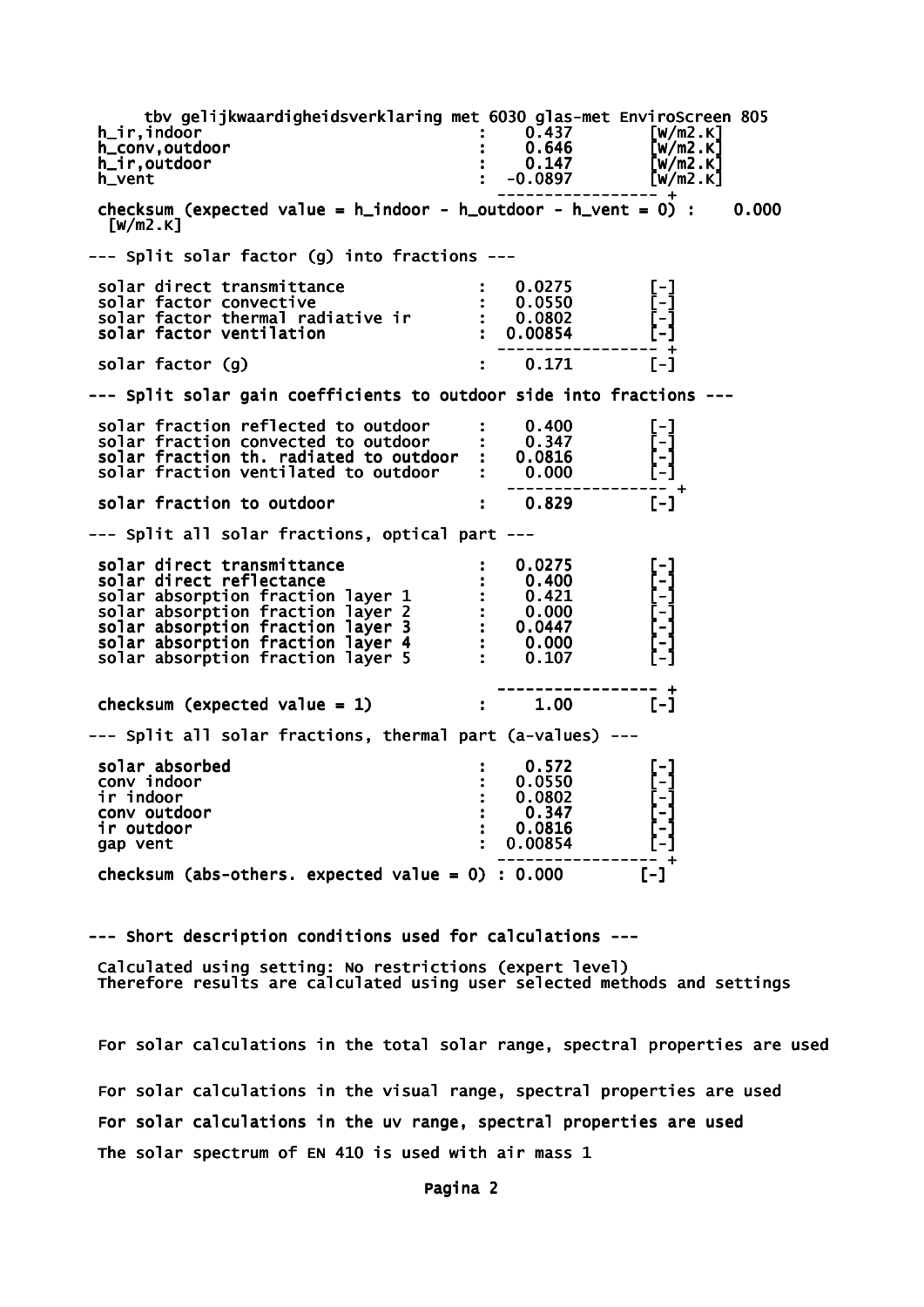tbv gelijkwaardigheidsverklaring met 6030 glas-met EnviroScreen 805

| | | | |
|---|---|---|---|
| h_ir,indoor | : | 0.437 | [W/m2.K] |
| h_conv,outdoor | : | 0.646 | [W/m2.K] |
| h_ir,outdoor | : | 0.147 | [W/m2.K] |
| h_vent | : | -0.0897 | [W/m2.K] |

checksum (expected value = h_indoor - h_outdoor - h_vent = 0) : 0.000 [W/m2.K]

--- Split solar factor (g) into fractions ---

| | | | |
|---|---|---|---|
| solar direct transmittance | : | 0.0275 | [-] |
| solar factor convective | : | 0.0550 | [-] |
| solar factor thermal radiative ir | : | 0.0802 | [-] |
| solar factor ventilation | : | 0.00854 | [-] |
| solar factor (g) | : | 0.171 | [-] |

--- Split solar gain coefficients to outdoor side into fractions ---

| | | | |
|---|---|---|---|
| solar fraction reflected to outdoor | : | 0.400 | [-] |
| solar fraction convected to outdoor | : | 0.347 | [-] |
| solar fraction th. radiated to outdoor | : | 0.0816 | [-] |
| solar fraction ventilated to outdoor | : | 0.000 | [-] |
| solar fraction to outdoor | : | 0.829 | [-] |

--- Split all solar fractions, optical part ---

| | | | |
|---|---|---|---|
| solar direct transmittance | : | 0.0275 | [-] |
| solar direct reflectance | : | 0.400 | [-] |
| solar absorption fraction layer 1 | : | 0.421 | [-] |
| solar absorption fraction layer 2 | : | 0.000 | [-] |
| solar absorption fraction layer 3 | : | 0.0447 | [-] |
| solar absorption fraction layer 4 | : | 0.000 | [-] |
| solar absorption fraction layer 5 | : | 0.107 | [-] |
| checksum (expected value = 1) | : | 1.00 | [-] |

--- Split all solar fractions, thermal part (a-values) ---

| | | | |
|---|---|---|---|
| solar absorbed | : | 0.572 | [-] |
| conv indoor | : | 0.0550 | [-] |
| ir indoor | : | 0.0802 | [-] |
| conv outdoor | : | 0.347 | [-] |
| ir outdoor | : | 0.0816 | [-] |
| gap vent | : | 0.00854 | [-] |
| checksum (abs-others. expected value = 0) | : | 0.000 | [-] |

--- Short description conditions used for calculations ---

Calculated using setting: No restrictions (expert level)
Therefore results are calculated using user selected methods and settings

For solar calculations in the total solar range, spectral properties are used

For solar calculations in the visual range, spectral properties are used

For solar calculations in the uv range, spectral properties are used

The solar spectrum of EN 410 is used with air mass 1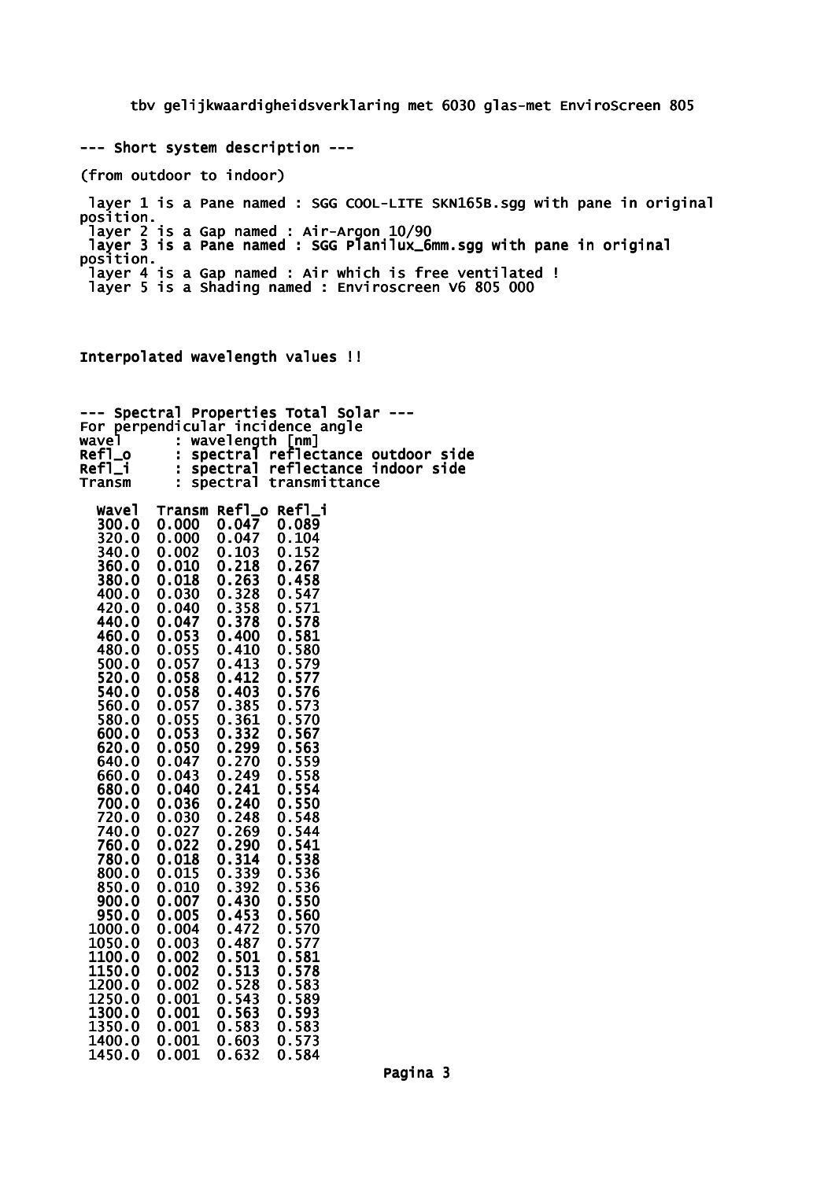tbv gelijkwaardigheidsverklaring met 6030 glas-met EnviroScreen 805

--- Short system description ---

(from outdoor to indoor)

layer 1 is a Pane named : SGG COOL-LITE SKN165B.sgg with pane in original position.
layer 2 is a Gap named : Air-Argon 10/90
layer 3 is a Pane named : SGG Planilux_6mm.sgg with pane in original position.
layer 4 is a Gap named : Air which is free ventilated !
layer 5 is a Shading named : Enviroscreen V6 805 000

Interpolated wavelength values !!

--- Spectral Properties Total Solar ---
For perpendicular incidence angle
wavel : wavelength [nm]
Refl_o : spectral reflectance outdoor side
Refl_i : spectral reflectance indoor side
Transm : spectral transmittance

| Wavel | Transm | Refl_o | Refl_i |
|---|---|---|---|
| 300.0 | 0.000 | 0.047 | 0.089 |
| 320.0 | 0.000 | 0.047 | 0.104 |
| 340.0 | 0.002 | 0.103 | 0.152 |
| 360.0 | 0.010 | 0.218 | 0.267 |
| 380.0 | 0.018 | 0.263 | 0.458 |
| 400.0 | 0.030 | 0.328 | 0.547 |
| 420.0 | 0.040 | 0.358 | 0.571 |
| 440.0 | 0.047 | 0.378 | 0.578 |
| 460.0 | 0.053 | 0.400 | 0.581 |
| 480.0 | 0.055 | 0.410 | 0.580 |
| 500.0 | 0.057 | 0.413 | 0.579 |
| 520.0 | 0.058 | 0.412 | 0.577 |
| 540.0 | 0.058 | 0.403 | 0.576 |
| 560.0 | 0.057 | 0.385 | 0.573 |
| 580.0 | 0.055 | 0.361 | 0.570 |
| 600.0 | 0.053 | 0.332 | 0.567 |
| 620.0 | 0.050 | 0.299 | 0.563 |
| 640.0 | 0.047 | 0.270 | 0.559 |
| 660.0 | 0.043 | 0.249 | 0.558 |
| 680.0 | 0.040 | 0.241 | 0.554 |
| 700.0 | 0.036 | 0.240 | 0.550 |
| 720.0 | 0.030 | 0.248 | 0.548 |
| 740.0 | 0.027 | 0.269 | 0.544 |
| 760.0 | 0.022 | 0.290 | 0.541 |
| 780.0 | 0.018 | 0.314 | 0.538 |
| 800.0 | 0.015 | 0.339 | 0.536 |
| 850.0 | 0.010 | 0.392 | 0.536 |
| 900.0 | 0.007 | 0.430 | 0.550 |
| 950.0 | 0.005 | 0.453 | 0.560 |
| 1000.0 | 0.004 | 0.472 | 0.570 |
| 1050.0 | 0.003 | 0.487 | 0.577 |
| 1100.0 | 0.002 | 0.501 | 0.581 |
| 1150.0 | 0.002 | 0.513 | 0.578 |
| 1200.0 | 0.002 | 0.528 | 0.583 |
| 1250.0 | 0.001 | 0.543 | 0.589 |
| 1300.0 | 0.001 | 0.563 | 0.593 |
| 1350.0 | 0.001 | 0.583 | 0.583 |
| 1400.0 | 0.001 | 0.603 | 0.573 |
| 1450.0 | 0.001 | 0.632 | 0.584 |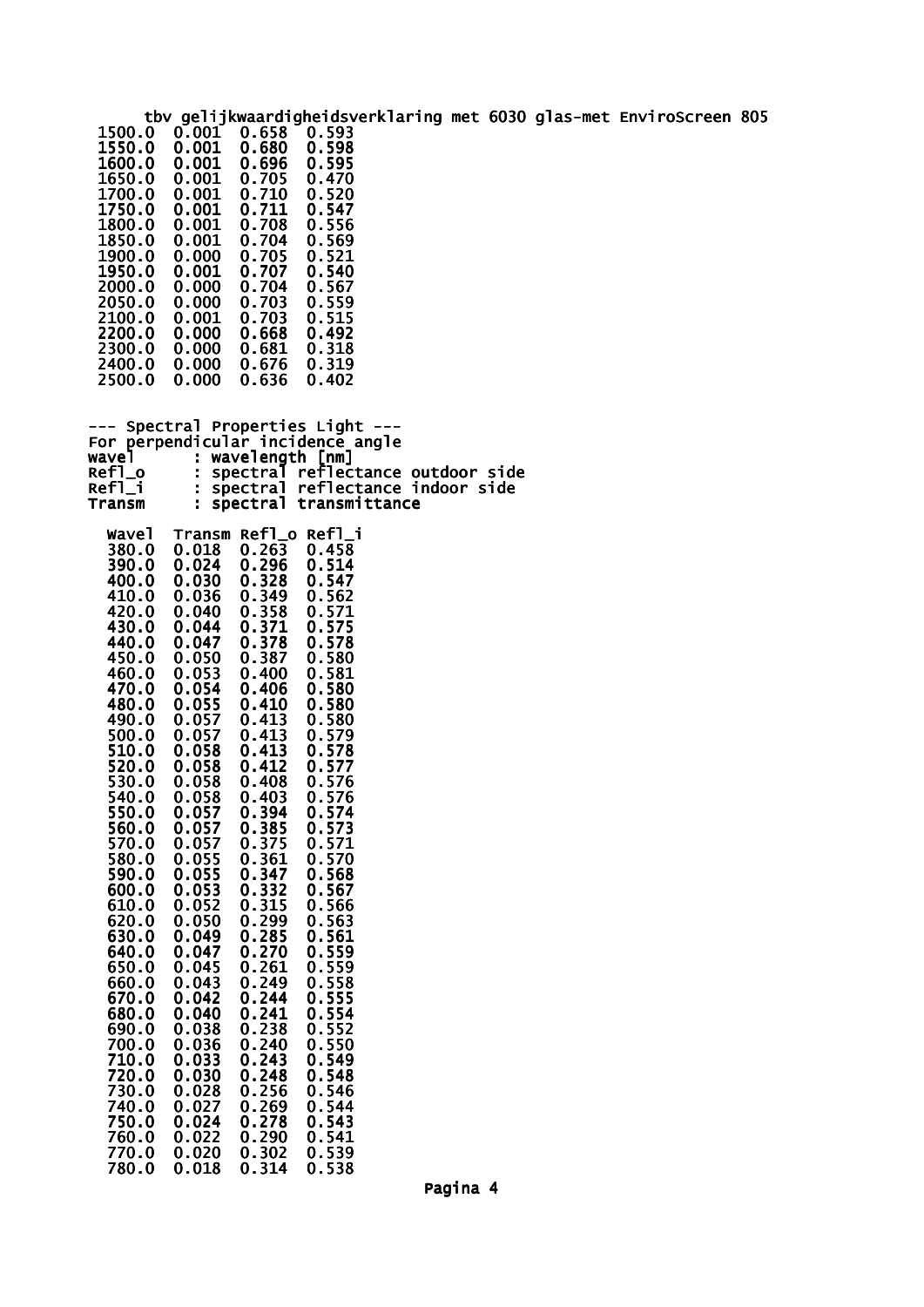tbv gelijkwaardigheidsverklaring met 6030 glas-met EnviroScreen 805

| | | | |
|---|---|---|---|
| 1500.0 | 0.001 | 0.658 | 0.593 |
| 1550.0 | 0.001 | 0.680 | 0.598 |
| 1600.0 | 0.001 | 0.696 | 0.595 |
| 1650.0 | 0.001 | 0.705 | 0.470 |
| 1700.0 | 0.001 | 0.710 | 0.520 |
| 1750.0 | 0.001 | 0.711 | 0.547 |
| 1800.0 | 0.001 | 0.708 | 0.556 |
| 1850.0 | 0.001 | 0.704 | 0.569 |
| 1900.0 | 0.000 | 0.705 | 0.521 |
| 1950.0 | 0.001 | 0.707 | 0.540 |
| 2000.0 | 0.000 | 0.704 | 0.567 |
| 2050.0 | 0.000 | 0.703 | 0.559 |
| 2100.0 | 0.001 | 0.703 | 0.515 |
| 2200.0 | 0.000 | 0.668 | 0.492 |
| 2300.0 | 0.000 | 0.681 | 0.318 |
| 2400.0 | 0.000 | 0.676 | 0.319 |
| 2500.0 | 0.000 | 0.636 | 0.402 |

--- Spectral Properties Light ---

For perpendicular incidence angle

wavel : wavelength [nm]
Refl_o : spectral reflectance outdoor side
Refl_i : spectral reflectance indoor side
Transm : spectral transmittance

| Wavel | Transm | Refl_o | Refl_i |
|---|---|---|---|
| 380.0 | 0.018 | 0.263 | 0.458 |
| 390.0 | 0.024 | 0.296 | 0.514 |
| 400.0 | 0.030 | 0.328 | 0.547 |
| 410.0 | 0.036 | 0.349 | 0.562 |
| 420.0 | 0.040 | 0.358 | 0.571 |
| 430.0 | 0.044 | 0.371 | 0.575 |
| 440.0 | 0.047 | 0.378 | 0.578 |
| 450.0 | 0.050 | 0.387 | 0.580 |
| 460.0 | 0.053 | 0.400 | 0.581 |
| 470.0 | 0.054 | 0.406 | 0.580 |
| 480.0 | 0.055 | 0.410 | 0.580 |
| 490.0 | 0.057 | 0.413 | 0.580 |
| 500.0 | 0.057 | 0.413 | 0.579 |
| 510.0 | 0.058 | 0.413 | 0.578 |
| 520.0 | 0.058 | 0.412 | 0.577 |
| 530.0 | 0.058 | 0.408 | 0.576 |
| 540.0 | 0.058 | 0.403 | 0.576 |
| 550.0 | 0.057 | 0.394 | 0.574 |
| 560.0 | 0.057 | 0.385 | 0.573 |
| 570.0 | 0.057 | 0.375 | 0.571 |
| 580.0 | 0.055 | 0.361 | 0.570 |
| 590.0 | 0.055 | 0.347 | 0.568 |
| 600.0 | 0.053 | 0.332 | 0.567 |
| 610.0 | 0.052 | 0.315 | 0.566 |
| 620.0 | 0.050 | 0.299 | 0.563 |
| 630.0 | 0.049 | 0.285 | 0.561 |
| 640.0 | 0.047 | 0.270 | 0.559 |
| 650.0 | 0.045 | 0.261 | 0.559 |
| 660.0 | 0.043 | 0.249 | 0.558 |
| 670.0 | 0.042 | 0.244 | 0.555 |
| 680.0 | 0.040 | 0.241 | 0.554 |
| 690.0 | 0.038 | 0.238 | 0.552 |
| 700.0 | 0.036 | 0.240 | 0.550 |
| 710.0 | 0.033 | 0.243 | 0.549 |
| 720.0 | 0.030 | 0.248 | 0.548 |
| 730.0 | 0.028 | 0.256 | 0.546 |
| 740.0 | 0.027 | 0.269 | 0.544 |
| 750.0 | 0.024 | 0.278 | 0.543 |
| 760.0 | 0.022 | 0.290 | 0.541 |
| 770.0 | 0.020 | 0.302 | 0.539 |
| 780.0 | 0.018 | 0.314 | 0.538 |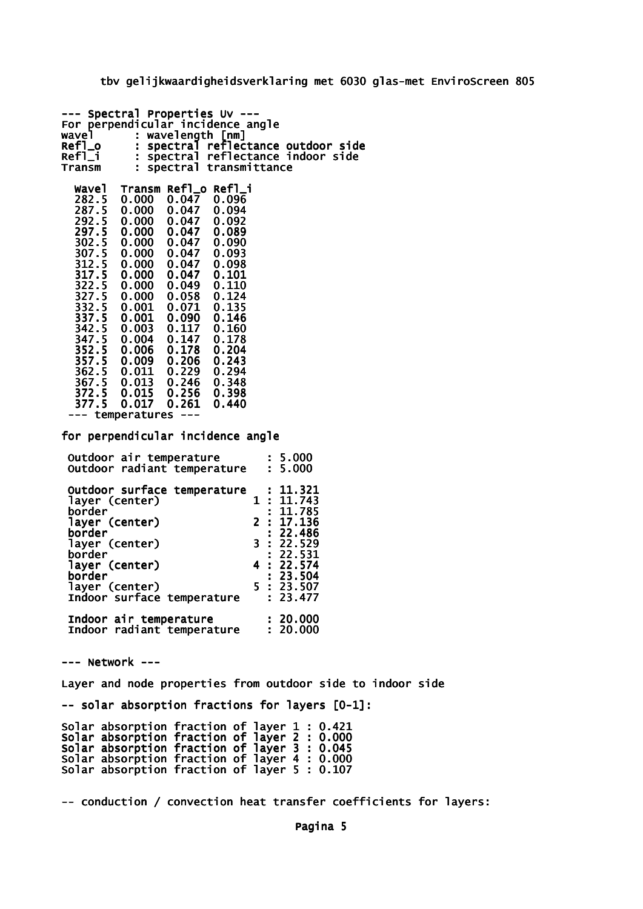--- Spectral Properties Uv ---
For perpendicular incidence angle
wavel : wavelength [nm]
Refl_o : spectral reflectance outdoor side
Refl_i : spectral reflectance indoor side
Transm : spectral transmittance

| Wavel | Transm | Refl_o | Refl_i |
|---|---|---|---|
| 282.5 | 0.000 | 0.047 | 0.096 |
| 287.5 | 0.000 | 0.047 | 0.094 |
| 292.5 | 0.000 | 0.047 | 0.092 |
| 297.5 | 0.000 | 0.047 | 0.089 |
| 302.5 | 0.000 | 0.047 | 0.090 |
| 307.5 | 0.000 | 0.047 | 0.093 |
| 312.5 | 0.000 | 0.047 | 0.098 |
| 317.5 | 0.000 | 0.047 | 0.101 |
| 322.5 | 0.000 | 0.049 | 0.110 |
| 327.5 | 0.000 | 0.058 | 0.124 |
| 332.5 | 0.001 | 0.071 | 0.135 |
| 337.5 | 0.001 | 0.090 | 0.146 |
| 342.5 | 0.003 | 0.117 | 0.160 |
| 347.5 | 0.004 | 0.147 | 0.178 |
| 352.5 | 0.006 | 0.178 | 0.204 |
| 357.5 | 0.009 | 0.206 | 0.243 |
| 362.5 | 0.011 | 0.229 | 0.294 |
| 367.5 | 0.013 | 0.246 | 0.348 |
| 372.5 | 0.015 | 0.256 | 0.398 |
| 377.5 | 0.017 | 0.261 | 0.440 |

--- temperatures ---

for perpendicular incidence angle

```
Outdoor air temperature       : 5.000
Outdoor radiant temperature   : 5.000

Outdoor surface temperature   : 11.321
layer (center)              1 : 11.743
border                        : 11.785
layer (center)              2 : 17.136
border                        : 22.486
layer (center)              3 : 22.529
border                        : 22.531
layer (center)              4 : 22.574
border                        : 23.504
layer (center)              5 : 23.507
Indoor surface temperature    : 23.477

Indoor air temperature        : 20.000
Indoor radiant temperature    : 20.000
```

--- Network ---

Layer and node properties from outdoor side to indoor side

-- solar absorption fractions for layers [0-1]:

Solar absorption fraction of layer 1 : 0.421
Solar absorption fraction of layer 2 : 0.000
Solar absorption fraction of layer 3 : 0.045
Solar absorption fraction of layer 4 : 0.000
Solar absorption fraction of layer 5 : 0.107

-- conduction / convection heat transfer coefficients for layers: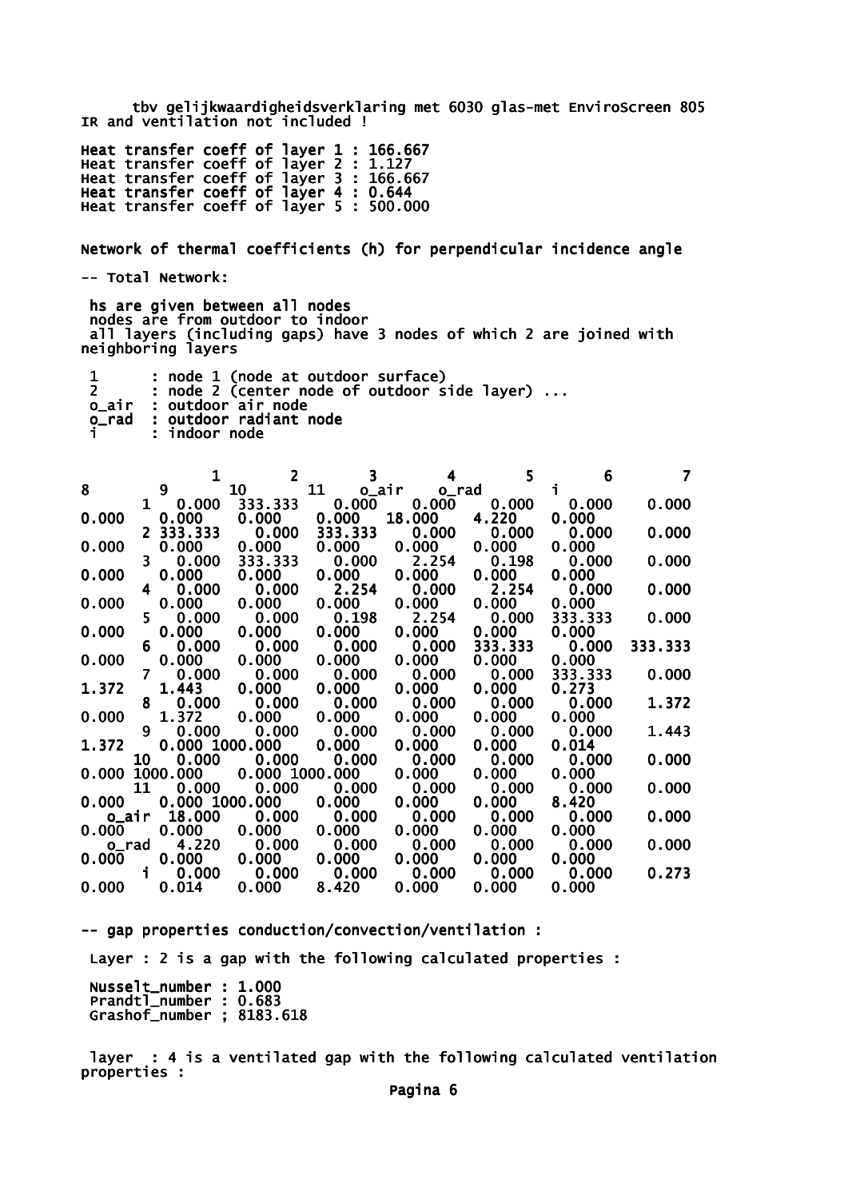tbv gelijkwaardigheidsverklaring met 6030 glas-met EnviroScreen 805
IR and ventilation not included !

Heat transfer coeff of layer 1 : 166.667
Heat transfer coeff of layer 2 : 1.127
Heat transfer coeff of layer 3 : 166.667
Heat transfer coeff of layer 4 : 0.644
Heat transfer coeff of layer 5 : 500.000

Network of thermal coefficients (h) for perpendicular incidence angle

-- Total Network:

hs are given between all nodes
nodes are from outdoor to indoor
all layers (including gaps) have 3 nodes of which 2 are joined with neighboring layers

1 : node 1 (node at outdoor surface)
2 : node 2 (center node of outdoor side layer) ...
o_air : outdoor air node
o_rad : outdoor radiant node
i : indoor node

| | 1 | 2 | 3 | 4 | 5 | 6 | 7 | 8 | 9 | 10 | 11 | o_air | o_rad | i |
|---|---|---|---|---|---|---|---|---|---|---|---|---|---|---|
| 1 | 0.000 | 333.333 | 0.000 | 0.000 | 0.000 | 0.000 | 0.000 | 0.000 | 0.000 | 0.000 | 0.000 | 18.000 | 4.220 | 0.000 |
| 2 | 333.333 | 0.000 | 333.333 | 0.000 | 0.000 | 0.000 | 0.000 | 0.000 | 0.000 | 0.000 | 0.000 | 0.000 | 0.000 | 0.000 |
| 3 | 0.000 | 333.333 | 0.000 | 2.254 | 0.198 | 0.000 | 0.000 | 0.000 | 0.000 | 0.000 | 0.000 | 0.000 | 0.000 | 0.000 |
| 4 | 0.000 | 0.000 | 2.254 | 0.000 | 2.254 | 0.000 | 0.000 | 0.000 | 0.000 | 0.000 | 0.000 | 0.000 | 0.000 | 0.000 |
| 5 | 0.000 | 0.000 | 0.198 | 2.254 | 0.000 | 333.333 | 0.000 | 0.000 | 0.000 | 0.000 | 0.000 | 0.000 | 0.000 | 0.000 |
| 6 | 0.000 | 0.000 | 0.000 | 0.000 | 333.333 | 0.000 | 333.333 | 0.000 | 0.000 | 0.000 | 0.000 | 0.000 | 0.000 | 0.000 |
| 7 | 0.000 | 0.000 | 0.000 | 0.000 | 0.000 | 333.333 | 0.000 | 1.372 | 1.443 | 0.000 | 0.000 | 0.000 | 0.000 | 0.273 |
| 8 | 0.000 | 0.000 | 0.000 | 0.000 | 0.000 | 0.000 | 1.372 | 0.000 | 1.372 | 0.000 | 0.000 | 0.000 | 0.000 | 0.000 |
| 9 | 0.000 | 0.000 | 0.000 | 0.000 | 0.000 | 0.000 | 1.443 | 1.372 | 0.000 | 1000.000 | 0.000 | 0.000 | 0.000 | 0.014 |
| 10 | 0.000 | 0.000 | 0.000 | 0.000 | 0.000 | 0.000 | 0.000 | 0.000 | 1000.000 | 0.000 | 1000.000 | 0.000 | 0.000 | 0.000 |
| 11 | 0.000 | 0.000 | 0.000 | 0.000 | 0.000 | 0.000 | 0.000 | 0.000 | 0.000 | 1000.000 | 0.000 | 0.000 | 0.000 | 8.420 |
| o_air | 18.000 | 0.000 | 0.000 | 0.000 | 0.000 | 0.000 | 0.000 | 0.000 | 0.000 | 0.000 | 0.000 | 0.000 | 0.000 | 0.000 |
| o_rad | 4.220 | 0.000 | 0.000 | 0.000 | 0.000 | 0.000 | 0.000 | 0.000 | 0.000 | 0.000 | 0.000 | 0.000 | 0.000 | 0.000 |
| i | 0.000 | 0.000 | 0.000 | 0.000 | 0.000 | 0.000 | 0.273 | 0.000 | 0.014 | 0.000 | 8.420 | 0.000 | 0.000 | 0.000 |

-- gap properties conduction/convection/ventilation :

Layer : 2 is a gap with the following calculated properties :

Nusselt_number : 1.000
Prandtl_number : 0.683
Grashof_number ; 8183.618

layer : 4 is a ventilated gap with the following calculated ventilation properties :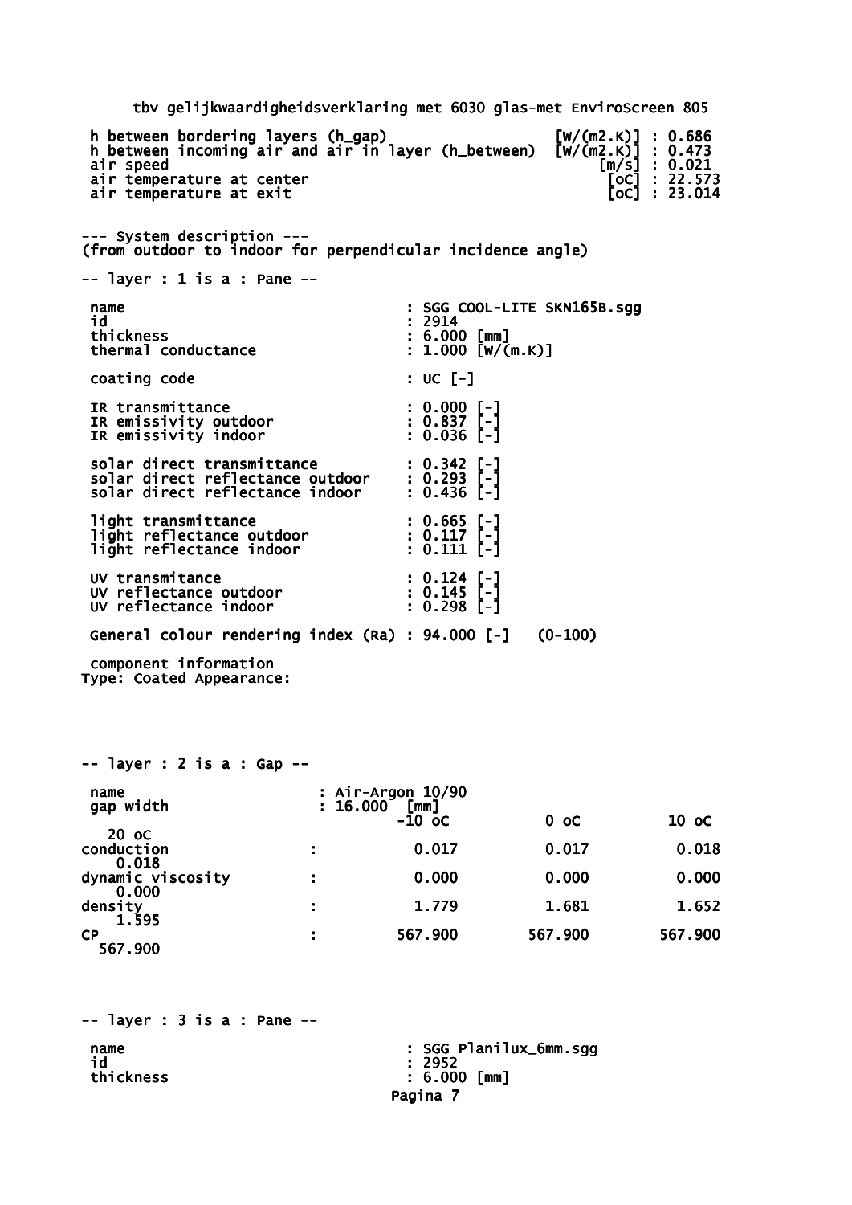tbv gelijkwaardigheidsverklaring met 6030 glas-met EnviroScreen 805

| | | |
|---|---|---|
| h between bordering layers (h_gap) | [W/(m2.K)] | : 0.686 |
| h between incoming air and air in layer (h_between) | [W/(m2.K)] | : 0.473 |
| air speed | [m/s] | : 0.021 |
| air temperature at center | [oC] | : 22.573 |
| air temperature at exit | [oC] | : 23.014 |

--- System description ---
(from outdoor to indoor for perpendicular incidence angle)

-- layer : 1 is a : Pane --

```
name                              : SGG COOL-LITE SKN165B.sgg
id                                : 2914
thickness                         : 6.000 [mm]
thermal conductance               : 1.000 [W/(m.K)]

coating code                      : UC [-]

IR transmittance                  : 0.000 [-]
IR emissivity outdoor             : 0.837 [-]
IR emissivity indoor              : 0.036 [-]

solar direct transmittance        : 0.342 [-]
solar direct reflectance outdoor  : 0.293 [-]
solar direct reflectance indoor   : 0.436 [-]

light transmittance               : 0.665 [-]
light reflectance outdoor         : 0.117 [-]
light reflectance indoor          : 0.111 [-]

UV transmitance                   : 0.124 [-]
UV reflectance outdoor            : 0.145 [-]
UV reflectance indoor             : 0.298 [-]

General colour rendering index (Ra) : 94.000 [-]   (0-100)

component information
Type: Coated Appearance:
```

-- layer : 2 is a : Gap --

name : Air-Argon 10/90
gap width : 16.000 [mm]

| | -10 oC | 0 oC | 10 oC | 20 oC |
|---|---|---|---|---|
| conduction : | 0.017 | 0.017 | 0.018 | 0.018 |
| dynamic viscosity : | 0.000 | 0.000 | 0.000 | 0.000 |
| density : | 1.779 | 1.681 | 1.652 | 1.595 |
| CP : | 567.900 | 567.900 | 567.900 | 567.900 |

-- layer : 3 is a : Pane --

```
name                              : SGG Planilux_6mm.sgg
id                                : 2952
thickness                         : 6.000 [mm]
```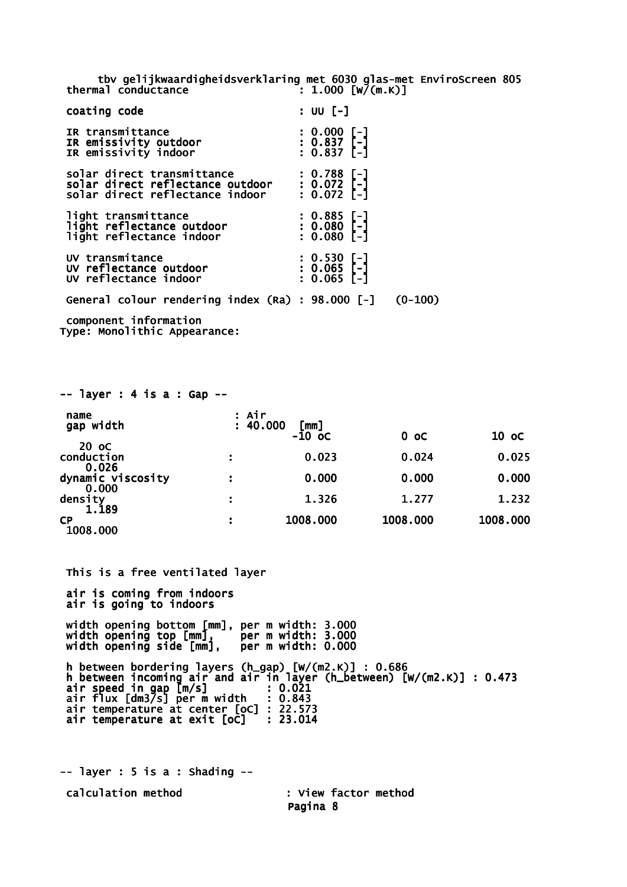tbv gelijkwaardigheidsverklaring met 6030 glas-met EnviroScreen 805

thermal conductance : 1.000 [W/(m.K)]

**coating code : UU [-]**

**IR transmittance : 0.000 [-]**
**IR emissivity outdoor : 0.837 [-]**
IR emissivity indoor : 0.837 [-]

solar direct transmittance : 0.788 [-]
**solar direct reflectance outdoor : 0.072 [-]**
solar direct reflectance indoor : 0.072 [-]

light transmittance : 0.885 [-]
light reflectance outdoor : 0.080 [-]
light reflectance indoor : 0.080 [-]

UV transmitance : 0.530 [-]
**UV reflectance outdoor : 0.065 [-]**
UV reflectance indoor : 0.065 [-]

General colour rendering index (Ra) : 98.000 [-] (0-100)

component information
Type: Monolithic Appearance:

**-- layer : 4 is a : Gap --**

name : Air
gap width : 40.000 [mm]

| | | -10 oC | 0 oC | 10 oC | 20 oC |
|---|---|---|---|---|---|
| conduction | : | 0.023 | 0.024 | 0.025 | 0.026 |
| dynamic viscosity | : | 0.000 | 0.000 | 0.000 | 0.000 |
| density | : | 1.326 | 1.277 | 1.232 | 1.189 |
| CP | : | 1008.000 | 1008.000 | 1008.000 | 1008.000 |

This is a free ventilated layer

**air is coming from indoors**
**air is going to indoors**

width opening bottom [mm], per m width: 3.000
width opening top [mm], per m width: 3.000
width opening side [mm], per m width: 0.000

h between bordering layers (h_gap) [W/(m2.K)] : 0.686
**h between incoming air and air in layer (h_between) [W/(m2.K)] : 0.473**
air speed in gap [m/s] : 0.021
air flux [dm3/s] per m width : 0.843
air temperature at center [oC] : 22.573
**air temperature at exit [oC] : 23.014**

-- layer : 5 is a : Shading --

calculation method : View factor method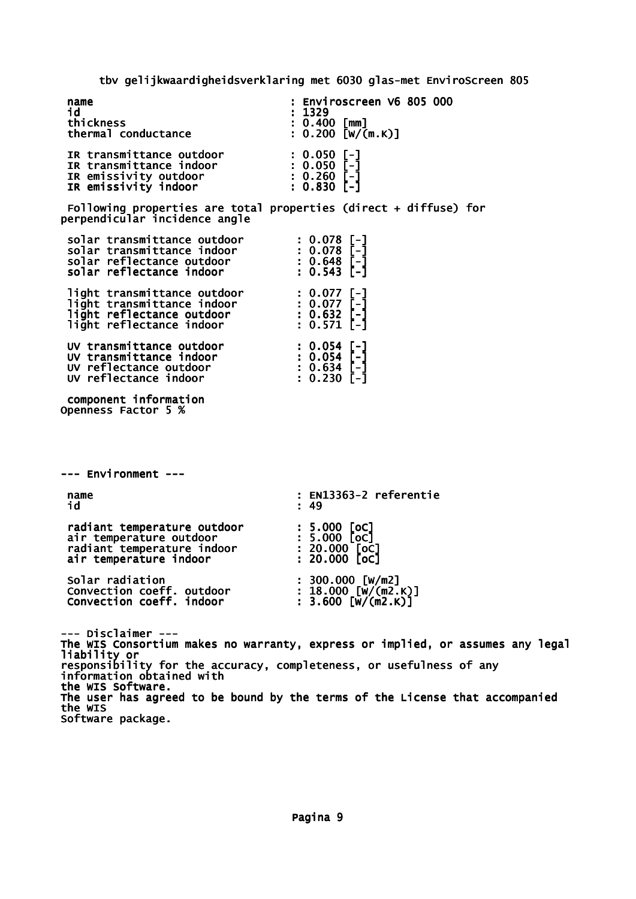tbv gelijkwaardigheidsverklaring met 6030 glas-met EnviroScreen 805

```
name                           : Enviroscreen V6 805 000
id                             : 1329
thickness                      : 0.400 [mm]
thermal conductance            : 0.200 [W/(m.K)]

IR transmittance outdoor       : 0.050 [-]
IR transmittance indoor        : 0.050 [-]
IR emissivity outdoor          : 0.260 [-]
IR emissivity indoor           : 0.830 [-]
```

Following properties are total properties (direct + diffuse) for perpendicular incidence angle

```
solar transmittance outdoor    : 0.078 [-]
solar transmittance indoor     : 0.078 [-]
solar reflectance outdoor      : 0.648 [-]
solar reflectance indoor       : 0.543 [-]

light transmittance outdoor    : 0.077 [-]
light transmittance indoor     : 0.077 [-]
light reflectance outdoor      : 0.632 [-]
light reflectance indoor       : 0.571 [-]

UV transmittance outdoor       : 0.054 [-]
UV transmittance indoor        : 0.054 [-]
UV reflectance outdoor         : 0.634 [-]
UV reflectance indoor          : 0.230 [-]
```

component information
Openness Factor 5 %

--- Environment ---

```
name                           : EN13363-2 referentie
id                             : 49

radiant temperature outdoor    : 5.000 [oC]
air temperature outdoor        : 5.000 [oC]
radiant temperature indoor     : 20.000 [oC]
air temperature indoor         : 20.000 [oC]

Solar radiation                : 300.000 [W/m2]
Convection coeff. outdoor      : 18.000 [W/(m2.K)]
Convection coeff. indoor       : 3.600 [W/(m2.K)]
```

--- Disclaimer ---
The WIS Consortium makes no warranty, express or implied, or assumes any legal liability or
responsibility for the accuracy, completeness, or usefulness of any information obtained with
the WIS Software.
The user has agreed to be bound by the terms of the License that accompanied the WIS
Software package.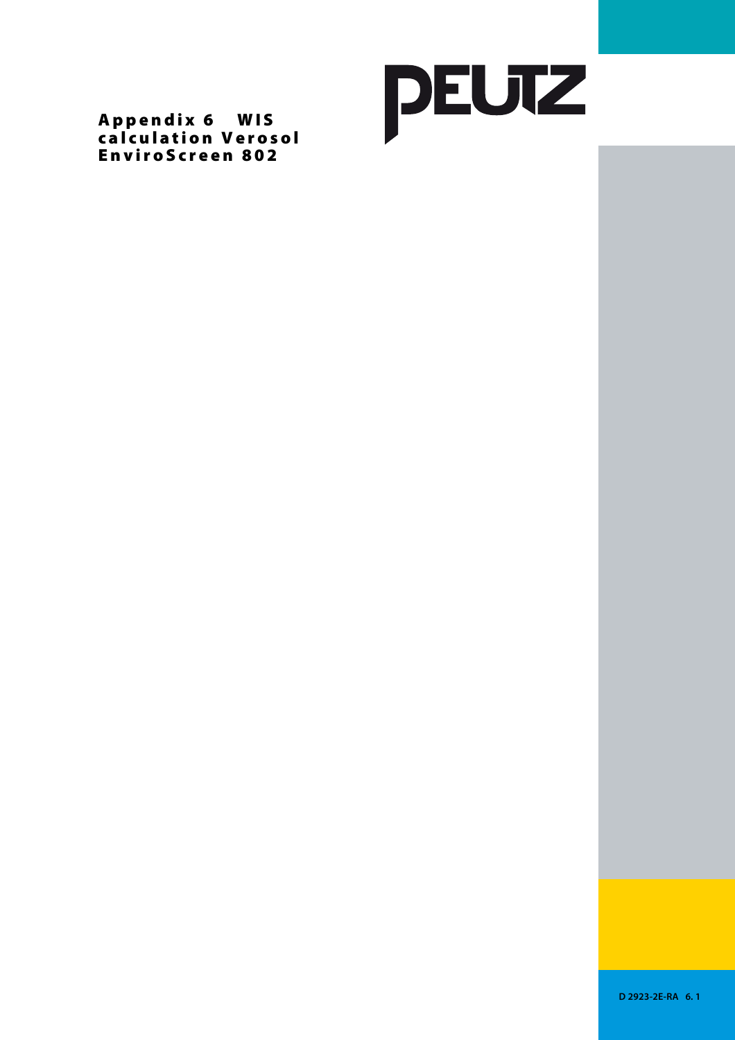# Appendix 6 WIS calculation Verosol EnviroScreen 802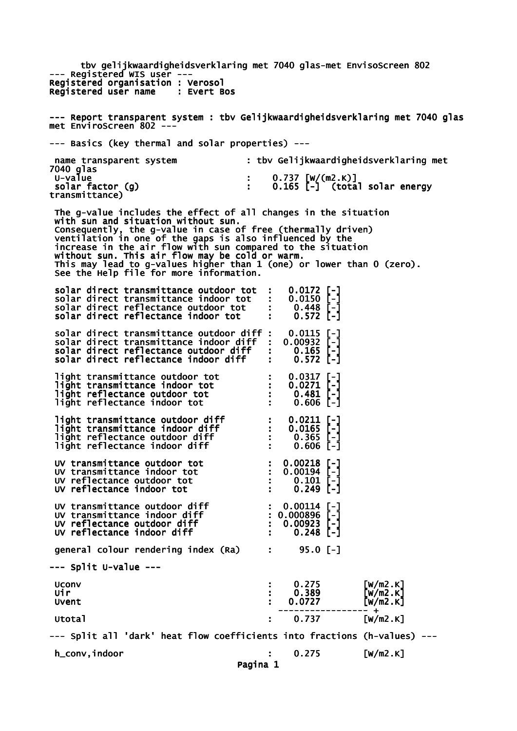tbv gelijkwaardigheidsverklaring met 7040 glas-met EnvisoScreen 802

--- Registered WIS user ---

Registered organisation : Verosol

Registered user name : Evert Bos

--- Report transparent system : tbv Gelijkwaardigheidsverklaring met 7040 glas met EnviroScreen 802 ---

--- Basics (key thermal and solar properties) ---

```
 name transparent system            : tbv Gelijkwaardigheidsverklaring met 7040 glas
 U-value                            :    0.737 [W/(m2.K)]
 solar factor (g)                   :    0.165 [-]  (total solar energy transmittance)
```

The g-value includes the effect of all changes in the situation with sun and situation without sun.
Consequently, the g-value in case of free (thermally driven) ventilation in one of the gaps is also influenced by the increase in the air flow with sun compared to the situation without sun. This air flow may be cold or warm.
This may lead to g-values higher than 1 (one) or lower than 0 (zero).
See the Help file for more information.

```
 solar direct transmittance outdoor tot  :   0.0172 [-]
 solar direct transmittance indoor tot   :   0.0150 [-]
 solar direct reflectance outdoor tot    :    0.448 [-]
 solar direct reflectance indoor tot     :    0.572 [-]

 solar direct transmittance outdoor diff :   0.0115 [-]
 solar direct transmittance indoor diff  :  0.00932 [-]
 solar direct reflectance outdoor diff   :    0.165 [-]
 solar direct reflectance indoor diff    :    0.572 [-]

 light transmittance outdoor tot         :   0.0317 [-]
 light transmittance indoor tot          :   0.0271 [-]
 light reflectance outdoor tot           :    0.481 [-]
 light reflectance indoor tot            :    0.606 [-]

 light transmittance outdoor diff        :   0.0211 [-]
 light transmittance indoor diff         :   0.0165 [-]
 light reflectance outdoor diff          :    0.365 [-]
 light reflectance indoor diff           :    0.606 [-]

 UV transmittance outdoor tot            :  0.00218 [-]
 UV transmittance indoor tot             :  0.00194 [-]
 UV reflectance outdoor tot              :    0.101 [-]
 UV reflectance indoor tot               :    0.249 [-]

 UV transmittance outdoor diff           :  0.00114 [-]
 UV transmittance indoor diff            : 0.000896 [-]
 UV reflectance outdoor diff             :  0.00923 [-]
 UV reflectance indoor diff              :    0.248 [-]

 general colour rendering index (Ra)     :     95.0 [-]
```

--- Split U-value ---

```
 Uconv                                   :    0.275        [W/m2.K]
 Uir                                     :    0.389        [W/m2.K]
 Uvent                                   :   0.0727        [W/m2.K]
                                            ----------------- +
 Utotal                                  :    0.737        [W/m2.K]
```

--- Split all 'dark' heat flow coefficients into fractions (h-values) ---

```
 h_conv,indoor                           :    0.275        [W/m2.K]
```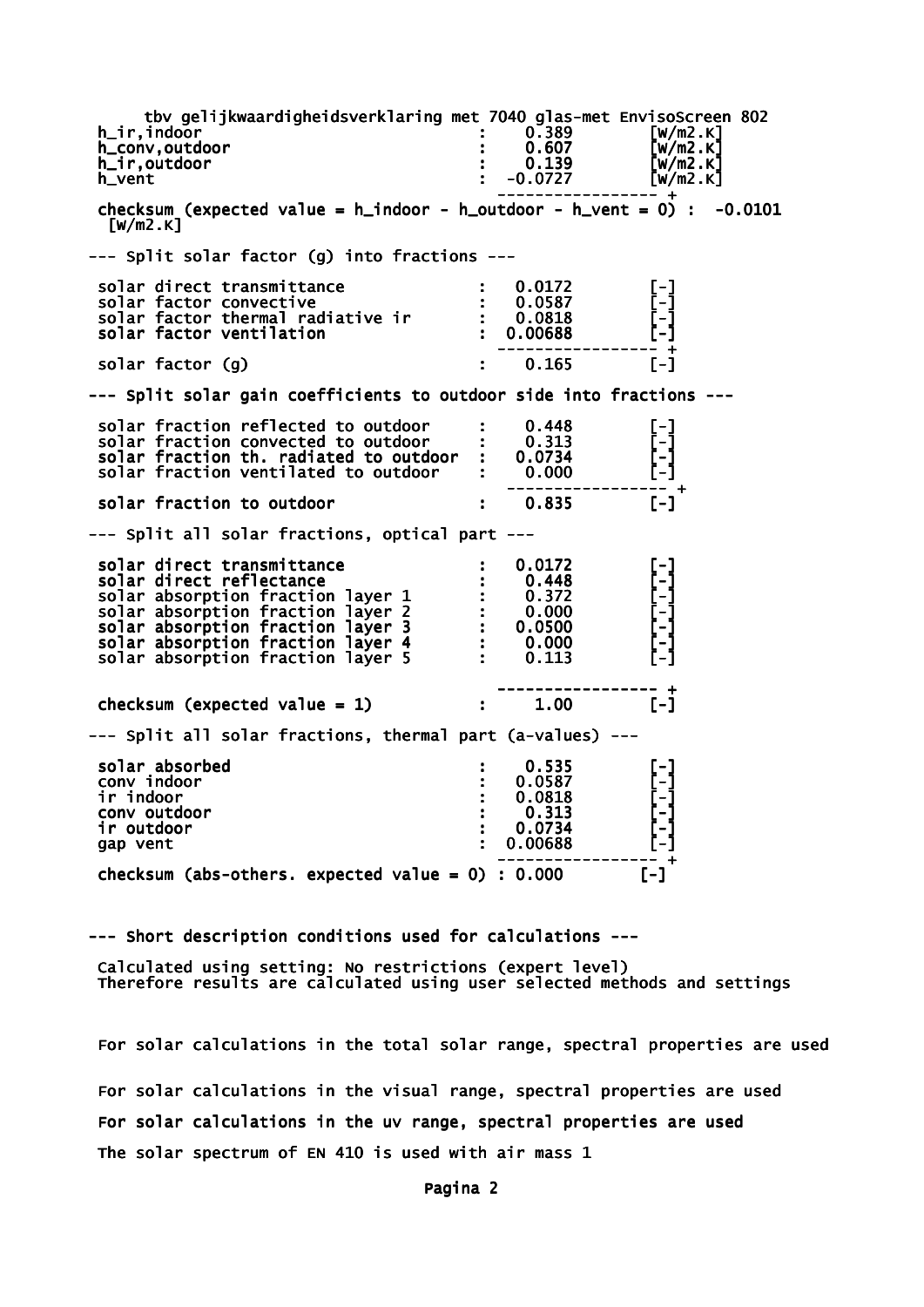tbv gelijkwaardigheidsverklaring met 7040 glas-met EnvisoScreen 802

```
h_ir,indoor                                :    0.389          [W/m2.K]
h_conv,outdoor                             :    0.607          [W/m2.K]
h_ir,outdoor                               :    0.139          [W/m2.K]
h_vent                                     :   -0.0727         [W/m2.K]
                                              ------------------ +
checksum (expected value = h_indoor - h_outdoor - h_vent = 0) :  -0.0101
 [W/m2.K]
```

--- Split solar factor (g) into fractions ---

```
solar direct transmittance                 :   0.0172          [-]
solar factor convective                    :   0.0587          [-]
solar factor thermal radiative ir          :   0.0818          [-]
solar factor ventilation                   :  0.00688          [-]
                                              ------------------ +
solar factor (g)                           :    0.165          [-]
```

--- Split solar gain coefficients to outdoor side into fractions ---

```
solar fraction reflected to outdoor        :    0.448          [-]
solar fraction convected to outdoor        :    0.313          [-]
solar fraction th. radiated to outdoor     :   0.0734          [-]
solar fraction ventilated to outdoor       :    0.000          [-]
                                              ------------------ +
solar fraction to outdoor                  :    0.835          [-]
```

--- Split all solar fractions, optical part ---

```
solar direct transmittance                 :   0.0172          [-]
solar direct reflectance                   :    0.448          [-]
solar absorption fraction layer 1          :    0.372          [-]
solar absorption fraction layer 2          :    0.000          [-]
solar absorption fraction layer 3          :   0.0500          [-]
solar absorption fraction layer 4          :    0.000          [-]
solar absorption fraction layer 5          :    0.113          [-]

                                              ------------------ +
checksum (expected value = 1)              :     1.00          [-]
```

--- Split all solar fractions, thermal part (a-values) ---

```
solar absorbed                             :    0.535          [-]
conv indoor                                :   0.0587          [-]
ir indoor                                  :   0.0818          [-]
conv outdoor                               :    0.313          [-]
ir outdoor                                 :   0.0734          [-]
gap vent                                   :  0.00688          [-]
                                              ------------------ +
checksum (abs-others. expected value = 0)  : 0.000             [-]
```

--- Short description conditions used for calculations ---

Calculated using setting: No restrictions (expert level)
Therefore results are calculated using user selected methods and settings

For solar calculations in the total solar range, spectral properties are used

For solar calculations in the visual range, spectral properties are used

For solar calculations in the uv range, spectral properties are used

The solar spectrum of EN 410 is used with air mass 1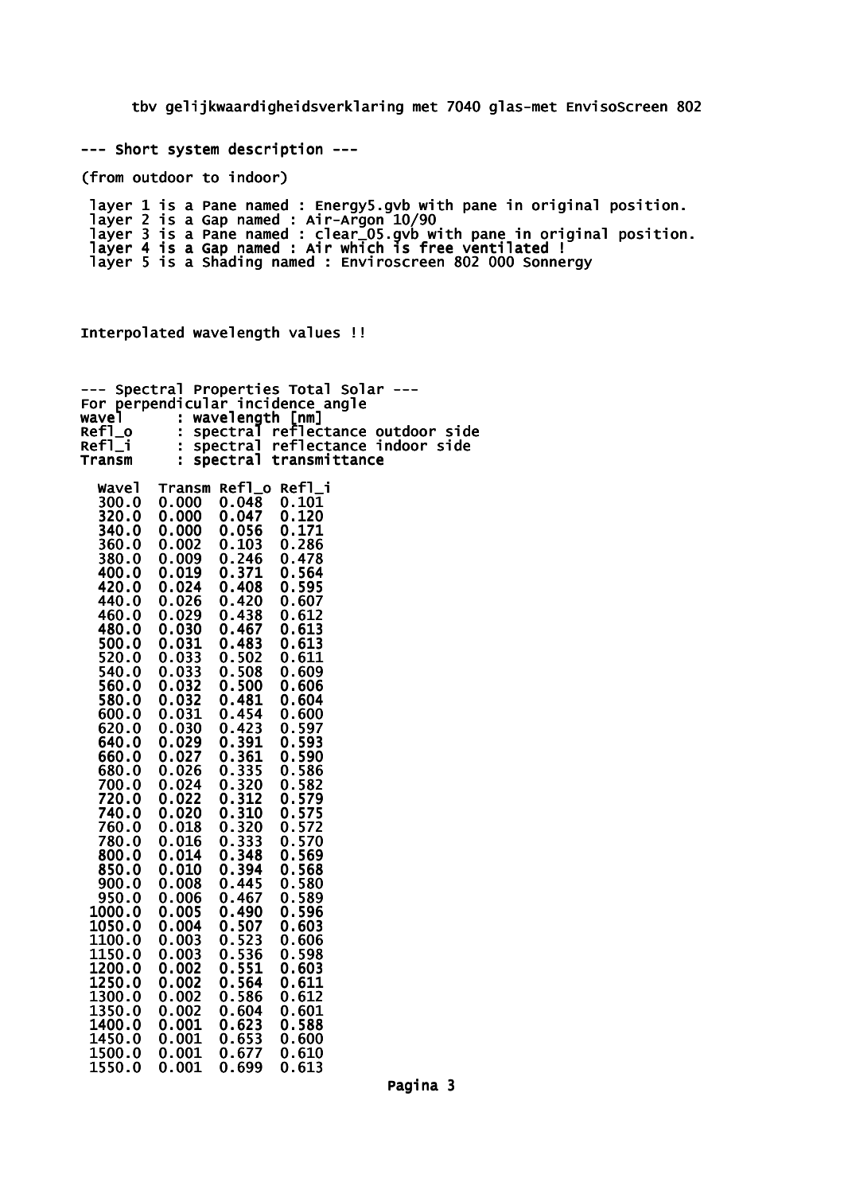tbv gelijkwaardigheidsverklaring met 7040 glas-met EnvisoScreen 802

--- Short system description ---

(from outdoor to indoor)

layer 1 is a Pane named : Energy5.gvb with pane in original position.
layer 2 is a Gap named : Air-Argon 10/90
layer 3 is a Pane named : clear_05.gvb with pane in original position.
layer 4 is a Gap named : Air which is free ventilated !
layer 5 is a Shading named : Enviroscreen 802 000 Sonnergy

Interpolated wavelength values !!

--- Spectral Properties Total Solar ---
For perpendicular incidence angle
wavel : wavelength [nm]
Refl_o : spectral reflectance outdoor side
Refl_i : spectral reflectance indoor side
Transm : spectral transmittance

| Wavel | Transm | Refl_o | Refl_i |
|---|---|---|---|
| 300.0 | 0.000 | 0.048 | 0.101 |
| 320.0 | 0.000 | 0.047 | 0.120 |
| 340.0 | 0.000 | 0.056 | 0.171 |
| 360.0 | 0.002 | 0.103 | 0.286 |
| 380.0 | 0.009 | 0.246 | 0.478 |
| 400.0 | 0.019 | 0.371 | 0.564 |
| 420.0 | 0.024 | 0.408 | 0.595 |
| 440.0 | 0.026 | 0.420 | 0.607 |
| 460.0 | 0.029 | 0.438 | 0.612 |
| 480.0 | 0.030 | 0.467 | 0.613 |
| 500.0 | 0.031 | 0.483 | 0.613 |
| 520.0 | 0.033 | 0.502 | 0.611 |
| 540.0 | 0.033 | 0.508 | 0.609 |
| 560.0 | 0.032 | 0.500 | 0.606 |
| 580.0 | 0.032 | 0.481 | 0.604 |
| 600.0 | 0.031 | 0.454 | 0.600 |
| 620.0 | 0.030 | 0.423 | 0.597 |
| 640.0 | 0.029 | 0.391 | 0.593 |
| 660.0 | 0.027 | 0.361 | 0.590 |
| 680.0 | 0.026 | 0.335 | 0.586 |
| 700.0 | 0.024 | 0.320 | 0.582 |
| 720.0 | 0.022 | 0.312 | 0.579 |
| 740.0 | 0.020 | 0.310 | 0.575 |
| 760.0 | 0.018 | 0.320 | 0.572 |
| 780.0 | 0.016 | 0.333 | 0.570 |
| 800.0 | 0.014 | 0.348 | 0.569 |
| 850.0 | 0.010 | 0.394 | 0.568 |
| 900.0 | 0.008 | 0.445 | 0.580 |
| 950.0 | 0.006 | 0.467 | 0.589 |
| 1000.0 | 0.005 | 0.490 | 0.596 |
| 1050.0 | 0.004 | 0.507 | 0.603 |
| 1100.0 | 0.003 | 0.523 | 0.606 |
| 1150.0 | 0.003 | 0.536 | 0.598 |
| 1200.0 | 0.002 | 0.551 | 0.603 |
| 1250.0 | 0.002 | 0.564 | 0.611 |
| 1300.0 | 0.002 | 0.586 | 0.612 |
| 1350.0 | 0.002 | 0.604 | 0.601 |
| 1400.0 | 0.001 | 0.623 | 0.588 |
| 1450.0 | 0.001 | 0.653 | 0.600 |
| 1500.0 | 0.001 | 0.677 | 0.610 |
| 1550.0 | 0.001 | 0.699 | 0.613 |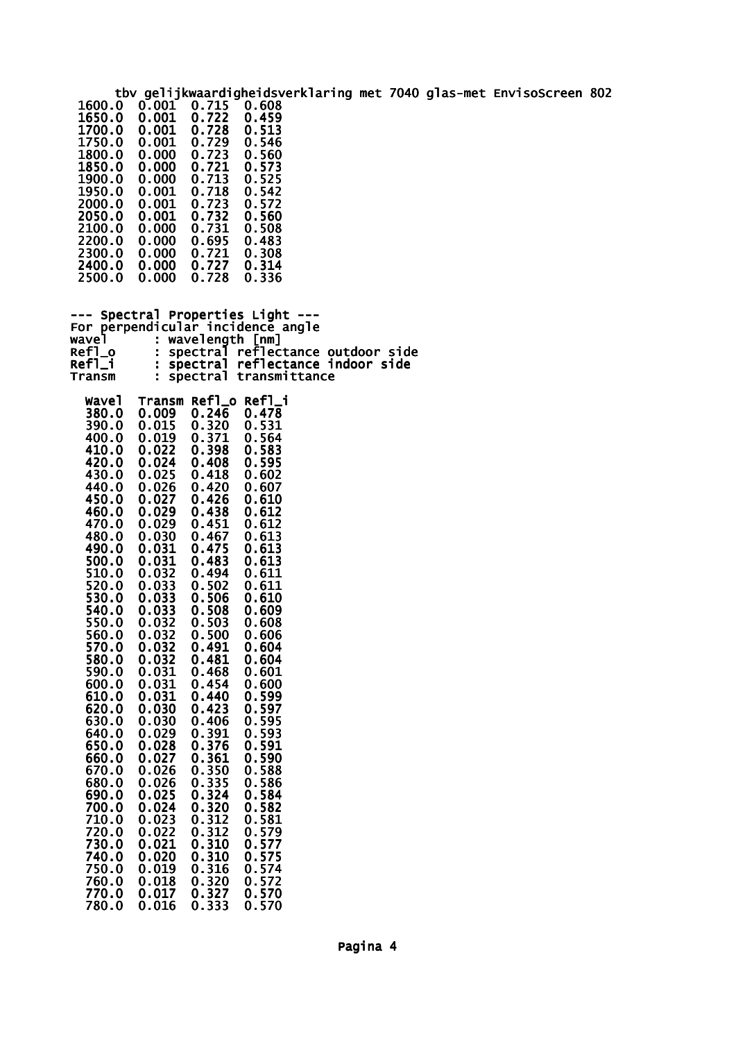tbv gelijkwaardigheidsverklaring met 7040 glas-met EnvisoScreen 802

| | | | |
|---|---|---|---|
| 1600.0 | 0.001 | 0.715 | 0.608 |
| 1650.0 | 0.001 | 0.722 | 0.459 |
| 1700.0 | 0.001 | 0.728 | 0.513 |
| 1750.0 | 0.001 | 0.729 | 0.546 |
| 1800.0 | 0.000 | 0.723 | 0.560 |
| 1850.0 | 0.000 | 0.721 | 0.573 |
| 1900.0 | 0.000 | 0.713 | 0.525 |
| 1950.0 | 0.001 | 0.718 | 0.542 |
| 2000.0 | 0.001 | 0.723 | 0.572 |
| 2050.0 | 0.001 | 0.732 | 0.560 |
| 2100.0 | 0.000 | 0.731 | 0.508 |
| 2200.0 | 0.000 | 0.695 | 0.483 |
| 2300.0 | 0.000 | 0.721 | 0.308 |
| 2400.0 | 0.000 | 0.727 | 0.314 |
| 2500.0 | 0.000 | 0.728 | 0.336 |

--- Spectral Properties Light ---

For perpendicular incidence angle

```
wavel      : wavelength [nm]
Refl_o     : spectral reflectance outdoor side
Refl_i     : spectral reflectance indoor side
Transm     : spectral transmittance
```

| Wavel | Transm | Refl_o | Refl_i |
|---|---|---|---|
| 380.0 | 0.009 | 0.246 | 0.478 |
| 390.0 | 0.015 | 0.320 | 0.531 |
| 400.0 | 0.019 | 0.371 | 0.564 |
| 410.0 | 0.022 | 0.398 | 0.583 |
| 420.0 | 0.024 | 0.408 | 0.595 |
| 430.0 | 0.025 | 0.418 | 0.602 |
| 440.0 | 0.026 | 0.420 | 0.607 |
| 450.0 | 0.027 | 0.426 | 0.610 |
| 460.0 | 0.029 | 0.438 | 0.612 |
| 470.0 | 0.029 | 0.451 | 0.612 |
| 480.0 | 0.030 | 0.467 | 0.613 |
| 490.0 | 0.031 | 0.475 | 0.613 |
| 500.0 | 0.031 | 0.483 | 0.613 |
| 510.0 | 0.032 | 0.494 | 0.611 |
| 520.0 | 0.033 | 0.502 | 0.611 |
| 530.0 | 0.033 | 0.506 | 0.610 |
| 540.0 | 0.033 | 0.508 | 0.609 |
| 550.0 | 0.032 | 0.503 | 0.608 |
| 560.0 | 0.032 | 0.500 | 0.606 |
| 570.0 | 0.032 | 0.491 | 0.604 |
| 580.0 | 0.032 | 0.481 | 0.604 |
| 590.0 | 0.031 | 0.468 | 0.601 |
| 600.0 | 0.031 | 0.454 | 0.600 |
| 610.0 | 0.031 | 0.440 | 0.599 |
| 620.0 | 0.030 | 0.423 | 0.597 |
| 630.0 | 0.030 | 0.406 | 0.595 |
| 640.0 | 0.029 | 0.391 | 0.593 |
| 650.0 | 0.028 | 0.376 | 0.591 |
| 660.0 | 0.027 | 0.361 | 0.590 |
| 670.0 | 0.026 | 0.350 | 0.588 |
| 680.0 | 0.026 | 0.335 | 0.586 |
| 690.0 | 0.025 | 0.324 | 0.584 |
| 700.0 | 0.024 | 0.320 | 0.582 |
| 710.0 | 0.023 | 0.312 | 0.581 |
| 720.0 | 0.022 | 0.312 | 0.579 |
| 730.0 | 0.021 | 0.310 | 0.577 |
| 740.0 | 0.020 | 0.310 | 0.575 |
| 750.0 | 0.019 | 0.316 | 0.574 |
| 760.0 | 0.018 | 0.320 | 0.572 |
| 770.0 | 0.017 | 0.327 | 0.570 |
| 780.0 | 0.016 | 0.333 | 0.570 |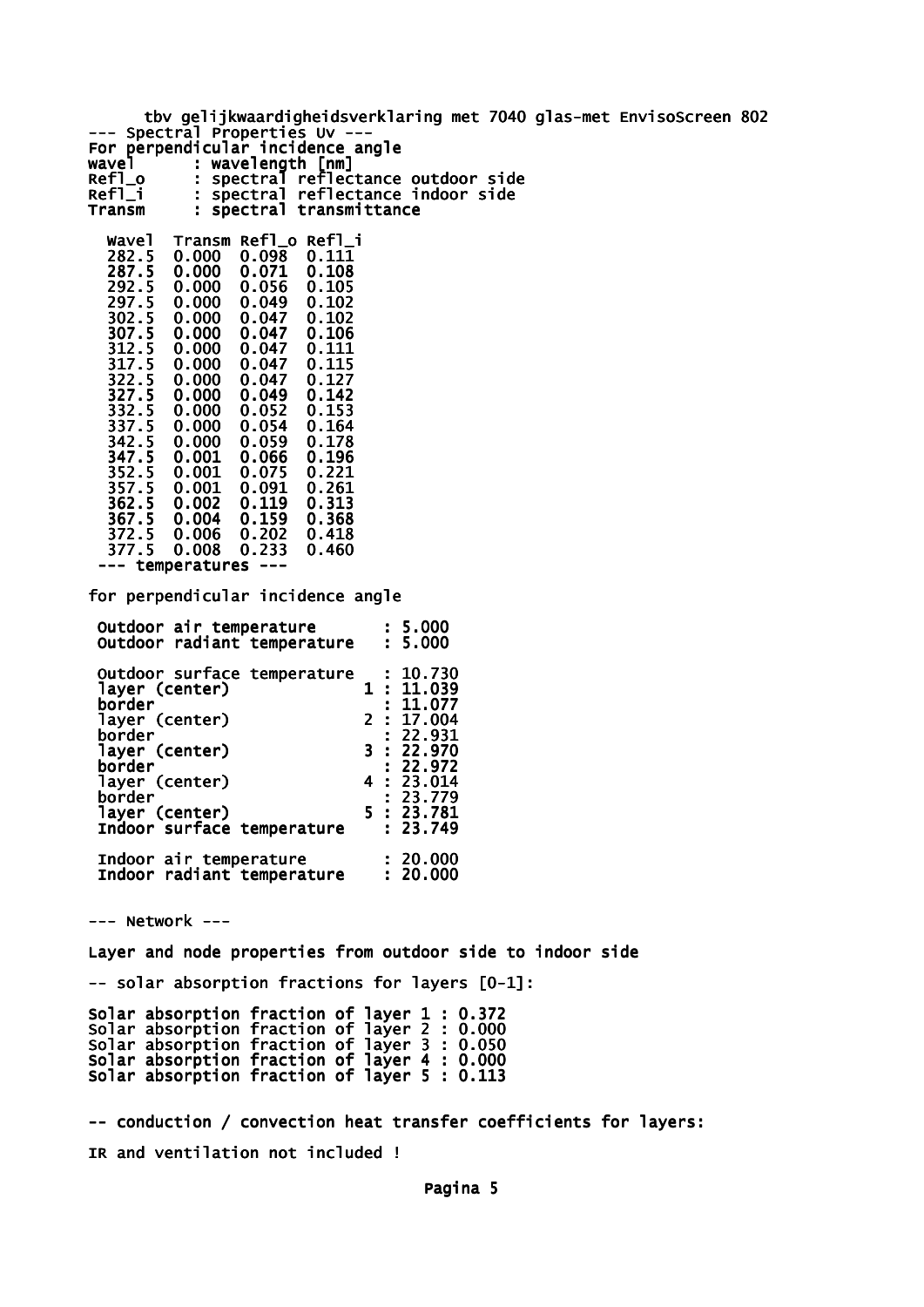tbv gelijkwaardigheidsverklaring met 7040 glas-met EnvisoScreen 802

--- Spectral Properties Uv ---

For perpendicular incidence angle

```
wavel      : wavelength [nm]
Refl_o     : spectral reflectance outdoor side
Refl_i     : spectral reflectance indoor side
Transm     : spectral transmittance
```

| Wavel | Transm | Refl_o | Refl_i |
|---|---|---|---|
| 282.5 | 0.000 | 0.098 | 0.111 |
| 287.5 | 0.000 | 0.071 | 0.108 |
| 292.5 | 0.000 | 0.056 | 0.105 |
| 297.5 | 0.000 | 0.049 | 0.102 |
| 302.5 | 0.000 | 0.047 | 0.102 |
| 307.5 | 0.000 | 0.047 | 0.106 |
| 312.5 | 0.000 | 0.047 | 0.111 |
| 317.5 | 0.000 | 0.047 | 0.115 |
| 322.5 | 0.000 | 0.047 | 0.127 |
| 327.5 | 0.000 | 0.049 | 0.142 |
| 332.5 | 0.000 | 0.052 | 0.153 |
| 337.5 | 0.000 | 0.054 | 0.164 |
| 342.5 | 0.000 | 0.059 | 0.178 |
| 347.5 | 0.001 | 0.066 | 0.196 |
| 352.5 | 0.001 | 0.075 | 0.221 |
| 357.5 | 0.001 | 0.091 | 0.261 |
| 362.5 | 0.002 | 0.119 | 0.313 |
| 367.5 | 0.004 | 0.159 | 0.368 |
| 372.5 | 0.006 | 0.202 | 0.418 |
| 377.5 | 0.008 | 0.233 | 0.460 |

--- temperatures ---

for perpendicular incidence angle

```
Outdoor air temperature         : 5.000
Outdoor radiant temperature     : 5.000

Outdoor surface temperature     : 10.730
layer (center)              1 : 11.039
border                          : 11.077
layer (center)              2 : 17.004
border                          : 22.931
layer (center)              3 : 22.970
border                          : 22.972
layer (center)              4 : 23.014
border                          : 23.779
layer (center)              5 : 23.781
Indoor surface temperature      : 23.749

Indoor air temperature          : 20.000
Indoor radiant temperature      : 20.000
```

--- Network ---

Layer and node properties from outdoor side to indoor side

-- solar absorption fractions for layers [0-1]:

```
Solar absorption fraction of layer 1 : 0.372
Solar absorption fraction of layer 2 : 0.000
Solar absorption fraction of layer 3 : 0.050
Solar absorption fraction of layer 4 : 0.000
Solar absorption fraction of layer 5 : 0.113
```

-- conduction / convection heat transfer coefficients for layers:

IR and ventilation not included !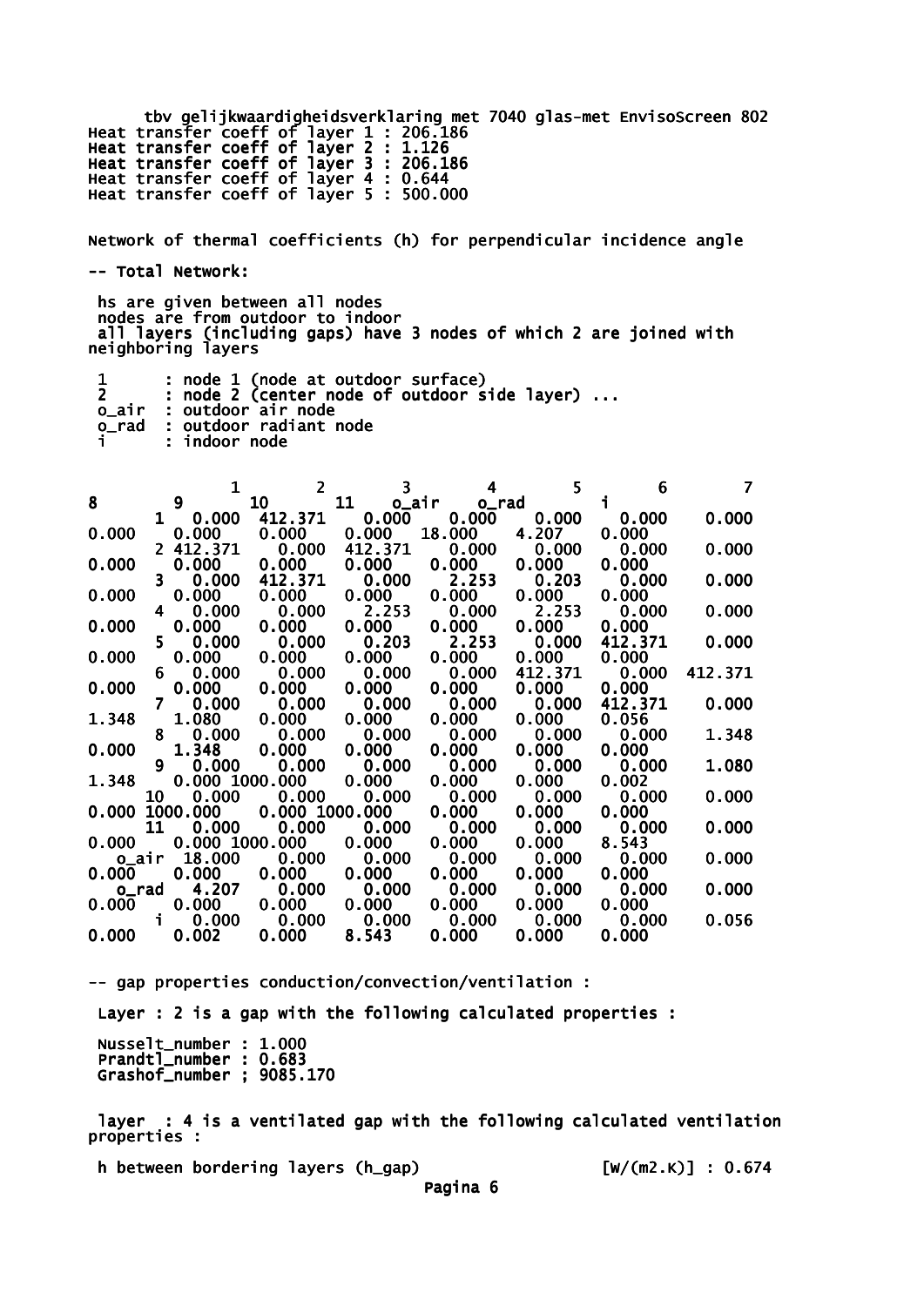tbv gelijkwaardigheidsverklaring met 7040 glas-met EnvisoScreen 802

Heat transfer coeff of layer 1 : 206.186
Heat transfer coeff of layer 2 : 1.126
Heat transfer coeff of layer 3 : 206.186
Heat transfer coeff of layer 4 : 0.644
Heat transfer coeff of layer 5 : 500.000

Network of thermal coefficients (h) for perpendicular incidence angle

-- Total Network:

hs are given between all nodes
nodes are from outdoor to indoor
all layers (including gaps) have 3 nodes of which 2 are joined with neighboring layers

```
 1      : node 1 (node at outdoor surface)
 2      : node 2 (center node of outdoor side layer) ...
 o_air  : outdoor air node
 o_rad  : outdoor radiant node
 i      : indoor node
```

| | 1 | 2 | 3 | 4 | 5 | 6 | 7 | 8 | 9 | 10 | 11 | o_air | o_rad | i |
|---|---|---|---|---|---|---|---|---|---|---|---|---|---|---|
| 1 | 0.000 | 412.371 | 0.000 | 0.000 | 0.000 | 0.000 | 0.000 | 0.000 | 0.000 | 0.000 | 0.000 | 18.000 | 4.207 | 0.000 |
| 2 | 412.371 | 0.000 | 412.371 | 0.000 | 0.000 | 0.000 | 0.000 | 0.000 | 0.000 | 0.000 | 0.000 | 0.000 | 0.000 | 0.000 |
| 3 | 0.000 | 412.371 | 0.000 | 2.253 | 0.203 | 0.000 | 0.000 | 0.000 | 0.000 | 0.000 | 0.000 | 0.000 | 0.000 | 0.000 |
| 4 | 0.000 | 0.000 | 2.253 | 0.000 | 2.253 | 0.000 | 0.000 | 0.000 | 0.000 | 0.000 | 0.000 | 0.000 | 0.000 | 0.000 |
| 5 | 0.000 | 0.000 | 0.203 | 2.253 | 0.000 | 412.371 | 0.000 | 0.000 | 0.000 | 0.000 | 0.000 | 0.000 | 0.000 | 0.000 |
| 6 | 0.000 | 0.000 | 0.000 | 0.000 | 412.371 | 0.000 | 412.371 | 0.000 | 0.000 | 0.000 | 0.000 | 0.000 | 0.000 | 0.000 |
| 7 | 0.000 | 0.000 | 0.000 | 0.000 | 0.000 | 412.371 | 0.000 | 1.348 | 1.080 | 0.000 | 0.000 | 0.000 | 0.000 | 0.056 |
| 8 | 0.000 | 0.000 | 0.000 | 0.000 | 0.000 | 0.000 | 1.348 | 0.000 | 1.348 | 0.000 | 0.000 | 0.000 | 0.000 | 0.000 |
| 9 | 0.000 | 0.000 | 0.000 | 0.000 | 0.000 | 0.000 | 1.080 | 1.348 | 0.000 | 1000.000 | 0.000 | 0.000 | 0.000 | 0.002 |
| 10 | 0.000 | 0.000 | 0.000 | 0.000 | 0.000 | 0.000 | 0.000 | 0.000 | 1000.000 | 0.000 | 1000.000 | 0.000 | 0.000 | 0.000 |
| 11 | 0.000 | 0.000 | 0.000 | 0.000 | 0.000 | 0.000 | 0.000 | 0.000 | 0.000 | 1000.000 | 0.000 | 0.000 | 0.000 | 8.543 |
| o_air | 18.000 | 0.000 | 0.000 | 0.000 | 0.000 | 0.000 | 0.000 | 0.000 | 0.000 | 0.000 | 0.000 | 0.000 | 0.000 | 0.000 |
| o_rad | 4.207 | 0.000 | 0.000 | 0.000 | 0.000 | 0.000 | 0.000 | 0.000 | 0.000 | 0.000 | 0.000 | 0.000 | 0.000 | 0.000 |
| i | 0.000 | 0.000 | 0.000 | 0.000 | 0.000 | 0.000 | 0.056 | 0.000 | 0.002 | 0.000 | 8.543 | 0.000 | 0.000 | 0.000 |

-- gap properties conduction/convection/ventilation :

Layer : 2 is a gap with the following calculated properties :

Nusselt_number : 1.000
Prandtl_number : 0.683
Grashof_number ; 9085.170

layer : 4 is a ventilated gap with the following calculated ventilation properties :

h between bordering layers (h_gap) [W/(m2.K)] : 0.674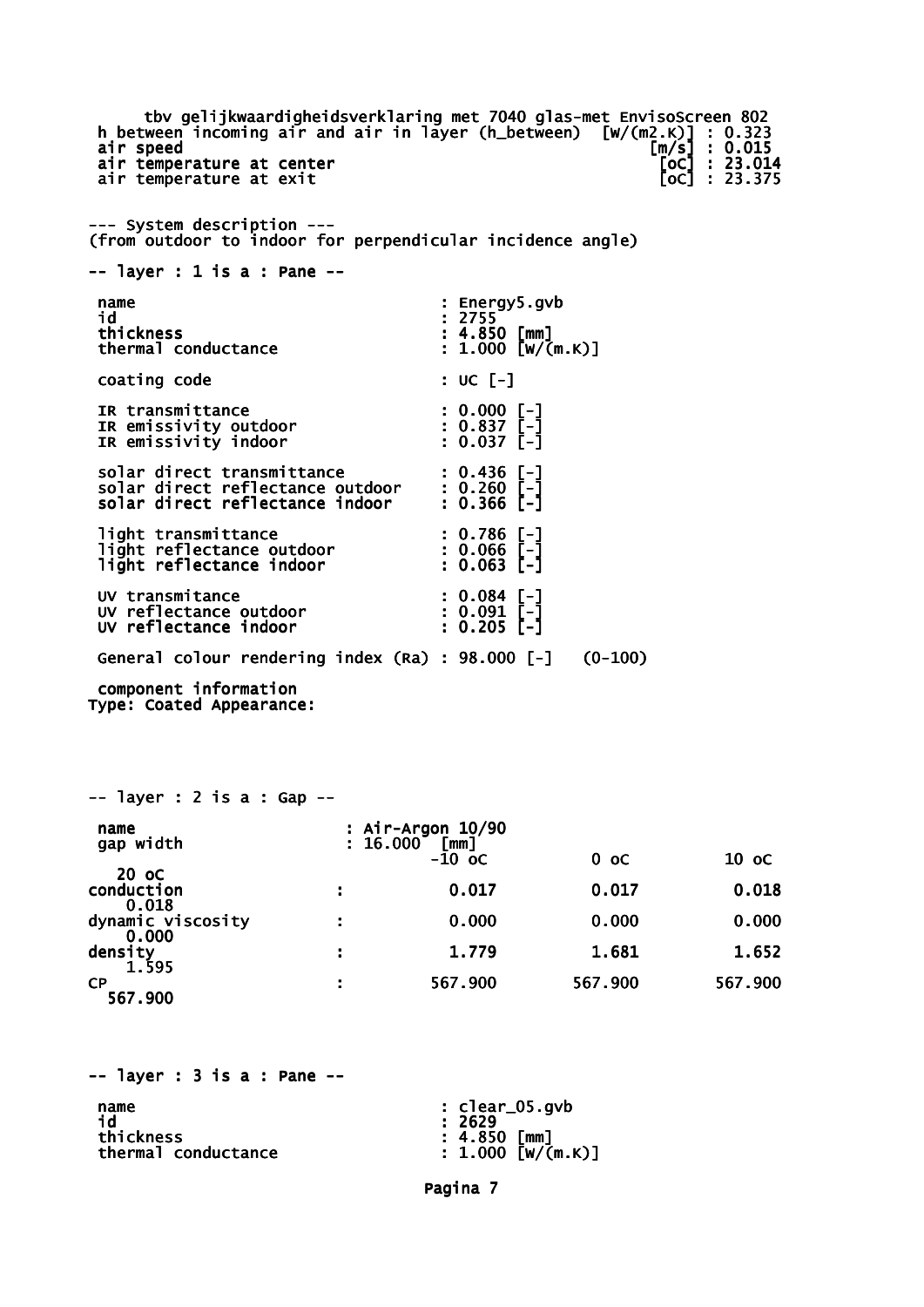tbv gelijkwaardigheidsverklaring met 7040 glas-met EnvisoScreen 802

| | | |
|---|---|---|
| h between incoming air and air in layer (h_between) | [W/(m2.K)] | : 0.323 |
| air speed | [m/s] | : 0.015 |
| air temperature at center | [oC] | : 23.014 |
| air temperature at exit | [oC] | : 23.375 |

--- System description ---
(from outdoor to indoor for perpendicular incidence angle)

-- layer : 1 is a : Pane --

| | |
|---|---|
| name | : Energy5.gvb |
| id | : 2755 |
| thickness | : 4.850 [mm] |
| thermal conductance | : 1.000 [W/(m.K)] |
| coating code | : UC [-] |
| IR transmittance | : 0.000 [-] |
| IR emissivity outdoor | : 0.837 [-] |
| IR emissivity indoor | : 0.037 [-] |
| solar direct transmittance | : 0.436 [-] |
| solar direct reflectance outdoor | : 0.260 [-] |
| solar direct reflectance indoor | : 0.366 [-] |
| light transmittance | : 0.786 [-] |
| light reflectance outdoor | : 0.066 [-] |
| light reflectance indoor | : 0.063 [-] |
| UV transmitance | : 0.084 [-] |
| UV reflectance outdoor | : 0.091 [-] |
| UV reflectance indoor | : 0.205 [-] |

General colour rendering index (Ra) : 98.000 [-] (0-100)

component information
Type: Coated Appearance:

-- layer : 2 is a : Gap --

name : Air-Argon 10/90
gap width : 16.000 [mm]

| | -10 oC | 0 oC | 10 oC | 20 oC |
|---|---|---|---|---|
| conduction : | 0.017 | 0.017 | 0.018 | 0.018 |
| dynamic viscosity : | 0.000 | 0.000 | 0.000 | 0.000 |
| density : | 1.779 | 1.681 | 1.652 | 1.595 |
| CP : | 567.900 | 567.900 | 567.900 | 567.900 |

-- layer : 3 is a : Pane --

| | |
|---|---|
| name | : clear_05.gvb |
| id | : 2629 |
| thickness | : 4.850 [mm] |
| thermal conductance | : 1.000 [W/(m.K)] |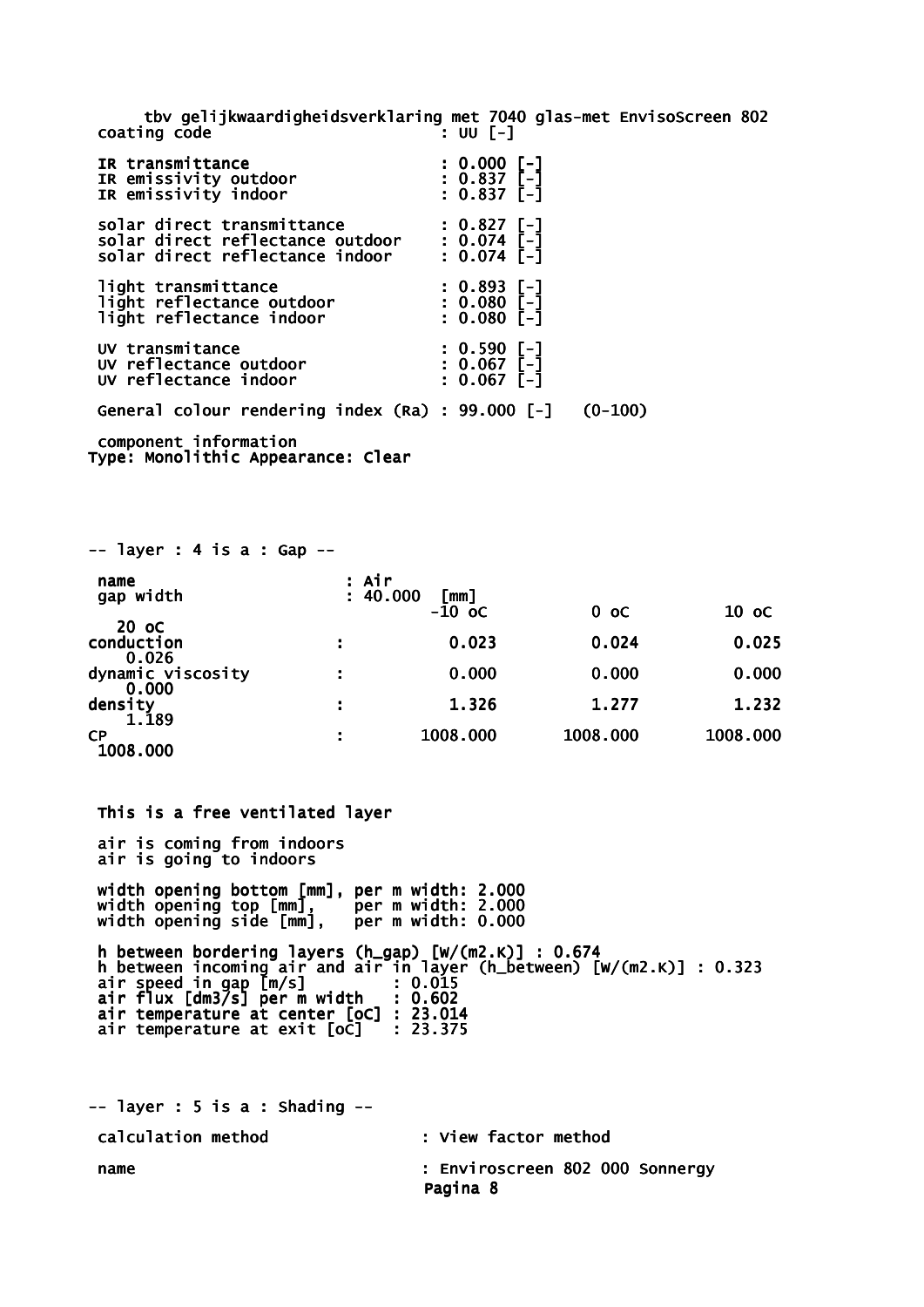tbv gelijkwaardigheidsverklaring met 7040 glas-met EnvisoScreen 802

```
 coating code                       : UU [-]

 IR transmittance                   : 0.000 [-]
 IR emissivity outdoor              : 0.837 [-]
 IR emissivity indoor               : 0.837 [-]

 solar direct transmittance         : 0.827 [-]
 solar direct reflectance outdoor   : 0.074 [-]
 solar direct reflectance indoor    : 0.074 [-]

 light transmittance                : 0.893 [-]
 light reflectance outdoor          : 0.080 [-]
 light reflectance indoor           : 0.080 [-]

 UV transmitance                    : 0.590 [-]
 UV reflectance outdoor             : 0.067 [-]
 UV reflectance indoor              : 0.067 [-]

 General colour rendering index (Ra) : 99.000 [-]   (0-100)

 component information
Type: Monolithic Appearance: Clear
```

-- layer : 4 is a : Gap --

```
 name                  : Air
 gap width             : 40.000  [mm]
```

| | -10 oC | 0 oC | 10 oC | 20 oC |
|---|---|---|---|---|
| conduction : | 0.023 | 0.024 | 0.025 | 0.026 |
| dynamic viscosity : | 0.000 | 0.000 | 0.000 | 0.000 |
| density : | 1.326 | 1.277 | 1.232 | 1.189 |
| CP : | 1008.000 | 1008.000 | 1008.000 | 1008.000 |

This is a free ventilated layer

```
 air is coming from indoors
 air is going to indoors

 width opening bottom [mm], per m width: 2.000
 width opening top [mm],    per m width: 2.000
 width opening side [mm],   per m width: 0.000

 h between bordering layers (h_gap) [W/(m2.K)] : 0.674
 h between incoming air and air in layer (h_between) [W/(m2.K)] : 0.323
 air speed in gap [m/s]        : 0.015
 air flux [dm3/s] per m width  : 0.602
 air temperature at center [oC] : 23.014
 air temperature at exit [oC]   : 23.375
```

-- layer : 5 is a : Shading --

```
 calculation method                 : View factor method

 name                               : Enviroscreen 802 000 Sonnergy
```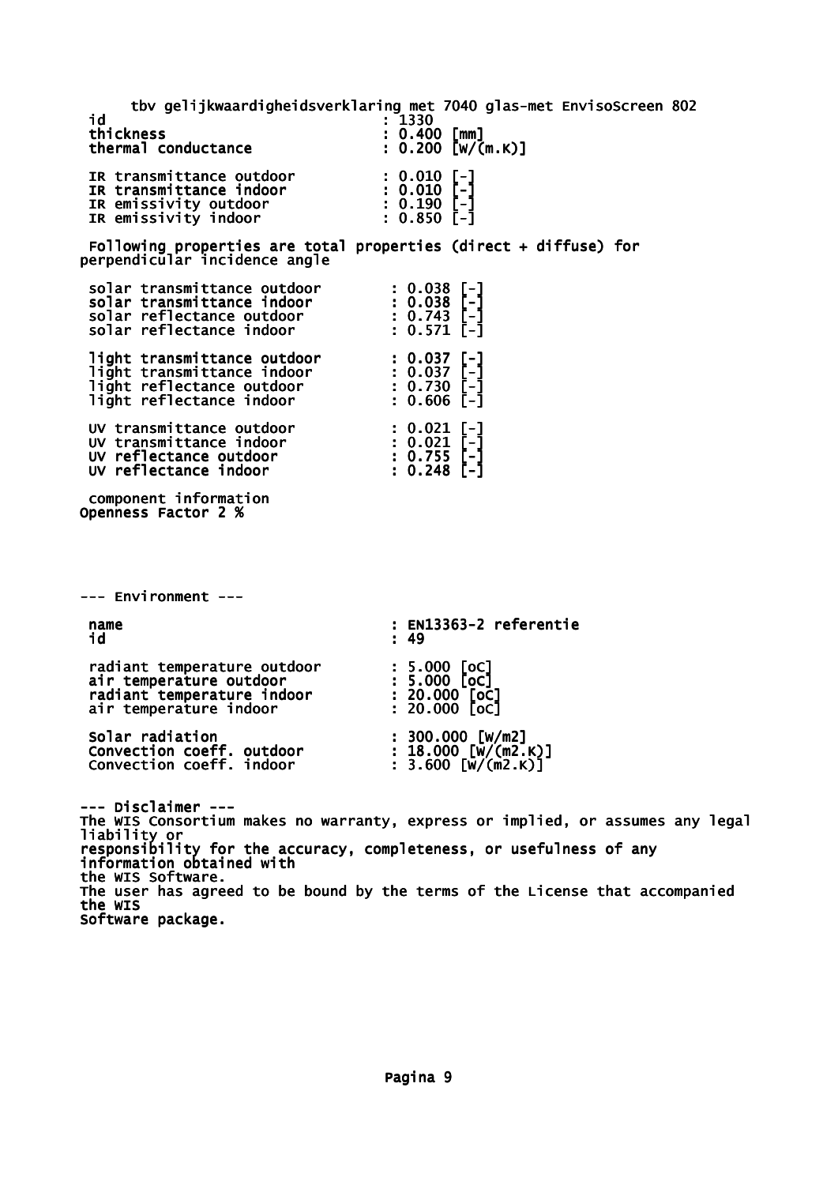tbv gelijkwaardigheidsverklaring met 7040 glas-met EnvisoScreen 802

| | |
|---|---|
| id | : 1330 |
| thickness | : 0.400 [mm] |
| thermal conductance | : 0.200 [W/(m.K)] |
| IR transmittance outdoor | : 0.010 [-] |
| IR transmittance indoor | : 0.010 [-] |
| IR emissivity outdoor | : 0.190 [-] |
| IR emissivity indoor | : 0.850 [-] |

Following properties are total properties (direct + diffuse) for perpendicular incidence angle

| | |
|---|---|
| solar transmittance outdoor | : 0.038 [-] |
| solar transmittance indoor | : 0.038 [-] |
| solar reflectance outdoor | : 0.743 [-] |
| solar reflectance indoor | : 0.571 [-] |
| light transmittance outdoor | : 0.037 [-] |
| light transmittance indoor | : 0.037 [-] |
| light reflectance outdoor | : 0.730 [-] |
| light reflectance indoor | : 0.606 [-] |
| UV transmittance outdoor | : 0.021 [-] |
| UV transmittance indoor | : 0.021 [-] |
| UV reflectance outdoor | : 0.755 [-] |
| UV reflectance indoor | : 0.248 [-] |

component information
Openness Factor 2 %

--- Environment ---

| | |
|---|---|
| name | : EN13363-2 referentie |
| id | : 49 |
| radiant temperature outdoor | : 5.000 [oC] |
| air temperature outdoor | : 5.000 [oC] |
| radiant temperature indoor | : 20.000 [oC] |
| air temperature indoor | : 20.000 [oC] |
| Solar radiation | : 300.000 [W/m2] |
| Convection coeff. outdoor | : 18.000 [W/(m2.K)] |
| Convection coeff. indoor | : 3.600 [W/(m2.K)] |

--- Disclaimer ---
The WIS Consortium makes no warranty, express or implied, or assumes any legal liability or
responsibility for the accuracy, completeness, or usefulness of any information obtained with
the WIS Software.
The user has agreed to be bound by the terms of the License that accompanied the WIS
Software package.